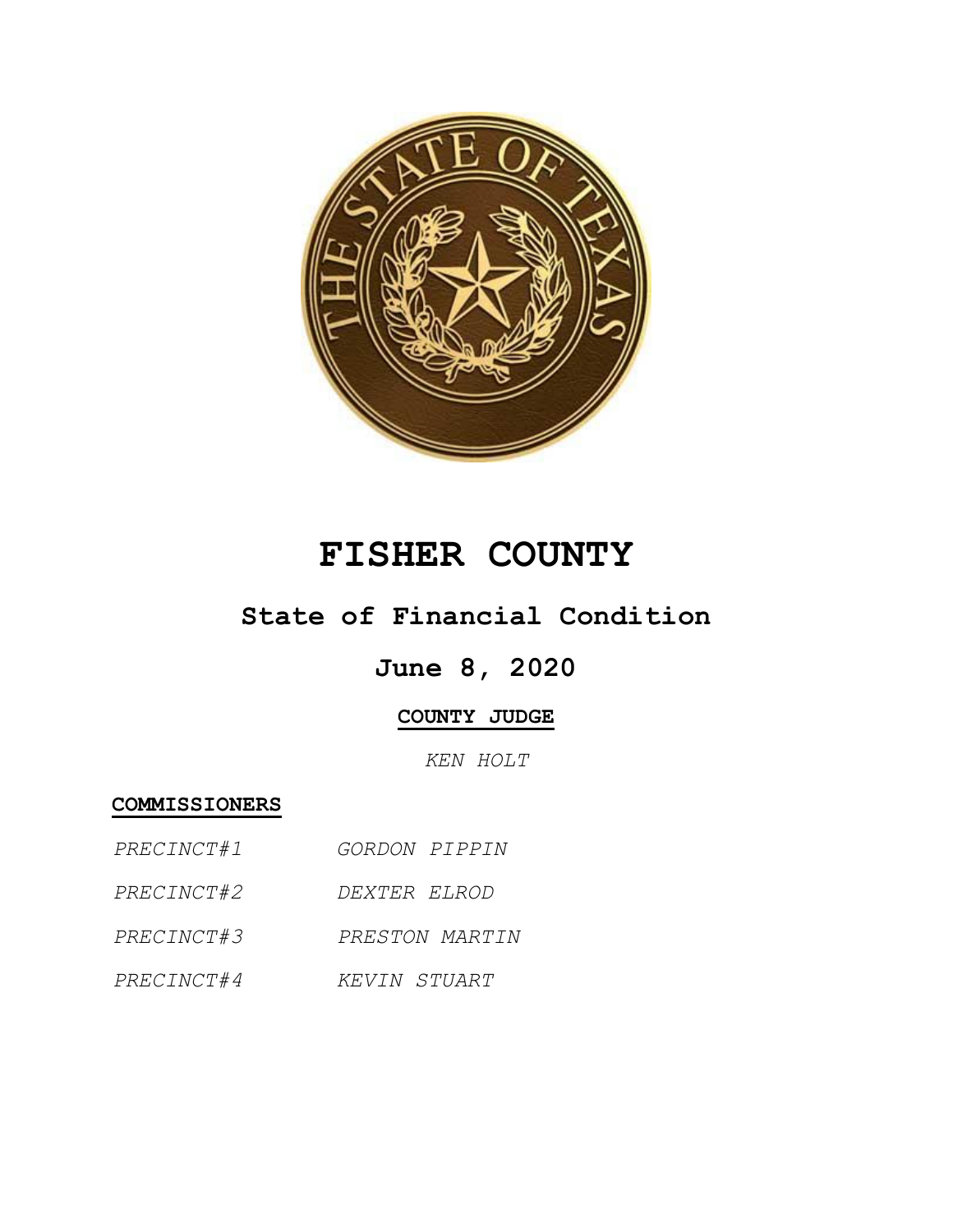# FISHER COUNTY

## State of Financial Condition

## June 8, 2020

**COUNTY JUDGE**

*KEN HOLT*

**COMMISSIONERS**

| | |
|---|---|
| *PRECINCT#1* | *GORDON PIPPIN* |
| *PRECINCT#2* | *DEXTER ELROD* |
| *PRECINCT#3* | *PRESTON MARTIN* |
| *PRECINCT#4* | *KEVIN STUART* |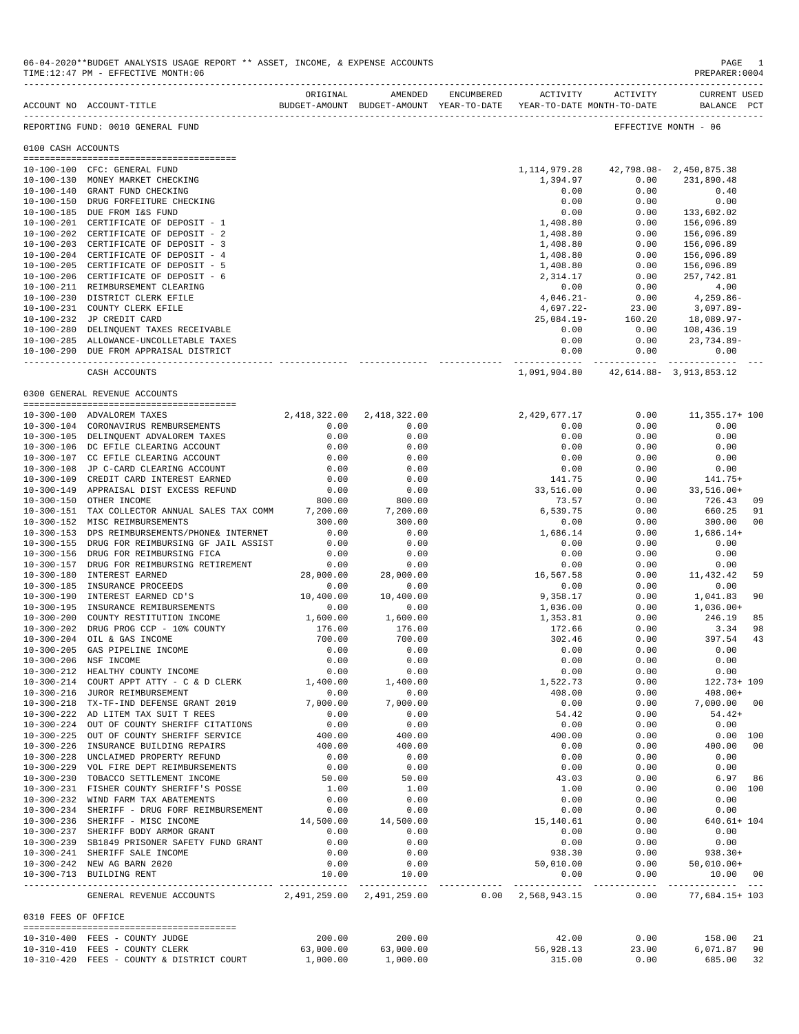06-04-2020**BUDGET ANALYSIS USAGE REPORT ** ASSET, INCOME, & EXPENSE ACCOUNTS
TIME:12:47 PM - EFFECTIVE MONTH:06
PREPARER:0004

REPORTING FUND: 0010 GENERAL FUND — EFFECTIVE MONTH - 06

## 0100 CASH ACCOUNTS

| ACCOUNT NO | ACCOUNT-TITLE | ORIGINAL BUDGET-AMOUNT | AMENDED BUDGET-AMOUNT | ENCUMBERED YEAR-TO-DATE | ACTIVITY YEAR-TO-DATE | ACTIVITY MONTH-TO-DATE | CURRENT BALANCE | USED PCT |
|---|---|---|---|---|---|---|---|---|
| 10-100-100 | CFC: GENERAL FUND | | | | 1,114,979.28 | 42,798.08- | 2,450,875.38 | |
| 10-100-130 | MONEY MARKET CHECKING | | | | 1,394.97 | 0.00 | 231,890.48 | |
| 10-100-140 | GRANT FUND CHECKING | | | | 0.00 | 0.00 | 0.40 | |
| 10-100-150 | DRUG FORFEITURE CHECKING | | | | 0.00 | 0.00 | 0.00 | |
| 10-100-185 | DUE FROM I&S FUND | | | | 0.00 | 0.00 | 133,602.02 | |
| 10-100-201 | CERTIFICATE OF DEPOSIT - 1 | | | | 1,408.80 | 0.00 | 156,096.89 | |
| 10-100-202 | CERTIFICATE OF DEPOSIT - 2 | | | | 1,408.80 | 0.00 | 156,096.89 | |
| 10-100-203 | CERTIFICATE OF DEPOSIT - 3 | | | | 1,408.80 | 0.00 | 156,096.89 | |
| 10-100-204 | CERTIFICATE OF DEPOSIT - 4 | | | | 1,408.80 | 0.00 | 156,096.89 | |
| 10-100-205 | CERTIFICATE OF DEPOSIT - 5 | | | | 1,408.80 | 0.00 | 156,096.89 | |
| 10-100-206 | CERTIFICATE OF DEPOSIT - 6 | | | | 2,314.17 | 0.00 | 257,742.81 | |
| 10-100-211 | REIMBURSEMENT CLEARING | | | | 0.00 | 0.00 | 4.00 | |
| 10-100-230 | DISTRICT CLERK EFILE | | | | 4,046.21- | 0.00 | 4,259.86- | |
| 10-100-231 | COUNTY CLERK EFILE | | | | 4,697.22- | 23.00 | 3,097.89- | |
| 10-100-232 | JP CREDIT CARD | | | | 25,084.19- | 160.20 | 18,089.97- | |
| 10-100-280 | DELINQUENT TAXES RECEIVABLE | | | | 0.00 | 0.00 | 108,436.19 | |
| 10-100-285 | ALLOWANCE-UNCOLLETABLE TAXES | | | | 0.00 | 0.00 | 23,734.89- | |
| 10-100-290 | DUE FROM APPRAISAL DISTRICT | | | | 0.00 | 0.00 | 0.00 | |
| | CASH ACCOUNTS | | | | 1,091,904.80 | 42,614.88- | 3,913,853.12 | |

## 0300 GENERAL REVENUE ACCOUNTS

| ACCOUNT NO | ACCOUNT-TITLE | ORIGINAL BUDGET-AMOUNT | AMENDED BUDGET-AMOUNT | ENCUMBERED YEAR-TO-DATE | ACTIVITY YEAR-TO-DATE | ACTIVITY MONTH-TO-DATE | CURRENT BALANCE | USED PCT |
|---|---|---|---|---|---|---|---|---|
| 10-300-100 | ADVALOREM TAXES | 2,418,322.00 | 2,418,322.00 | | 2,429,677.17 | 0.00 | 11,355.17+ | 100 |
| 10-300-104 | CORONAVIRUS REMBURSEMENTS | 0.00 | 0.00 | | 0.00 | 0.00 | 0.00 | |
| 10-300-105 | DELINQUENT ADVALOREM TAXES | 0.00 | 0.00 | | 0.00 | 0.00 | 0.00 | |
| 10-300-106 | DC EFILE CLEARING ACCOUNT | 0.00 | 0.00 | | 0.00 | 0.00 | 0.00 | |
| 10-300-107 | CC EFILE CLEARING ACCOUNT | 0.00 | 0.00 | | 0.00 | 0.00 | 0.00 | |
| 10-300-108 | JP C-CARD CLEARING ACCOUNT | 0.00 | 0.00 | | 0.00 | 0.00 | 0.00 | |
| 10-300-109 | CREDIT CARD INTEREST EARNED | 0.00 | 0.00 | | 141.75 | 0.00 | 141.75+ | |
| 10-300-149 | APPRAISAL DIST EXCESS REFUND | 0.00 | 0.00 | | 33,516.00 | 0.00 | 33,516.00+ | |
| 10-300-150 | OTHER INCOME | 800.00 | 800.00 | | 73.57 | 0.00 | 726.43 | 09 |
| 10-300-151 | TAX COLLECTOR ANNUAL SALES TAX COMM | 7,200.00 | 7,200.00 | | 6,539.75 | 0.00 | 660.25 | 91 |
| 10-300-152 | MISC REIMBURSEMENTS | 300.00 | 300.00 | | 0.00 | 0.00 | 300.00 | 00 |
| 10-300-153 | DPS REIMBURSEMENTS/PHONE& INTERNET | 0.00 | 0.00 | | 1,686.14 | 0.00 | 1,686.14+ | |
| 10-300-155 | DRUG FOR REIMBURSING GF JAIL ASSIST | 0.00 | 0.00 | | 0.00 | 0.00 | 0.00 | |
| 10-300-156 | DRUG FOR REIMBURSING FICA | 0.00 | 0.00 | | 0.00 | 0.00 | 0.00 | |
| 10-300-157 | DRUG FOR REIMBURSING RETIREMENT | 0.00 | 0.00 | | 0.00 | 0.00 | 0.00 | |
| 10-300-180 | INTEREST EARNED | 28,000.00 | 28,000.00 | | 16,567.58 | 0.00 | 11,432.42 | 59 |
| 10-300-185 | INSURANCE PROCEEDS | 0.00 | 0.00 | | 0.00 | 0.00 | 0.00 | |
| 10-300-190 | INTEREST EARNED CD'S | 10,400.00 | 10,400.00 | | 9,358.17 | 0.00 | 1,041.83 | 90 |
| 10-300-195 | INSURANCE REIMBURSEMENTS | 0.00 | 0.00 | | 1,036.00 | 0.00 | 1,036.00+ | |
| 10-300-200 | COUNTY RESTITUTION INCOME | 1,600.00 | 1,600.00 | | 1,353.81 | 0.00 | 246.19 | 85 |
| 10-300-202 | DRUG PROG CCP - 10% COUNTY | 176.00 | 176.00 | | 172.66 | 0.00 | 3.34 | 98 |
| 10-300-204 | OIL & GAS INCOME | 700.00 | 700.00 | | 302.46 | 0.00 | 397.54 | 43 |
| 10-300-205 | GAS PIPELINE INCOME | 0.00 | 0.00 | | 0.00 | 0.00 | 0.00 | |
| 10-300-206 | NSF INCOME | 0.00 | 0.00 | | 0.00 | 0.00 | 0.00 | |
| 10-300-212 | HEALTHY COUNTY INCOME | 0.00 | 0.00 | | 0.00 | 0.00 | 0.00 | |
| 10-300-214 | COURT APPT ATTY - C & D CLERK | 1,400.00 | 1,400.00 | | 1,522.73 | 0.00 | 122.73+ | 109 |
| 10-300-216 | JUROR REIMBURSEMENT | 0.00 | 0.00 | | 408.00 | 0.00 | 408.00+ | |
| 10-300-218 | TX-TF-IND DEFENSE GRANT 2019 | 7,000.00 | 7,000.00 | | 0.00 | 0.00 | 7,000.00 | 00 |
| 10-300-222 | AD LITEM TAX SUIT T REES | 0.00 | 0.00 | | 54.42 | 0.00 | 54.42+ | |
| 10-300-224 | OUT OF COUNTY SHERIFF CITATIONS | 0.00 | 0.00 | | 0.00 | 0.00 | 0.00 | |
| 10-300-225 | OUT OF COUNTY SHERIFF SERVICE | 400.00 | 400.00 | | 400.00 | 0.00 | 0.00 | 100 |
| 10-300-226 | INSURANCE BUILDING REPAIRS | 400.00 | 400.00 | | 0.00 | 0.00 | 400.00 | 00 |
| 10-300-228 | UNCLAIMED PROPERTY REFUND | 0.00 | 0.00 | | 0.00 | 0.00 | 0.00 | |
| 10-300-229 | VOL FIRE DEPT REIMBURSEMENTS | 0.00 | 0.00 | | 0.00 | 0.00 | 0.00 | |
| 10-300-230 | TOBACCO SETTLEMENT INCOME | 50.00 | 50.00 | | 43.03 | 0.00 | 6.97 | 86 |
| 10-300-231 | FISHER COUNTY SHERIFF'S POSSE | 1.00 | 1.00 | | 1.00 | 0.00 | 0.00 | 100 |
| 10-300-232 | WIND FARM TAX ABATEMENTS | 0.00 | 0.00 | | 0.00 | 0.00 | 0.00 | |
| 10-300-234 | SHERIFF - DRUG FORF REIMBURSEMENT | 0.00 | 0.00 | | 0.00 | 0.00 | 0.00 | |
| 10-300-236 | SHERIFF - MISC INCOME | 14,500.00 | 14,500.00 | | 15,140.61 | 0.00 | 640.61+ | 104 |
| 10-300-237 | SHERIFF BODY ARMOR GRANT | 0.00 | 0.00 | | 0.00 | 0.00 | 0.00 | |
| 10-300-239 | SB1849 PRISONER SAFETY FUND GRANT | 0.00 | 0.00 | | 0.00 | 0.00 | 0.00 | |
| 10-300-241 | SHERIFF SALE INCOME | 0.00 | 0.00 | | 938.30 | 0.00 | 938.30+ | |
| 10-300-242 | NEW AG BARN 2020 | 0.00 | 0.00 | | 50,010.00 | 0.00 | 50,010.00+ | |
| 10-300-713 | BUILDING RENT | 10.00 | 10.00 | | 0.00 | 0.00 | 10.00 | 00 |
| | GENERAL REVENUE ACCOUNTS | 2,491,259.00 | 2,491,259.00 | 0.00 | 2,568,943.15 | 0.00 | 77,684.15+ | 103 |

## 0310 FEES OF OFFICE

| ACCOUNT NO | ACCOUNT-TITLE | ORIGINAL BUDGET-AMOUNT | AMENDED BUDGET-AMOUNT | ENCUMBERED YEAR-TO-DATE | ACTIVITY YEAR-TO-DATE | ACTIVITY MONTH-TO-DATE | CURRENT BALANCE | USED PCT |
|---|---|---|---|---|---|---|---|---|
| 10-310-400 | FEES - COUNTY JUDGE | 200.00 | 200.00 | | 42.00 | 0.00 | 158.00 | 21 |
| 10-310-410 | FEES - COUNTY CLERK | 63,000.00 | 63,000.00 | | 56,928.13 | 23.00 | 6,071.87 | 90 |
| 10-310-420 | FEES - COUNTY & DISTRICT COURT | 1,000.00 | 1,000.00 | | 315.00 | 0.00 | 685.00 | 32 |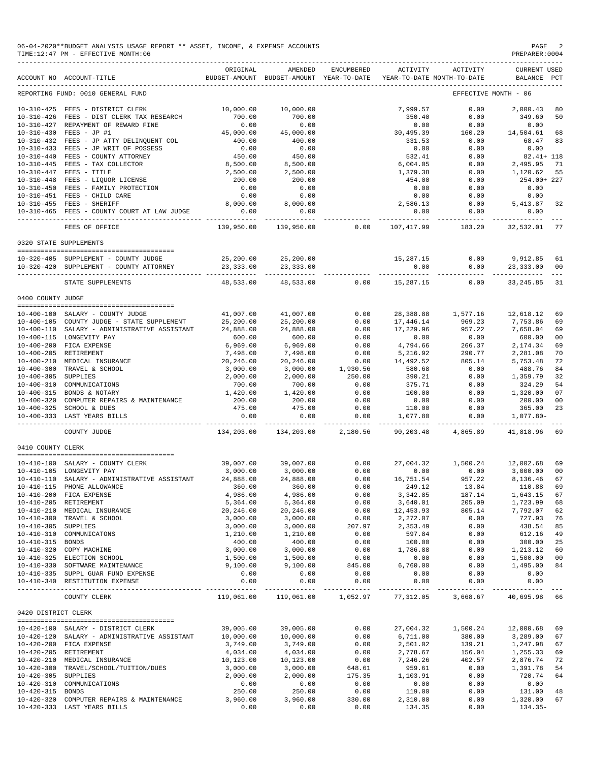06-04-2020**BUDGET ANALYSIS USAGE REPORT ** ASSET, INCOME, & EXPENSE ACCOUNTS
TIME:12:47 PM - EFFECTIVE MONTH:06
PREPARER:0004

REPORTING FUND: 0010 GENERAL FUND — EFFECTIVE MONTH - 06

| ACCOUNT NO | ACCOUNT-TITLE | ORIGINAL BUDGET-AMOUNT | AMENDED BUDGET-AMOUNT | ENCUMBERED YEAR-TO-DATE | ACTIVITY YEAR-TO-DATE | ACTIVITY MONTH-TO-DATE | CURRENT BALANCE | USED PCT |
|---|---|---|---|---|---|---|---|---|
| 10-310-425 | FEES - DISTRICT CLERK | 10,000.00 | 10,000.00 | | 7,999.57 | 0.00 | 2,000.43 | 80 |
| 10-310-426 | FEES - DIST CLERK TAX RESEARCH | 700.00 | 700.00 | | 350.40 | 0.00 | 349.60 | 50 |
| 10-310-427 | REPAYMENT OF REWARD FINE | 0.00 | 0.00 | | 0.00 | 0.00 | 0.00 | |
| 10-310-430 | FEES - JP #1 | 45,000.00 | 45,000.00 | | 30,495.39 | 160.20 | 14,504.61 | 68 |
| 10-310-432 | FEES - JP ATTY DELINQUENT COL | 400.00 | 400.00 | | 331.53 | 0.00 | 68.47 | 83 |
| 10-310-433 | FEES - JP WRIT OF POSSESS | 0.00 | 0.00 | | 0.00 | 0.00 | 0.00 | |
| 10-310-440 | FEES - COUNTY ATTORNEY | 450.00 | 450.00 | | 532.41 | 0.00 | 82.41+ | 118 |
| 10-310-445 | FEES - TAX COLLECTOR | 8,500.00 | 8,500.00 | | 6,004.05 | 0.00 | 2,495.95 | 71 |
| 10-310-447 | FEES - TITLE | 2,500.00 | 2,500.00 | | 1,379.38 | 0.00 | 1,120.62 | 55 |
| 10-310-448 | FEES - LIQUOR LICENSE | 200.00 | 200.00 | | 454.00 | 0.00 | 254.00+ | 227 |
| 10-310-450 | FEES - FAMILY PROTECTION | 0.00 | 0.00 | | 0.00 | 0.00 | 0.00 | |
| 10-310-451 | FEES - CHILD CARE | 0.00 | 0.00 | | 0.00 | 0.00 | 0.00 | |
| 10-310-455 | FEES - SHERIFF | 8,000.00 | 8,000.00 | | 2,586.13 | 0.00 | 5,413.87 | 32 |
| 10-310-465 | FEES - COUNTY COURT AT LAW JUDGE | 0.00 | 0.00 | | 0.00 | 0.00 | 0.00 | |
| | FEES OF OFFICE | 139,950.00 | 139,950.00 | 0.00 | 107,417.99 | 183.20 | 32,532.01 | 77 |
| **0320 STATE SUPPLEMENTS** | | | | | | | | |
| 10-320-405 | SUPPLEMENT - COUNTY JUDGE | 25,200.00 | 25,200.00 | | 15,287.15 | 0.00 | 9,912.85 | 61 |
| 10-320-420 | SUPPLEMENT - COUNTY ATTORNEY | 23,333.00 | 23,333.00 | | 0.00 | 0.00 | 23,333.00 | 00 |
| | STATE SUPPLEMENTS | 48,533.00 | 48,533.00 | 0.00 | 15,287.15 | 0.00 | 33,245.85 | 31 |
| **0400 COUNTY JUDGE** | | | | | | | | |
| 10-400-100 | SALARY - COUNTY JUDGE | 41,007.00 | 41,007.00 | 0.00 | 28,388.88 | 1,577.16 | 12,618.12 | 69 |
| 10-400-105 | COUNTY JUDGE - STATE SUPPLEMENT | 25,200.00 | 25,200.00 | 0.00 | 17,446.14 | 969.23 | 7,753.86 | 69 |
| 10-400-110 | SALARY - ADMINISTRATIVE ASSISTANT | 24,888.00 | 24,888.00 | 0.00 | 17,229.96 | 957.22 | 7,658.04 | 69 |
| 10-400-115 | LONGEVITY PAY | 600.00 | 600.00 | 0.00 | 0.00 | 0.00 | 600.00 | 00 |
| 10-400-200 | FICA EXPENSE | 6,969.00 | 6,969.00 | 0.00 | 4,794.66 | 266.37 | 2,174.34 | 69 |
| 10-400-205 | RETIREMENT | 7,498.00 | 7,498.00 | 0.00 | 5,216.92 | 290.77 | 2,281.08 | 70 |
| 10-400-210 | MEDICAL INSURANCE | 20,246.00 | 20,246.00 | 0.00 | 14,492.52 | 805.14 | 5,753.48 | 72 |
| 10-400-300 | TRAVEL & SCHOOL | 3,000.00 | 3,000.00 | 1,930.56 | 580.68 | 0.00 | 488.76 | 84 |
| 10-400-305 | SUPPLIES | 2,000.00 | 2,000.00 | 250.00 | 390.21 | 0.00 | 1,359.79 | 32 |
| 10-400-310 | COMMUNICATIONS | 700.00 | 700.00 | 0.00 | 375.71 | 0.00 | 324.29 | 54 |
| 10-400-315 | BONDS & NOTARY | 1,420.00 | 1,420.00 | 0.00 | 100.00 | 0.00 | 1,320.00 | 07 |
| 10-400-320 | COMPUTER REPAIRS & MAINTENANCE | 200.00 | 200.00 | 0.00 | 0.00 | 0.00 | 200.00 | 00 |
| 10-400-325 | SCHOOL & DUES | 475.00 | 475.00 | 0.00 | 110.00 | 0.00 | 365.00 | 23 |
| 10-400-333 | LAST YEARS BILLS | 0.00 | 0.00 | 0.00 | 1,077.80 | 0.00 | 1,077.80- | |
| | COUNTY JUDGE | 134,203.00 | 134,203.00 | 2,180.56 | 90,203.48 | 4,865.89 | 41,818.96 | 69 |
| **0410 COUNTY CLERK** | | | | | | | | |
| 10-410-100 | SALARY - COUNTY CLERK | 39,007.00 | 39,007.00 | 0.00 | 27,004.32 | 1,500.24 | 12,002.68 | 69 |
| 10-410-105 | LONGEVITY PAY | 3,000.00 | 3,000.00 | 0.00 | 0.00 | 0.00 | 3,000.00 | 00 |
| 10-410-110 | SALARY - ADMINISTRATIVE ASSISTANT | 24,888.00 | 24,888.00 | 0.00 | 16,751.54 | 957.22 | 8,136.46 | 67 |
| 10-410-115 | PHONE ALLOWANCE | 360.00 | 360.00 | 0.00 | 249.12 | 13.84 | 110.88 | 69 |
| 10-410-200 | FICA EXPENSE | 4,986.00 | 4,986.00 | 0.00 | 3,342.85 | 187.14 | 1,643.15 | 67 |
| 10-410-205 | RETIREMENT | 5,364.00 | 5,364.00 | 0.00 | 3,640.01 | 205.09 | 1,723.99 | 68 |
| 10-410-210 | MEDICAL INSURANCE | 20,246.00 | 20,246.00 | 0.00 | 12,453.93 | 805.14 | 7,792.07 | 62 |
| 10-410-300 | TRAVEL & SCHOOL | 3,000.00 | 3,000.00 | 0.00 | 2,272.07 | 0.00 | 727.93 | 76 |
| 10-410-305 | SUPPLIES | 3,000.00 | 3,000.00 | 207.97 | 2,353.49 | 0.00 | 438.54 | 85 |
| 10-410-310 | COMMUNICATONS | 1,210.00 | 1,210.00 | 0.00 | 597.84 | 0.00 | 612.16 | 49 |
| 10-410-315 | BONDS | 400.00 | 400.00 | 0.00 | 100.00 | 0.00 | 300.00 | 25 |
| 10-410-320 | COPY MACHINE | 3,000.00 | 3,000.00 | 0.00 | 1,786.88 | 0.00 | 1,213.12 | 60 |
| 10-410-325 | ELECTION SCHOOL | 1,500.00 | 1,500.00 | 0.00 | 0.00 | 0.00 | 1,500.00 | 00 |
| 10-410-330 | SOFTWARE MAINTENANCE | 9,100.00 | 9,100.00 | 845.00 | 6,760.00 | 0.00 | 1,495.00 | 84 |
| 10-410-335 | SUPPL GUAR FUND EXPENSE | 0.00 | 0.00 | 0.00 | 0.00 | 0.00 | 0.00 | |
| 10-410-340 | RESTITUTION EXPENSE | 0.00 | 0.00 | 0.00 | 0.00 | 0.00 | 0.00 | |
| | COUNTY CLERK | 119,061.00 | 119,061.00 | 1,052.97 | 77,312.05 | 3,668.67 | 40,695.98 | 66 |
| **0420 DISTRICT CLERK** | | | | | | | | |
| 10-420-100 | SALARY - DISTRICT CLERK | 39,005.00 | 39,005.00 | 0.00 | 27,004.32 | 1,500.24 | 12,000.68 | 69 |
| 10-420-120 | SALARY - ADMINISTRATIVE ASSISTANT | 10,000.00 | 10,000.00 | 0.00 | 6,711.00 | 380.00 | 3,289.00 | 67 |
| 10-420-200 | FICA EXPENSE | 3,749.00 | 3,749.00 | 0.00 | 2,501.02 | 139.21 | 1,247.98 | 67 |
| 10-420-205 | RETIREMENT | 4,034.00 | 4,034.00 | 0.00 | 2,778.67 | 156.04 | 1,255.33 | 69 |
| 10-420-210 | MEDICAL INSURANCE | 10,123.00 | 10,123.00 | 0.00 | 7,246.26 | 402.57 | 2,876.74 | 72 |
| 10-420-300 | TRAVEL/SCHOOL/TUITION/DUES | 3,000.00 | 3,000.00 | 648.61 | 959.61 | 0.00 | 1,391.78 | 54 |
| 10-420-305 | SUPPLIES | 2,000.00 | 2,000.00 | 175.35 | 1,103.91 | 0.00 | 720.74 | 64 |
| 10-420-310 | COMMUNICATIONS | 0.00 | 0.00 | 0.00 | 0.00 | 0.00 | 0.00 | |
| 10-420-315 | BONDS | 250.00 | 250.00 | 0.00 | 119.00 | 0.00 | 131.00 | 48 |
| 10-420-320 | COMPUTER REPAIRS & MAINTENANCE | 3,960.00 | 3,960.00 | 330.00 | 2,310.00 | 0.00 | 1,320.00 | 67 |
| 10-420-333 | LAST YEARS BILLS | 0.00 | 0.00 | 0.00 | 134.35 | 0.00 | 134.35- | |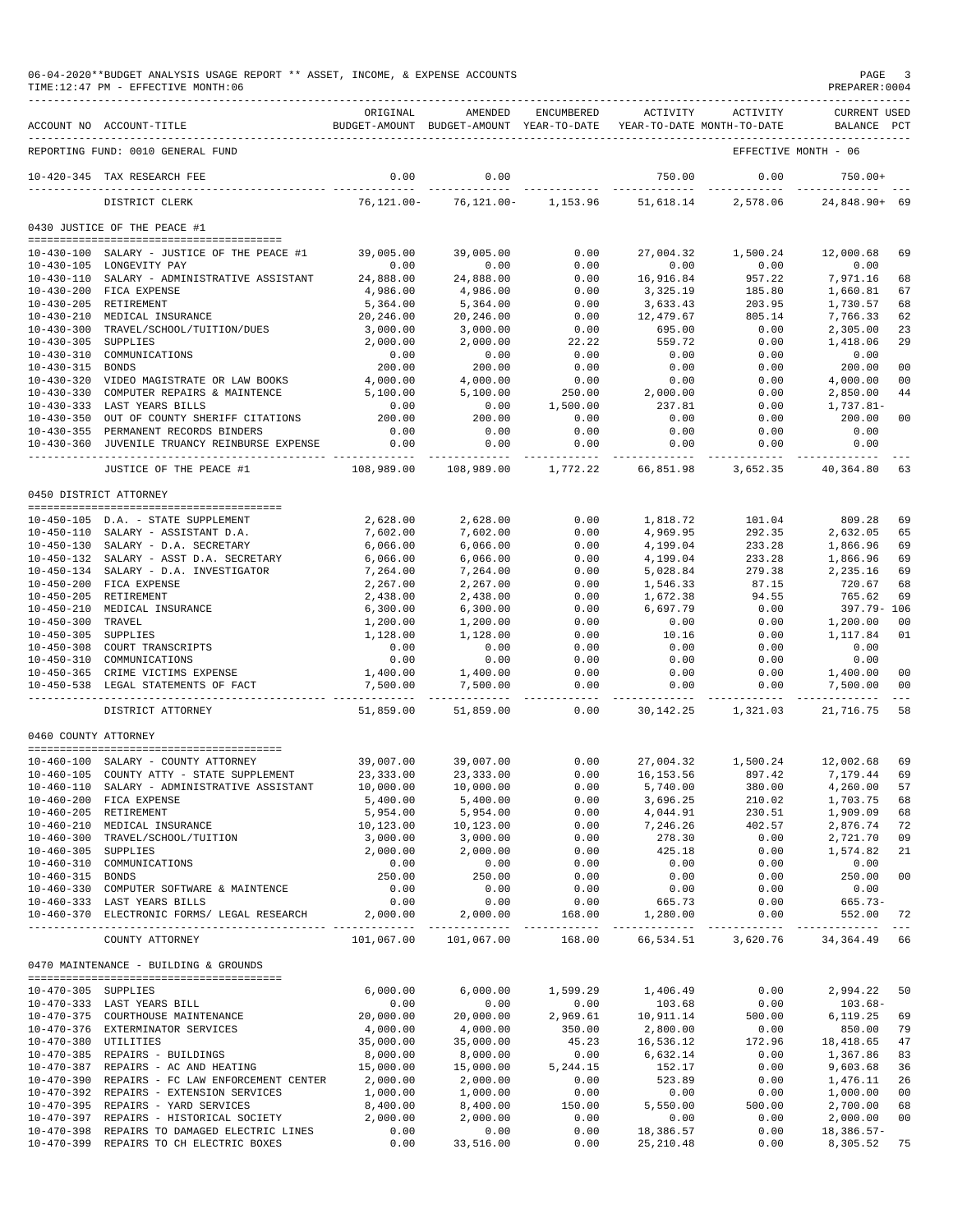06-04-2020**BUDGET ANALYSIS USAGE REPORT ** ASSET, INCOME, & EXPENSE ACCOUNTS
TIME:12:47 PM - EFFECTIVE MONTH:06
PREPARER:0004

| ACCOUNT NO | ACCOUNT-TITLE | ORIGINAL BUDGET-AMOUNT | AMENDED BUDGET-AMOUNT | ENCUMBERED YEAR-TO-DATE | ACTIVITY YEAR-TO-DATE | ACTIVITY MONTH-TO-DATE | CURRENT BALANCE | USED PCT |
|---|---|---|---|---|---|---|---|---|
| REPORTING FUND: 0010 GENERAL FUND | | | | | | EFFECTIVE MONTH - 06 | | |
| 10-420-345 | TAX RESEARCH FEE | 0.00 | 0.00 | | 750.00 | 0.00 | 750.00+ | |
| | DISTRICT CLERK | 76,121.00- | 76,121.00- | 1,153.96 | 51,618.14 | 2,578.06 | 24,848.90+ | 69 |
| 0430 JUSTICE OF THE PEACE #1 | | | | | | | | |
| 10-430-100 | SALARY - JUSTICE OF THE PEACE #1 | 39,005.00 | 39,005.00 | 0.00 | 27,004.32 | 1,500.24 | 12,000.68 | 69 |
| 10-430-105 | LONGEVITY PAY | 0.00 | 0.00 | 0.00 | 0.00 | 0.00 | 0.00 | |
| 10-430-110 | SALARY - ADMINISTRATIVE ASSISTANT | 24,888.00 | 24,888.00 | 0.00 | 16,916.84 | 957.22 | 7,971.16 | 68 |
| 10-430-200 | FICA EXPENSE | 4,986.00 | 4,986.00 | 0.00 | 3,325.19 | 185.80 | 1,660.81 | 67 |
| 10-430-205 | RETIREMENT | 5,364.00 | 5,364.00 | 0.00 | 3,633.43 | 203.95 | 1,730.57 | 68 |
| 10-430-210 | MEDICAL INSURANCE | 20,246.00 | 20,246.00 | 0.00 | 12,479.67 | 805.14 | 7,766.33 | 62 |
| 10-430-300 | TRAVEL/SCHOOL/TUITION/DUES | 3,000.00 | 3,000.00 | 0.00 | 695.00 | 0.00 | 2,305.00 | 23 |
| 10-430-305 | SUPPLIES | 2,000.00 | 2,000.00 | 22.22 | 559.72 | 0.00 | 1,418.06 | 29 |
| 10-430-310 | COMMUNICATIONS | 0.00 | 0.00 | 0.00 | 0.00 | 0.00 | 0.00 | |
| 10-430-315 | BONDS | 200.00 | 200.00 | 0.00 | 0.00 | 0.00 | 200.00 | 00 |
| 10-430-320 | VIDEO MAGISTRATE OR LAW BOOKS | 4,000.00 | 4,000.00 | 0.00 | 0.00 | 0.00 | 4,000.00 | 00 |
| 10-430-330 | COMPUTER REPAIRS & MAINTENCE | 5,100.00 | 5,100.00 | 250.00 | 2,000.00 | 0.00 | 2,850.00 | 44 |
| 10-430-333 | LAST YEARS BILLS | 0.00 | 0.00 | 1,500.00 | 237.81 | 0.00 | 1,737.81- | |
| 10-430-350 | OUT OF COUNTY SHERIFF CITATIONS | 200.00 | 200.00 | 0.00 | 0.00 | 0.00 | 200.00 | 00 |
| 10-430-355 | PERMANENT RECORDS BINDERS | 0.00 | 0.00 | 0.00 | 0.00 | 0.00 | 0.00 | |
| 10-430-360 | JUVENILE TRUANCY REINBURSE EXPENSE | 0.00 | 0.00 | 0.00 | 0.00 | 0.00 | 0.00 | |
| | JUSTICE OF THE PEACE #1 | 108,989.00 | 108,989.00 | 1,772.22 | 66,851.98 | 3,652.35 | 40,364.80 | 63 |
| 0450 DISTRICT ATTORNEY | | | | | | | | |
| 10-450-105 | D.A. - STATE SUPPLEMENT | 2,628.00 | 2,628.00 | 0.00 | 1,818.72 | 101.04 | 809.28 | 69 |
| 10-450-110 | SALARY - ASSISTANT D.A. | 7,602.00 | 7,602.00 | 0.00 | 4,969.95 | 292.35 | 2,632.05 | 65 |
| 10-450-130 | SALARY - D.A. SECRETARY | 6,066.00 | 6,066.00 | 0.00 | 4,199.04 | 233.28 | 1,866.96 | 69 |
| 10-450-132 | SALARY - ASST D.A. SECRETARY | 6,066.00 | 6,066.00 | 0.00 | 4,199.04 | 233.28 | 1,866.96 | 69 |
| 10-450-134 | SALARY - D.A. INVESTIGATOR | 7,264.00 | 7,264.00 | 0.00 | 5,028.84 | 279.38 | 2,235.16 | 69 |
| 10-450-200 | FICA EXPENSE | 2,267.00 | 2,267.00 | 0.00 | 1,546.33 | 87.15 | 720.67 | 68 |
| 10-450-205 | RETIREMENT | 2,438.00 | 2,438.00 | 0.00 | 1,672.38 | 94.55 | 765.62 | 69 |
| 10-450-210 | MEDICAL INSURANCE | 6,300.00 | 6,300.00 | 0.00 | 6,697.79 | 0.00 | 397.79- | 106 |
| 10-450-300 | TRAVEL | 1,200.00 | 1,200.00 | 0.00 | 0.00 | 0.00 | 1,200.00 | 00 |
| 10-450-305 | SUPPLIES | 1,128.00 | 1,128.00 | 0.00 | 10.16 | 0.00 | 1,117.84 | 01 |
| 10-450-308 | COURT TRANSCRIPTS | 0.00 | 0.00 | 0.00 | 0.00 | 0.00 | 0.00 | |
| 10-450-310 | COMMUNICATIONS | 0.00 | 0.00 | 0.00 | 0.00 | 0.00 | 0.00 | |
| 10-450-365 | CRIME VICTIMS EXPENSE | 1,400.00 | 1,400.00 | 0.00 | 0.00 | 0.00 | 1,400.00 | 00 |
| 10-450-538 | LEGAL STATEMENTS OF FACT | 7,500.00 | 7,500.00 | 0.00 | 0.00 | 0.00 | 7,500.00 | 00 |
| | DISTRICT ATTORNEY | 51,859.00 | 51,859.00 | 0.00 | 30,142.25 | 1,321.03 | 21,716.75 | 58 |
| 0460 COUNTY ATTORNEY | | | | | | | | |
| 10-460-100 | SALARY - COUNTY ATTORNEY | 39,007.00 | 39,007.00 | 0.00 | 27,004.32 | 1,500.24 | 12,002.68 | 69 |
| 10-460-105 | COUNTY ATTY - STATE SUPPLEMENT | 23,333.00 | 23,333.00 | 0.00 | 16,153.56 | 897.42 | 7,179.44 | 69 |
| 10-460-110 | SALARY - ADMINISTRATIVE ASSISTANT | 10,000.00 | 10,000.00 | 0.00 | 5,740.00 | 380.00 | 4,260.00 | 57 |
| 10-460-200 | FICA EXPENSE | 5,400.00 | 5,400.00 | 0.00 | 3,696.25 | 210.02 | 1,703.75 | 68 |
| 10-460-205 | RETIREMENT | 5,954.00 | 5,954.00 | 0.00 | 4,044.91 | 230.51 | 1,909.09 | 68 |
| 10-460-210 | MEDICAL INSURANCE | 10,123.00 | 10,123.00 | 0.00 | 7,246.26 | 402.57 | 2,876.74 | 72 |
| 10-460-300 | TRAVEL/SCHOOL/TUITION | 3,000.00 | 3,000.00 | 0.00 | 278.30 | 0.00 | 2,721.70 | 09 |
| 10-460-305 | SUPPLIES | 2,000.00 | 2,000.00 | 0.00 | 425.18 | 0.00 | 1,574.82 | 21 |
| 10-460-310 | COMMUNICATIONS | 0.00 | 0.00 | 0.00 | 0.00 | 0.00 | 0.00 | |
| 10-460-315 | BONDS | 250.00 | 250.00 | 0.00 | 0.00 | 0.00 | 250.00 | 00 |
| 10-460-330 | COMPUTER SOFTWARE & MAINTENCE | 0.00 | 0.00 | 0.00 | 0.00 | 0.00 | 0.00 | |
| 10-460-333 | LAST YEARS BILLS | 0.00 | 0.00 | 0.00 | 665.73 | 0.00 | 665.73- | |
| 10-460-370 | ELECTRONIC FORMS/ LEGAL RESEARCH | 2,000.00 | 2,000.00 | 168.00 | 1,280.00 | 0.00 | 552.00 | 72 |
| | COUNTY ATTORNEY | 101,067.00 | 101,067.00 | 168.00 | 66,534.51 | 3,620.76 | 34,364.49 | 66 |
| 0470 MAINTENANCE - BUILDING & GROUNDS | | | | | | | | |
| 10-470-305 | SUPPLIES | 6,000.00 | 6,000.00 | 1,599.29 | 1,406.49 | 0.00 | 2,994.22 | 50 |
| 10-470-333 | LAST YEARS BILL | 0.00 | 0.00 | 0.00 | 103.68 | 0.00 | 103.68- | |
| 10-470-375 | COURTHOUSE MAINTENANCE | 20,000.00 | 20,000.00 | 2,969.61 | 10,911.14 | 500.00 | 6,119.25 | 69 |
| 10-470-376 | EXTERMINATOR SERVICES | 4,000.00 | 4,000.00 | 350.00 | 2,800.00 | 0.00 | 850.00 | 79 |
| 10-470-380 | UTILITIES | 35,000.00 | 35,000.00 | 45.23 | 16,536.12 | 172.96 | 18,418.65 | 47 |
| 10-470-385 | REPAIRS - BUILDINGS | 8,000.00 | 8,000.00 | 0.00 | 6,632.14 | 0.00 | 1,367.86 | 83 |
| 10-470-387 | REPAIRS - AC AND HEATING | 15,000.00 | 15,000.00 | 5,244.15 | 152.17 | 0.00 | 9,603.68 | 36 |
| 10-470-390 | REPAIRS - FC LAW ENFORCEMENT CENTER | 2,000.00 | 2,000.00 | 0.00 | 523.89 | 0.00 | 1,476.11 | 26 |
| 10-470-392 | REPAIRS - EXTENSION SERVICES | 1,000.00 | 1,000.00 | 0.00 | 0.00 | 0.00 | 1,000.00 | 00 |
| 10-470-395 | REPAIRS - YARD SERVICES | 8,400.00 | 8,400.00 | 150.00 | 5,550.00 | 500.00 | 2,700.00 | 68 |
| 10-470-397 | REPAIRS - HISTORICAL SOCIETY | 2,000.00 | 2,000.00 | 0.00 | 0.00 | 0.00 | 2,000.00 | 00 |
| 10-470-398 | REPAIRS TO DAMAGED ELECTRIC LINES | 0.00 | 0.00 | 0.00 | 18,386.57 | 0.00 | 18,386.57- | |
| 10-470-399 | REPAIRS TO CH ELECTRIC BOXES | 0.00 | 33,516.00 | 0.00 | 25,210.48 | 0.00 | 8,305.52 | 75 |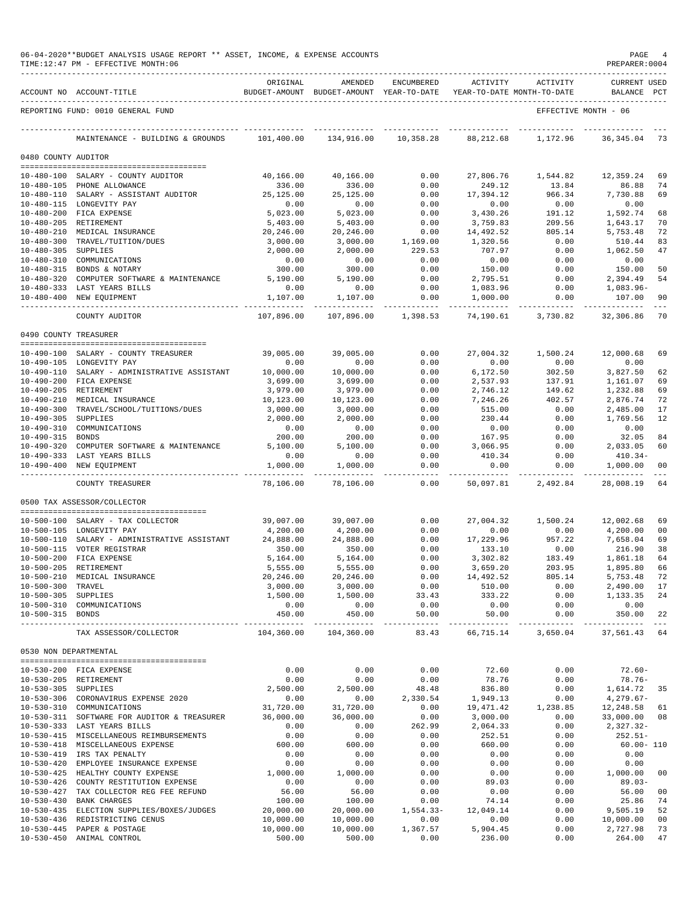06-04-2020**BUDGET ANALYSIS USAGE REPORT ** ASSET, INCOME, & EXPENSE ACCOUNTS
TIME:12:47 PM - EFFECTIVE MONTH:06

PREPARER:0004

REPORTING FUND: 0010 GENERAL FUND — EFFECTIVE MONTH - 06

| ACCOUNT NO | ACCOUNT-TITLE | ORIGINAL BUDGET-AMOUNT | AMENDED BUDGET-AMOUNT | ENCUMBERED YEAR-TO-DATE | ACTIVITY YEAR-TO-DATE | ACTIVITY MONTH-TO-DATE | CURRENT BALANCE | USED PCT |
|---|---|---|---|---|---|---|---|---|
| | MAINTENANCE - BUILDING & GROUNDS | 101,400.00 | 134,916.00 | 10,358.28 | 88,212.68 | 1,172.96 | 36,345.04 | 73 |
| **0480 COUNTY AUDITOR** | | | | | | | | |
| 10-480-100 | SALARY - COUNTY AUDITOR | 40,166.00 | 40,166.00 | 0.00 | 27,806.76 | 1,544.82 | 12,359.24 | 69 |
| 10-480-105 | PHONE ALLOWANCE | 336.00 | 336.00 | 0.00 | 249.12 | 13.84 | 86.88 | 74 |
| 10-480-110 | SALARY - ASSISTANT AUDITOR | 25,125.00 | 25,125.00 | 0.00 | 17,394.12 | 966.34 | 7,730.88 | 69 |
| 10-480-115 | LONGEVITY PAY | 0.00 | 0.00 | 0.00 | 0.00 | 0.00 | 0.00 | |
| 10-480-200 | FICA EXPENSE | 5,023.00 | 5,023.00 | 0.00 | 3,430.26 | 191.12 | 1,592.74 | 68 |
| 10-480-205 | RETIREMENT | 5,403.00 | 5,403.00 | 0.00 | 3,759.83 | 209.56 | 1,643.17 | 70 |
| 10-480-210 | MEDICAL INSURANCE | 20,246.00 | 20,246.00 | 0.00 | 14,492.52 | 805.14 | 5,753.48 | 72 |
| 10-480-300 | TRAVEL/TUITION/DUES | 3,000.00 | 3,000.00 | 1,169.00 | 1,320.56 | 0.00 | 510.44 | 83 |
| 10-480-305 | SUPPLIES | 2,000.00 | 2,000.00 | 229.53 | 707.97 | 0.00 | 1,062.50 | 47 |
| 10-480-310 | COMMUNICATIONS | 0.00 | 0.00 | 0.00 | 0.00 | 0.00 | 0.00 | |
| 10-480-315 | BONDS & NOTARY | 300.00 | 300.00 | 0.00 | 150.00 | 0.00 | 150.00 | 50 |
| 10-480-320 | COMPUTER SOFTWARE & MAINTENANCE | 5,190.00 | 5,190.00 | 0.00 | 2,795.51 | 0.00 | 2,394.49 | 54 |
| 10-480-333 | LAST YEARS BILLS | 0.00 | 0.00 | 0.00 | 1,083.96 | 0.00 | 1,083.96- | |
| 10-480-400 | NEW EQUIPMENT | 1,107.00 | 1,107.00 | 0.00 | 1,000.00 | 0.00 | 107.00 | 90 |
| | COUNTY AUDITOR | 107,896.00 | 107,896.00 | 1,398.53 | 74,190.61 | 3,730.82 | 32,306.86 | 70 |
| **0490 COUNTY TREASURER** | | | | | | | | |
| 10-490-100 | SALARY - COUNTY TREASURER | 39,005.00 | 39,005.00 | 0.00 | 27,004.32 | 1,500.24 | 12,000.68 | 69 |
| 10-490-105 | LONGEVITY PAY | 0.00 | 0.00 | 0.00 | 0.00 | 0.00 | 0.00 | |
| 10-490-110 | SALARY - ADMINISTRATIVE ASSISTANT | 10,000.00 | 10,000.00 | 0.00 | 6,172.50 | 302.50 | 3,827.50 | 62 |
| 10-490-200 | FICA EXPENSE | 3,699.00 | 3,699.00 | 0.00 | 2,537.93 | 137.91 | 1,161.07 | 69 |
| 10-490-205 | RETIREMENT | 3,979.00 | 3,979.00 | 0.00 | 2,746.12 | 149.62 | 1,232.88 | 69 |
| 10-490-210 | MEDICAL INSURANCE | 10,123.00 | 10,123.00 | 0.00 | 7,246.26 | 402.57 | 2,876.74 | 72 |
| 10-490-300 | TRAVEL/SCHOOL/TUITIONS/DUES | 3,000.00 | 3,000.00 | 0.00 | 515.00 | 0.00 | 2,485.00 | 17 |
| 10-490-305 | SUPPLIES | 2,000.00 | 2,000.00 | 0.00 | 230.44 | 0.00 | 1,769.56 | 12 |
| 10-490-310 | COMMUNICATIONS | 0.00 | 0.00 | 0.00 | 0.00 | 0.00 | 0.00 | |
| 10-490-315 | BONDS | 200.00 | 200.00 | 0.00 | 167.95 | 0.00 | 32.05 | 84 |
| 10-490-320 | COMPUTER SOFTWARE & MAINTENANCE | 5,100.00 | 5,100.00 | 0.00 | 3,066.95 | 0.00 | 2,033.05 | 60 |
| 10-490-333 | LAST YEARS BILLS | 0.00 | 0.00 | 0.00 | 410.34 | 0.00 | 410.34- | |
| 10-490-400 | NEW EQUIPMENT | 1,000.00 | 1,000.00 | 0.00 | 0.00 | 0.00 | 1,000.00 | 00 |
| | COUNTY TREASURER | 78,106.00 | 78,106.00 | 0.00 | 50,097.81 | 2,492.84 | 28,008.19 | 64 |
| **0500 TAX ASSESSOR/COLLECTOR** | | | | | | | | |
| 10-500-100 | SALARY - TAX COLLECTOR | 39,007.00 | 39,007.00 | 0.00 | 27,004.32 | 1,500.24 | 12,002.68 | 69 |
| 10-500-105 | LONGEVITY PAY | 4,200.00 | 4,200.00 | 0.00 | 0.00 | 0.00 | 4,200.00 | 00 |
| 10-500-110 | SALARY - ADMINISTRATIVE ASSISTANT | 24,888.00 | 24,888.00 | 0.00 | 17,229.96 | 957.22 | 7,658.04 | 69 |
| 10-500-115 | VOTER REGISTRAR | 350.00 | 350.00 | 0.00 | 133.10 | 0.00 | 216.90 | 38 |
| 10-500-200 | FICA EXPENSE | 5,164.00 | 5,164.00 | 0.00 | 3,302.82 | 183.49 | 1,861.18 | 64 |
| 10-500-205 | RETIREMENT | 5,555.00 | 5,555.00 | 0.00 | 3,659.20 | 203.95 | 1,895.80 | 66 |
| 10-500-210 | MEDICAL INSURANCE | 20,246.00 | 20,246.00 | 0.00 | 14,492.52 | 805.14 | 5,753.48 | 72 |
| 10-500-300 | TRAVEL | 3,000.00 | 3,000.00 | 0.00 | 510.00 | 0.00 | 2,490.00 | 17 |
| 10-500-305 | SUPPLIES | 1,500.00 | 1,500.00 | 33.43 | 333.22 | 0.00 | 1,133.35 | 24 |
| 10-500-310 | COMMUNICATIONS | 0.00 | 0.00 | 0.00 | 0.00 | 0.00 | 0.00 | |
| 10-500-315 | BONDS | 450.00 | 450.00 | 50.00 | 50.00 | 0.00 | 350.00 | 22 |
| | TAX ASSESSOR/COLLECTOR | 104,360.00 | 104,360.00 | 83.43 | 66,715.14 | 3,650.04 | 37,561.43 | 64 |
| **0530 NON DEPARTMENTAL** | | | | | | | | |
| 10-530-200 | FICA EXPENSE | 0.00 | 0.00 | 0.00 | 72.60 | 0.00 | 72.60- | |
| 10-530-205 | RETIREMENT | 0.00 | 0.00 | 0.00 | 78.76 | 0.00 | 78.76- | |
| 10-530-305 | SUPPLIES | 2,500.00 | 2,500.00 | 48.48 | 836.80 | 0.00 | 1,614.72 | 35 |
| 10-530-306 | CORONAVIRUS EXPENSE 2020 | 0.00 | 0.00 | 2,330.54 | 1,949.13 | 0.00 | 4,279.67- | |
| 10-530-310 | COMMUNICATIONS | 31,720.00 | 31,720.00 | 0.00 | 19,471.42 | 1,238.85 | 12,248.58 | 61 |
| 10-530-311 | SOFTWARE FOR AUDITOR & TREASURER | 36,000.00 | 36,000.00 | 0.00 | 3,000.00 | 0.00 | 33,000.00 | 08 |
| 10-530-333 | LAST YEARS BILLS | 0.00 | 0.00 | 262.99 | 2,064.33 | 0.00 | 2,327.32- | |
| 10-530-415 | MISCELLANEOUS REIMBURSEMENTS | 0.00 | 0.00 | 0.00 | 252.51 | 0.00 | 252.51- | |
| 10-530-418 | MISCELLANEOUS EXPENSE | 600.00 | 600.00 | 0.00 | 660.00 | 0.00 | 60.00- | 110 |
| 10-530-419 | IRS TAX PENALTY | 0.00 | 0.00 | 0.00 | 0.00 | 0.00 | 0.00 | |
| 10-530-420 | EMPLOYEE INSURANCE EXPENSE | 0.00 | 0.00 | 0.00 | 0.00 | 0.00 | 0.00 | |
| 10-530-425 | HEALTHY COUNTY EXPENSE | 1,000.00 | 1,000.00 | 0.00 | 0.00 | 0.00 | 1,000.00 | 00 |
| 10-530-426 | COUNTY RESTITUTION EXPENSE | 0.00 | 0.00 | 0.00 | 89.03 | 0.00 | 89.03- | |
| 10-530-427 | TAX COLLECTOR REG FEE REFUND | 56.00 | 56.00 | 0.00 | 0.00 | 0.00 | 56.00 | 00 |
| 10-530-430 | BANK CHARGES | 100.00 | 100.00 | 0.00 | 74.14 | 0.00 | 25.86 | 74 |
| 10-530-435 | ELECTION SUPPLIES/BOXES/JUDGES | 20,000.00 | 20,000.00 | 1,554.33- | 12,049.14 | 0.00 | 9,505.19 | 52 |
| 10-530-436 | REDISTRICTING CENUS | 10,000.00 | 10,000.00 | 0.00 | 0.00 | 0.00 | 10,000.00 | 00 |
| 10-530-445 | PAPER & POSTAGE | 10,000.00 | 10,000.00 | 1,367.57 | 5,904.45 | 0.00 | 2,727.98 | 73 |
| 10-530-450 | ANIMAL CONTROL | 500.00 | 500.00 | 0.00 | 236.00 | 0.00 | 264.00 | 47 |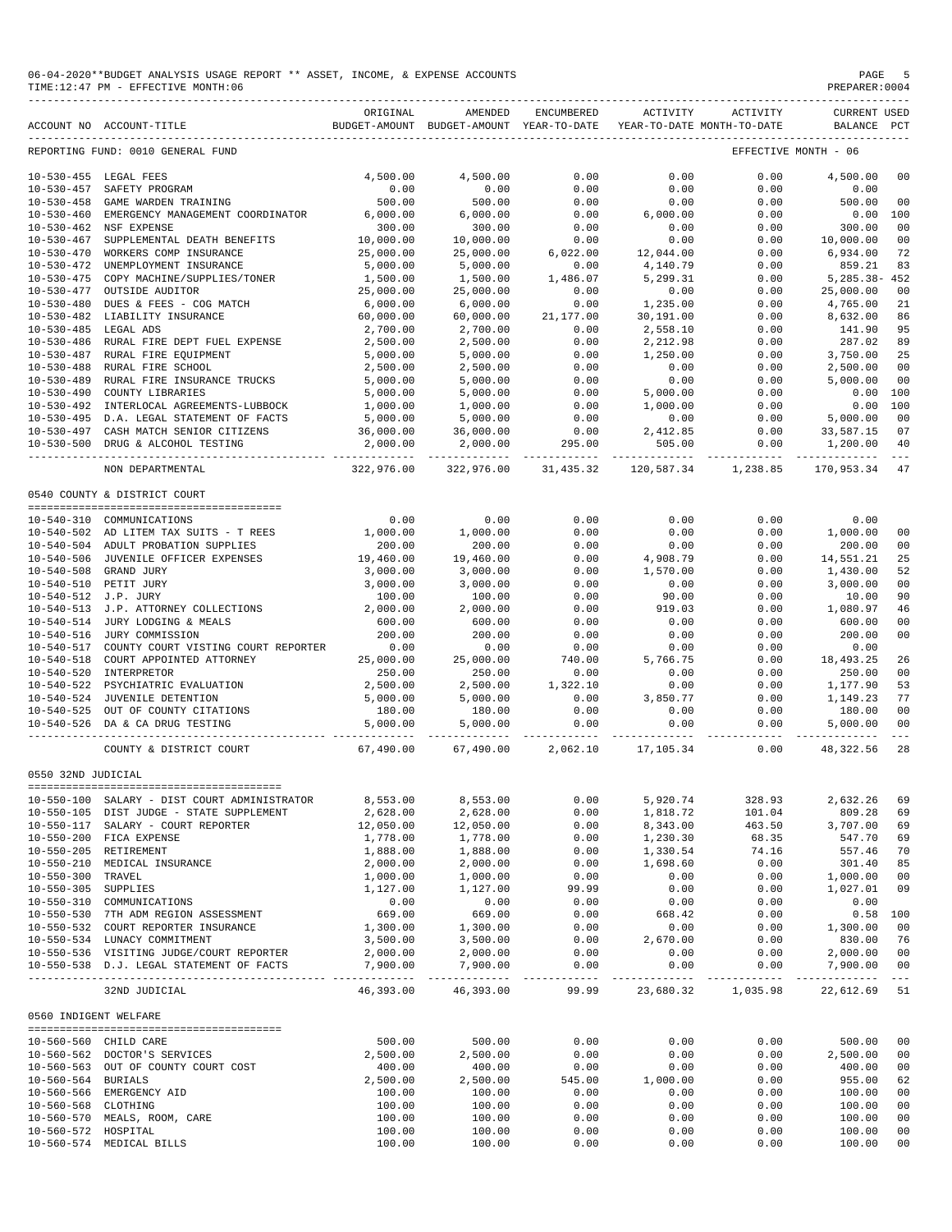06-04-2020**BUDGET ANALYSIS USAGE REPORT ** ASSET, INCOME, & EXPENSE ACCOUNTS
TIME:12:47 PM - EFFECTIVE MONTH:06
PREPARER:0004

| ACCOUNT NO | ACCOUNT-TITLE | ORIGINAL BUDGET-AMOUNT | AMENDED BUDGET-AMOUNT | ENCUMBERED YEAR-TO-DATE | ACTIVITY YEAR-TO-DATE | ACTIVITY MONTH-TO-DATE | CURRENT BALANCE | USED PCT |
|---|---|---|---|---|---|---|---|---|
| REPORTING FUND: 0010 GENERAL FUND | | | | | | EFFECTIVE MONTH - 06 | | |
| 10-530-455 | LEGAL FEES | 4,500.00 | 4,500.00 | 0.00 | 0.00 | 0.00 | 4,500.00 | 00 |
| 10-530-457 | SAFETY PROGRAM | 0.00 | 0.00 | 0.00 | 0.00 | 0.00 | 0.00 | |
| 10-530-458 | GAME WARDEN TRAINING | 500.00 | 500.00 | 0.00 | 0.00 | 0.00 | 500.00 | 00 |
| 10-530-460 | EMERGENCY MANAGEMENT COORDINATOR | 6,000.00 | 6,000.00 | 0.00 | 6,000.00 | 0.00 | 0.00 | 100 |
| 10-530-462 | NSF EXPENSE | 300.00 | 300.00 | 0.00 | 0.00 | 0.00 | 300.00 | 00 |
| 10-530-467 | SUPPLEMENTAL DEATH BENEFITS | 10,000.00 | 10,000.00 | 0.00 | 0.00 | 0.00 | 10,000.00 | 00 |
| 10-530-470 | WORKERS COMP INSURANCE | 25,000.00 | 25,000.00 | 6,022.00 | 12,044.00 | 0.00 | 6,934.00 | 72 |
| 10-530-472 | UNEMPLOYMENT INSURANCE | 5,000.00 | 5,000.00 | 0.00 | 4,140.79 | 0.00 | 859.21 | 83 |
| 10-530-475 | COPY MACHINE/SUPPLIES/TONER | 1,500.00 | 1,500.00 | 1,486.07 | 5,299.31 | 0.00 | 5,285.38- | 452 |
| 10-530-477 | OUTSIDE AUDITOR | 25,000.00 | 25,000.00 | 0.00 | 0.00 | 0.00 | 25,000.00 | 00 |
| 10-530-480 | DUES & FEES - COG MATCH | 6,000.00 | 6,000.00 | 0.00 | 1,235.00 | 0.00 | 4,765.00 | 21 |
| 10-530-482 | LIABILITY INSURANCE | 60,000.00 | 60,000.00 | 21,177.00 | 30,191.00 | 0.00 | 8,632.00 | 86 |
| 10-530-485 | LEGAL ADS | 2,700.00 | 2,700.00 | 0.00 | 2,558.10 | 0.00 | 141.90 | 95 |
| 10-530-486 | RURAL FIRE DEPT FUEL EXPENSE | 2,500.00 | 2,500.00 | 0.00 | 2,212.98 | 0.00 | 287.02 | 89 |
| 10-530-487 | RURAL FIRE EQUIPMENT | 5,000.00 | 5,000.00 | 0.00 | 1,250.00 | 0.00 | 3,750.00 | 25 |
| 10-530-488 | RURAL FIRE SCHOOL | 2,500.00 | 2,500.00 | 0.00 | 0.00 | 0.00 | 2,500.00 | 00 |
| 10-530-489 | RURAL FIRE INSURANCE TRUCKS | 5,000.00 | 5,000.00 | 0.00 | 0.00 | 0.00 | 5,000.00 | 00 |
| 10-530-490 | COUNTY LIBRARIES | 5,000.00 | 5,000.00 | 0.00 | 5,000.00 | 0.00 | 0.00 | 100 |
| 10-530-492 | INTERLOCAL AGREEMENTS-LUBBOCK | 1,000.00 | 1,000.00 | 0.00 | 1,000.00 | 0.00 | 0.00 | 100 |
| 10-530-495 | D.A. LEGAL STATEMENT OF FACTS | 5,000.00 | 5,000.00 | 0.00 | 0.00 | 0.00 | 5,000.00 | 00 |
| 10-530-497 | CASH MATCH SENIOR CITIZENS | 36,000.00 | 36,000.00 | 0.00 | 2,412.85 | 0.00 | 33,587.15 | 07 |
| 10-530-500 | DRUG & ALCOHOL TESTING | 2,000.00 | 2,000.00 | 295.00 | 505.00 | 0.00 | 1,200.00 | 40 |
| | NON DEPARTMENTAL | 322,976.00 | 322,976.00 | 31,435.32 | 120,587.34 | 1,238.85 | 170,953.34 | 47 |
| 0540 COUNTY & DISTRICT COURT | | | | | | | | |
| 10-540-310 | COMMUNICATIONS | 0.00 | 0.00 | 0.00 | 0.00 | 0.00 | 0.00 | |
| 10-540-502 | AD LITEM TAX SUITS - T REES | 1,000.00 | 1,000.00 | 0.00 | 0.00 | 0.00 | 1,000.00 | 00 |
| 10-540-504 | ADULT PROBATION SUPPLIES | 200.00 | 200.00 | 0.00 | 0.00 | 0.00 | 200.00 | 00 |
| 10-540-506 | JUVENILE OFFICER EXPENSES | 19,460.00 | 19,460.00 | 0.00 | 4,908.79 | 0.00 | 14,551.21 | 25 |
| 10-540-508 | GRAND JURY | 3,000.00 | 3,000.00 | 0.00 | 1,570.00 | 0.00 | 1,430.00 | 52 |
| 10-540-510 | PETIT JURY | 3,000.00 | 3,000.00 | 0.00 | 0.00 | 0.00 | 3,000.00 | 00 |
| 10-540-512 | J.P. JURY | 100.00 | 100.00 | 0.00 | 90.00 | 0.00 | 10.00 | 90 |
| 10-540-513 | J.P. ATTORNEY COLLECTIONS | 2,000.00 | 2,000.00 | 0.00 | 919.03 | 0.00 | 1,080.97 | 46 |
| 10-540-514 | JURY LODGING & MEALS | 600.00 | 600.00 | 0.00 | 0.00 | 0.00 | 600.00 | 00 |
| 10-540-516 | JURY COMMISSION | 200.00 | 200.00 | 0.00 | 0.00 | 0.00 | 200.00 | 00 |
| 10-540-517 | COUNTY COURT VISTING COURT REPORTER | 0.00 | 0.00 | 0.00 | 0.00 | 0.00 | 0.00 | |
| 10-540-518 | COURT APPOINTED ATTORNEY | 25,000.00 | 25,000.00 | 740.00 | 5,766.75 | 0.00 | 18,493.25 | 26 |
| 10-540-520 | INTERPRETOR | 250.00 | 250.00 | 0.00 | 0.00 | 0.00 | 250.00 | 00 |
| 10-540-522 | PSYCHIATRIC EVALUATION | 2,500.00 | 2,500.00 | 1,322.10 | 0.00 | 0.00 | 1,177.90 | 53 |
| 10-540-524 | JUVENILE DETENTION | 5,000.00 | 5,000.00 | 0.00 | 3,850.77 | 0.00 | 1,149.23 | 77 |
| 10-540-525 | OUT OF COUNTY CITATIONS | 180.00 | 180.00 | 0.00 | 0.00 | 0.00 | 180.00 | 00 |
| 10-540-526 | DA & CA DRUG TESTING | 5,000.00 | 5,000.00 | 0.00 | 0.00 | 0.00 | 5,000.00 | 00 |
| | COUNTY & DISTRICT COURT | 67,490.00 | 67,490.00 | 2,062.10 | 17,105.34 | 0.00 | 48,322.56 | 28 |
| 0550 32ND JUDICIAL | | | | | | | | |
| 10-550-100 | SALARY - DIST COURT ADMINISTRATOR | 8,553.00 | 8,553.00 | 0.00 | 5,920.74 | 328.93 | 2,632.26 | 69 |
| 10-550-105 | DIST JUDGE - STATE SUPPLEMENT | 2,628.00 | 2,628.00 | 0.00 | 1,818.72 | 101.04 | 809.28 | 69 |
| 10-550-117 | SALARY - COURT REPORTER | 12,050.00 | 12,050.00 | 0.00 | 8,343.00 | 463.50 | 3,707.00 | 69 |
| 10-550-200 | FICA EXPENSE | 1,778.00 | 1,778.00 | 0.00 | 1,230.30 | 68.35 | 547.70 | 69 |
| 10-550-205 | RETIREMENT | 1,888.00 | 1,888.00 | 0.00 | 1,330.54 | 74.16 | 557.46 | 70 |
| 10-550-210 | MEDICAL INSURANCE | 2,000.00 | 2,000.00 | 0.00 | 1,698.60 | 0.00 | 301.40 | 85 |
| 10-550-300 | TRAVEL | 1,000.00 | 1,000.00 | 0.00 | 0.00 | 0.00 | 1,000.00 | 00 |
| 10-550-305 | SUPPLIES | 1,127.00 | 1,127.00 | 99.99 | 0.00 | 0.00 | 1,027.01 | 09 |
| 10-550-310 | COMMUNICATIONS | 0.00 | 0.00 | 0.00 | 0.00 | 0.00 | 0.00 | |
| 10-550-530 | 7TH ADM REGION ASSESSMENT | 669.00 | 669.00 | 0.00 | 668.42 | 0.00 | 0.58 | 100 |
| 10-550-532 | COURT REPORTER INSURANCE | 1,300.00 | 1,300.00 | 0.00 | 0.00 | 0.00 | 1,300.00 | 00 |
| 10-550-534 | LUNACY COMMITMENT | 3,500.00 | 3,500.00 | 0.00 | 2,670.00 | 0.00 | 830.00 | 76 |
| 10-550-536 | VISITING JUDGE/COURT REPORTER | 2,000.00 | 2,000.00 | 0.00 | 0.00 | 0.00 | 2,000.00 | 00 |
| 10-550-538 | D.J. LEGAL STATEMENT OF FACTS | 7,900.00 | 7,900.00 | 0.00 | 0.00 | 0.00 | 7,900.00 | 00 |
| | 32ND JUDICIAL | 46,393.00 | 46,393.00 | 99.99 | 23,680.32 | 1,035.98 | 22,612.69 | 51 |
| 0560 INDIGENT WELFARE | | | | | | | | |
| 10-560-560 | CHILD CARE | 500.00 | 500.00 | 0.00 | 0.00 | 0.00 | 500.00 | 00 |
| 10-560-562 | DOCTOR'S SERVICES | 2,500.00 | 2,500.00 | 0.00 | 0.00 | 0.00 | 2,500.00 | 00 |
| 10-560-563 | OUT OF COUNTY COURT COST | 400.00 | 400.00 | 0.00 | 0.00 | 0.00 | 400.00 | 00 |
| 10-560-564 | BURIALS | 2,500.00 | 2,500.00 | 545.00 | 1,000.00 | 0.00 | 955.00 | 62 |
| 10-560-566 | EMERGENCY AID | 100.00 | 100.00 | 0.00 | 0.00 | 0.00 | 100.00 | 00 |
| 10-560-568 | CLOTHING | 100.00 | 100.00 | 0.00 | 0.00 | 0.00 | 100.00 | 00 |
| 10-560-570 | MEALS, ROOM, CARE | 100.00 | 100.00 | 0.00 | 0.00 | 0.00 | 100.00 | 00 |
| 10-560-572 | HOSPITAL | 100.00 | 100.00 | 0.00 | 0.00 | 0.00 | 100.00 | 00 |
| 10-560-574 | MEDICAL BILLS | 100.00 | 100.00 | 0.00 | 0.00 | 0.00 | 100.00 | 00 |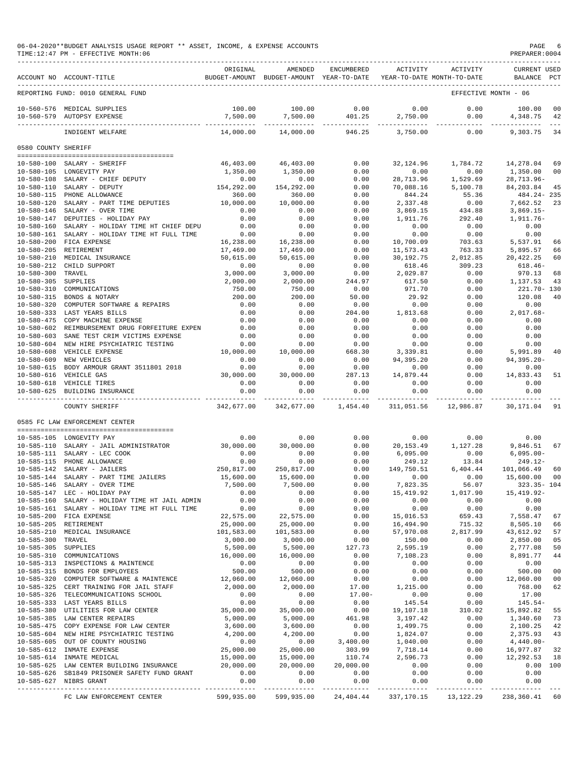06-04-2020**BUDGET ANALYSIS USAGE REPORT ** ASSET, INCOME, & EXPENSE ACCOUNTS
TIME:12:47 PM - EFFECTIVE MONTH:06

PREPARER:0004

REPORTING FUND: 0010 GENERAL FUND — EFFECTIVE MONTH - 06

| ACCOUNT NO | ACCOUNT-TITLE | ORIGINAL BUDGET-AMOUNT | AMENDED BUDGET-AMOUNT | ENCUMBERED YEAR-TO-DATE | ACTIVITY YEAR-TO-DATE | ACTIVITY MONTH-TO-DATE | CURRENT BALANCE | USED PCT |
|---|---|---|---|---|---|---|---|---|
| 10-560-576 | MEDICAL SUPPLIES | 100.00 | 100.00 | 0.00 | 0.00 | 0.00 | 100.00 | 00 |
| 10-560-579 | AUTOPSY EXPENSE | 7,500.00 | 7,500.00 | 401.25 | 2,750.00 | 0.00 | 4,348.75 | 42 |
| | INDIGENT WELFARE | 14,000.00 | 14,000.00 | 946.25 | 3,750.00 | 0.00 | 9,303.75 | 34 |
| **0580 COUNTY SHERIFF** | | | | | | | | |
| 10-580-100 | SALARY - SHERIFF | 46,403.00 | 46,403.00 | 0.00 | 32,124.96 | 1,784.72 | 14,278.04 | 69 |
| 10-580-105 | LONGEVITY PAY | 1,350.00 | 1,350.00 | 0.00 | 0.00 | 0.00 | 1,350.00 | 00 |
| 10-580-108 | SALARY - CHIEF DEPUTY | 0.00 | 0.00 | 0.00 | 28,713.96 | 1,529.69 | 28,713.96- | |
| 10-580-110 | SALARY - DEPUTY | 154,292.00 | 154,292.00 | 0.00 | 70,088.16 | 5,100.78 | 84,203.84 | 45 |
| 10-580-115 | PHONE ALLOWANCE | 360.00 | 360.00 | 0.00 | 844.24 | 55.36 | 484.24- | 235 |
| 10-580-120 | SALARY - PART TIME DEPUTIES | 10,000.00 | 10,000.00 | 0.00 | 2,337.48 | 0.00 | 7,662.52 | 23 |
| 10-580-146 | SALARY - OVER TIME | 0.00 | 0.00 | 0.00 | 3,869.15 | 434.88 | 3,869.15- | |
| 10-580-147 | DEPUTIES - HOLIDAY PAY | 0.00 | 0.00 | 0.00 | 1,911.76 | 292.40 | 1,911.76- | |
| 10-580-160 | SALARY - HOLIDAY TIME HT CHIEF DEPU | 0.00 | 0.00 | 0.00 | 0.00 | 0.00 | 0.00 | |
| 10-580-161 | SALARY - HOLIDAY TIME HT FULL TIME | 0.00 | 0.00 | 0.00 | 0.00 | 0.00 | 0.00 | |
| 10-580-200 | FICA EXPENSE | 16,238.00 | 16,238.00 | 0.00 | 10,700.09 | 703.63 | 5,537.91 | 66 |
| 10-580-205 | RETIREMENT | 17,469.00 | 17,469.00 | 0.00 | 11,573.43 | 763.33 | 5,895.57 | 66 |
| 10-580-210 | MEDICAL INSURANCE | 50,615.00 | 50,615.00 | 0.00 | 30,192.75 | 2,012.85 | 20,422.25 | 60 |
| 10-580-212 | CHILD SUPPORT | 0.00 | 0.00 | 0.00 | 618.46 | 309.23 | 618.46- | |
| 10-580-300 | TRAVEL | 3,000.00 | 3,000.00 | 0.00 | 2,029.87 | 0.00 | 970.13 | 68 |
| 10-580-305 | SUPPLIES | 2,000.00 | 2,000.00 | 244.97 | 617.50 | 0.00 | 1,137.53 | 43 |
| 10-580-310 | COMMUNICATIONS | 750.00 | 750.00 | 0.00 | 971.70 | 0.00 | 221.70- | 130 |
| 10-580-315 | BONDS & NOTARY | 200.00 | 200.00 | 50.00 | 29.92 | 0.00 | 120.08 | 40 |
| 10-580-320 | COMPUTER SOFTWARE & REPAIRS | 0.00 | 0.00 | 0.00 | 0.00 | 0.00 | 0.00 | |
| 10-580-333 | LAST YEARS BILLS | 0.00 | 0.00 | 204.00 | 1,813.68 | 0.00 | 2,017.68- | |
| 10-580-475 | COPY MACHINE EXPENSE | 0.00 | 0.00 | 0.00 | 0.00 | 0.00 | 0.00 | |
| 10-580-602 | REIMBURSEMENT DRUG FORFEITURE EXPEN | 0.00 | 0.00 | 0.00 | 0.00 | 0.00 | 0.00 | |
| 10-580-603 | SANE TEST CRIM VICTIMS EXPENSE | 0.00 | 0.00 | 0.00 | 0.00 | 0.00 | 0.00 | |
| 10-580-604 | NEW HIRE PSYCHIATRIC TESTING | 0.00 | 0.00 | 0.00 | 0.00 | 0.00 | 0.00 | |
| 10-580-608 | VEHICLE EXPENSE | 10,000.00 | 10,000.00 | 668.30 | 3,339.81 | 0.00 | 5,991.89 | 40 |
| 10-580-609 | NEW VEHICLES | 0.00 | 0.00 | 0.00 | 94,395.20 | 0.00 | 94,395.20- | |
| 10-580-615 | BODY ARMOUR GRANT 3511801 2018 | 0.00 | 0.00 | 0.00 | 0.00 | 0.00 | 0.00 | |
| 10-580-616 | VEHICLE GAS | 30,000.00 | 30,000.00 | 287.13 | 14,879.44 | 0.00 | 14,833.43 | 51 |
| 10-580-618 | VEHICLE TIRES | 0.00 | 0.00 | 0.00 | 0.00 | 0.00 | 0.00 | |
| 10-580-625 | BUILDING INSURANCE | 0.00 | 0.00 | 0.00 | 0.00 | 0.00 | 0.00 | |
| | COUNTY SHERIFF | 342,677.00 | 342,677.00 | 1,454.40 | 311,051.56 | 12,986.87 | 30,171.04 | 91 |
| **0585 FC LAW ENFORCEMENT CENTER** | | | | | | | | |
| 10-585-105 | LONGEVITY PAY | 0.00 | 0.00 | 0.00 | 0.00 | 0.00 | 0.00 | |
| 10-585-110 | SALARY - JAIL ADMINISTRATOR | 30,000.00 | 30,000.00 | 0.00 | 20,153.49 | 1,127.28 | 9,846.51 | 67 |
| 10-585-111 | SALARY - LEC COOK | 0.00 | 0.00 | 0.00 | 6,095.00 | 0.00 | 6,095.00- | |
| 10-585-115 | PHONE ALLOWANCE | 0.00 | 0.00 | 0.00 | 249.12 | 13.84 | 249.12- | |
| 10-585-142 | SALARY - JAILERS | 250,817.00 | 250,817.00 | 0.00 | 149,750.51 | 6,404.44 | 101,066.49 | 60 |
| 10-585-144 | SALARY - PART TIME JAILERS | 15,600.00 | 15,600.00 | 0.00 | 0.00 | 0.00 | 15,600.00 | 00 |
| 10-585-146 | SALARY - OVER TIME | 7,500.00 | 7,500.00 | 0.00 | 7,823.35 | 56.07 | 323.35- | 104 |
| 10-585-147 | LEC - HOLIDAY PAY | 0.00 | 0.00 | 0.00 | 15,419.92 | 1,017.90 | 15,419.92- | |
| 10-585-160 | SALARY - HOLIDAY TIME HT JAIL ADMIN | 0.00 | 0.00 | 0.00 | 0.00 | 0.00 | 0.00 | |
| 10-585-161 | SALARY - HOLIDAY TIME HT FULL TIME | 0.00 | 0.00 | 0.00 | 0.00 | 0.00 | 0.00 | |
| 10-585-200 | FICA EXPENSE | 22,575.00 | 22,575.00 | 0.00 | 15,016.53 | 659.43 | 7,558.47 | 67 |
| 10-585-205 | RETIREMENT | 25,000.00 | 25,000.00 | 0.00 | 16,494.90 | 715.32 | 8,505.10 | 66 |
| 10-585-210 | MEDICAL INSURANCE | 101,583.00 | 101,583.00 | 0.00 | 57,970.08 | 2,817.99 | 43,612.92 | 57 |
| 10-585-300 | TRAVEL | 3,000.00 | 3,000.00 | 0.00 | 150.00 | 0.00 | 2,850.00 | 05 |
| 10-585-305 | SUPPLIES | 5,500.00 | 5,500.00 | 127.73 | 2,595.19 | 0.00 | 2,777.08 | 50 |
| 10-585-310 | COMMUNICATIONS | 16,000.00 | 16,000.00 | 0.00 | 7,108.23 | 0.00 | 8,891.77 | 44 |
| 10-585-313 | INSPECTIONS & MAINTENCE | 0.00 | 0.00 | 0.00 | 0.00 | 0.00 | 0.00 | |
| 10-585-315 | BONDS FOR EMPLOYEES | 500.00 | 500.00 | 0.00 | 0.00 | 0.00 | 500.00 | 00 |
| 10-585-320 | COMPUTER SOFTWARE & MAINTENCE | 12,060.00 | 12,060.00 | 0.00 | 0.00 | 0.00 | 12,060.00 | 00 |
| 10-585-325 | CERT TRAINING FOR JAIL STAFF | 2,000.00 | 2,000.00 | 17.00 | 1,215.00 | 0.00 | 768.00 | 62 |
| 10-585-326 | TELECOMMUNICATIONS SCHOOL | 0.00 | 0.00 | 17.00- | 0.00 | 0.00 | 17.00 | |
| 10-585-333 | LAST YEARS BILLS | 0.00 | 0.00 | 0.00 | 145.54 | 0.00 | 145.54- | |
| 10-585-380 | UTILITIES FOR LAW CENTER | 35,000.00 | 35,000.00 | 0.00 | 19,107.18 | 310.02 | 15,892.82 | 55 |
| 10-585-385 | LAW CENTER REPAIRS | 5,000.00 | 5,000.00 | 461.98 | 3,197.42 | 0.00 | 1,340.60 | 73 |
| 10-585-475 | COPY EXPENSE FOR LAW CENTER | 3,600.00 | 3,600.00 | 0.00 | 1,499.75 | 0.00 | 2,100.25 | 42 |
| 10-585-604 | NEW HIRE PSYCHIATRIC TESTING | 4,200.00 | 4,200.00 | 0.00 | 1,824.07 | 0.00 | 2,375.93 | 43 |
| 10-585-605 | OUT OF COUNTY HOUSING | 0.00 | 0.00 | 3,400.00 | 1,040.00 | 0.00 | 4,440.00- | |
| 10-585-612 | INMATE EXPENSE | 25,000.00 | 25,000.00 | 303.99 | 7,718.14 | 0.00 | 16,977.87 | 32 |
| 10-585-614 | INMATE MEDICAL | 15,000.00 | 15,000.00 | 110.74 | 2,596.73 | 0.00 | 12,292.53 | 18 |
| 10-585-625 | LAW CENTER BUILDING INSURANCE | 20,000.00 | 20,000.00 | 20,000.00 | 0.00 | 0.00 | 0.00 | 100 |
| 10-585-626 | SB1849 PRISONER SAFETY FUND GRANT | 0.00 | 0.00 | 0.00 | 0.00 | 0.00 | 0.00 | |
| 10-585-627 | NIBRS GRANT | 0.00 | 0.00 | 0.00 | 0.00 | 0.00 | 0.00 | |
| | FC LAW ENFORCEMENT CENTER | 599,935.00 | 599,935.00 | 24,404.44 | 337,170.15 | 13,122.29 | 238,360.41 | 60 |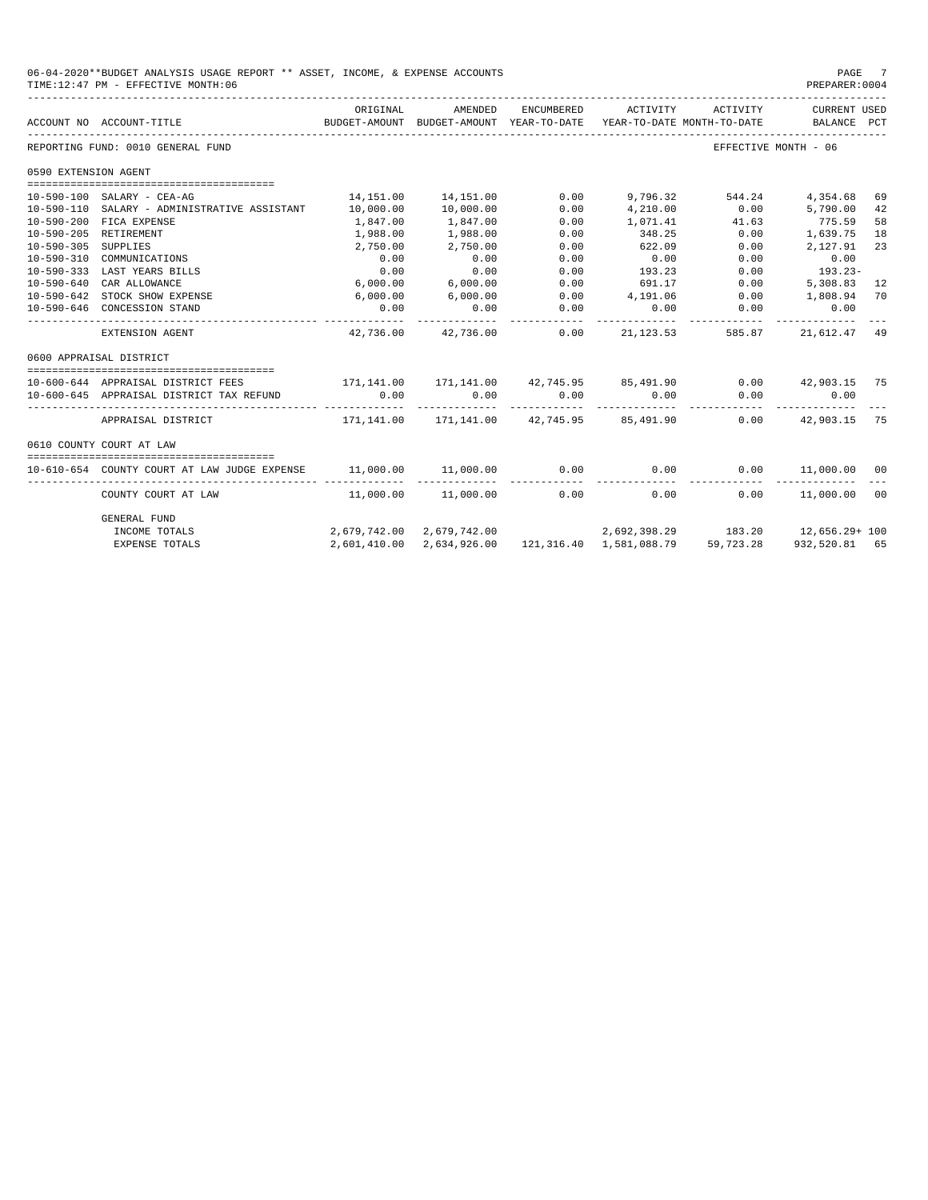06-04-2020**BUDGET ANALYSIS USAGE REPORT ** ASSET, INCOME, & EXPENSE ACCOUNTS
TIME:12:47 PM - EFFECTIVE MONTH:06

PREPARER:0004

| ACCOUNT NO | ACCOUNT-TITLE | ORIGINAL BUDGET-AMOUNT | AMENDED BUDGET-AMOUNT | ENCUMBERED YEAR-TO-DATE | ACTIVITY YEAR-TO-DATE | ACTIVITY MONTH-TO-DATE | CURRENT USED BALANCE | PCT |
|---|---|---|---|---|---|---|---|---|
| REPORTING FUND: 0010 GENERAL FUND | | | | | | | EFFECTIVE MONTH - 06 | |
| 0590 EXTENSION AGENT | | | | | | | | |
| 10-590-100 | SALARY - CEA-AG | 14,151.00 | 14,151.00 | 0.00 | 9,796.32 | 544.24 | 4,354.68 | 69 |
| 10-590-110 | SALARY - ADMINISTRATIVE ASSISTANT | 10,000.00 | 10,000.00 | 0.00 | 4,210.00 | 0.00 | 5,790.00 | 42 |
| 10-590-200 | FICA EXPENSE | 1,847.00 | 1,847.00 | 0.00 | 1,071.41 | 41.63 | 775.59 | 58 |
| 10-590-205 | RETIREMENT | 1,988.00 | 1,988.00 | 0.00 | 348.25 | 0.00 | 1,639.75 | 18 |
| 10-590-305 | SUPPLIES | 2,750.00 | 2,750.00 | 0.00 | 622.09 | 0.00 | 2,127.91 | 23 |
| 10-590-310 | COMMUNICATIONS | 0.00 | 0.00 | 0.00 | 0.00 | 0.00 | 0.00 | |
| 10-590-333 | LAST YEARS BILLS | 0.00 | 0.00 | 0.00 | 193.23 | 0.00 | 193.23- | |
| 10-590-640 | CAR ALLOWANCE | 6,000.00 | 6,000.00 | 0.00 | 691.17 | 0.00 | 5,308.83 | 12 |
| 10-590-642 | STOCK SHOW EXPENSE | 6,000.00 | 6,000.00 | 0.00 | 4,191.06 | 0.00 | 1,808.94 | 70 |
| 10-590-646 | CONCESSION STAND | 0.00 | 0.00 | 0.00 | 0.00 | 0.00 | 0.00 | |
| | EXTENSION AGENT | 42,736.00 | 42,736.00 | 0.00 | 21,123.53 | 585.87 | 21,612.47 | 49 |
| 0600 APPRAISAL DISTRICT | | | | | | | | |
| 10-600-644 | APPRAISAL DISTRICT FEES | 171,141.00 | 171,141.00 | 42,745.95 | 85,491.90 | 0.00 | 42,903.15 | 75 |
| 10-600-645 | APPRAISAL DISTRICT TAX REFUND | 0.00 | 0.00 | 0.00 | 0.00 | 0.00 | 0.00 | |
| | APPRAISAL DISTRICT | 171,141.00 | 171,141.00 | 42,745.95 | 85,491.90 | 0.00 | 42,903.15 | 75 |
| 0610 COUNTY COURT AT LAW | | | | | | | | |
| 10-610-654 | COUNTY COURT AT LAW JUDGE EXPENSE | 11,000.00 | 11,000.00 | 0.00 | 0.00 | 0.00 | 11,000.00 | 00 |
| | COUNTY COURT AT LAW | 11,000.00 | 11,000.00 | 0.00 | 0.00 | 0.00 | 11,000.00 | 00 |
| | GENERAL FUND | | | | | | | |
| | INCOME TOTALS | 2,679,742.00 | 2,679,742.00 | | 2,692,398.29 | 183.20 | 12,656.29+ | 100 |
| | EXPENSE TOTALS | 2,601,410.00 | 2,634,926.00 | 121,316.40 | 1,581,088.79 | 59,723.28 | 932,520.81 | 65 |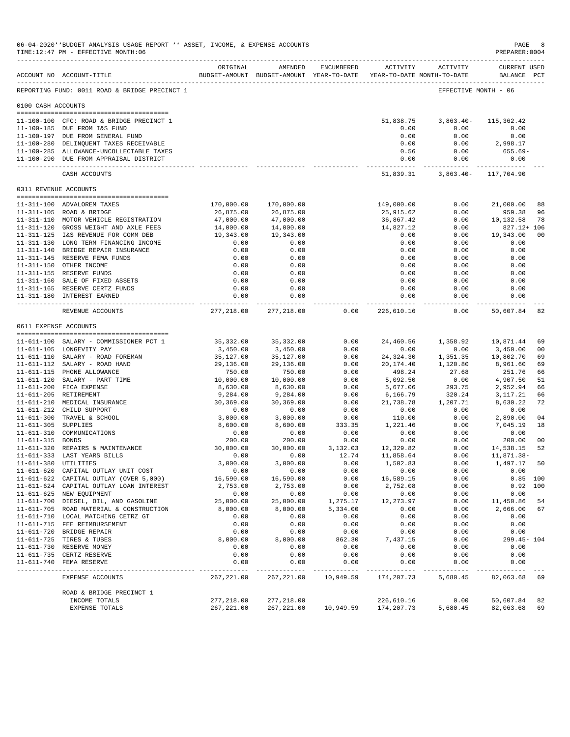06-04-2020**BUDGET ANALYSIS USAGE REPORT ** ASSET, INCOME, & EXPENSE ACCOUNTS
TIME:12:47 PM - EFFECTIVE MONTH:06
PREPARER:0004

REPORTING FUND: 0011 ROAD & BRIDGE PRECINCT 1 — EFFECTIVE MONTH - 06

| ACCOUNT NO | ACCOUNT-TITLE | ORIGINAL BUDGET-AMOUNT | AMENDED BUDGET-AMOUNT | ENCUMBERED YEAR-TO-DATE | ACTIVITY YEAR-TO-DATE | ACTIVITY MONTH-TO-DATE | CURRENT USED BALANCE | PCT |
|---|---|---|---|---|---|---|---|---|
| **0100 CASH ACCOUNTS** | | | | | | | | |
| 11-100-100 | CFC: ROAD & BRIDGE PRECINCT 1 | | | | 51,838.75 | 3,863.40- | 115,362.42 | |
| 11-100-185 | DUE FROM I&S FUND | | | | 0.00 | 0.00 | 0.00 | |
| 11-100-197 | DUE FROM GENERAL FUND | | | | 0.00 | 0.00 | 0.00 | |
| 11-100-280 | DELINQUENT TAXES RECEIVABLE | | | | 0.00 | 0.00 | 2,998.17 | |
| 11-100-285 | ALLOWANCE-UNCOLLECTABLE TAXES | | | | 0.56 | 0.00 | 655.69- | |
| 11-100-290 | DUE FROM APPRAISAL DISTRICT | | | | 0.00 | 0.00 | 0.00 | |
| | CASH ACCOUNTS | | | | 51,839.31 | 3,863.40- | 117,704.90 | |
| **0311 REVENUE ACCOUNTS** | | | | | | | | |
| 11-311-100 | ADVALOREM TAXES | 170,000.00 | 170,000.00 | | 149,000.00 | 0.00 | 21,000.00 | 88 |
| 11-311-105 | ROAD & BRIDGE | 26,875.00 | 26,875.00 | | 25,915.62 | 0.00 | 959.38 | 96 |
| 11-311-110 | MOTOR VEHICLE REGISTRATION | 47,000.00 | 47,000.00 | | 36,867.42 | 0.00 | 10,132.58 | 78 |
| 11-311-120 | GROSS WEIGHT AND AXLE FEES | 14,000.00 | 14,000.00 | | 14,827.12 | 0.00 | 827.12+ | 106 |
| 11-311-125 | I&S REVENUE FOR COMM DEB | 19,343.00 | 19,343.00 | | 0.00 | 0.00 | 19,343.00 | 00 |
| 11-311-130 | LONG TERM FINANCING INCOME | 0.00 | 0.00 | | 0.00 | 0.00 | 0.00 | |
| 11-311-140 | BRIDGE REPAIR INSURANCE | 0.00 | 0.00 | | 0.00 | 0.00 | 0.00 | |
| 11-311-145 | RESERVE FEMA FUNDS | 0.00 | 0.00 | | 0.00 | 0.00 | 0.00 | |
| 11-311-150 | OTHER INCOME | 0.00 | 0.00 | | 0.00 | 0.00 | 0.00 | |
| 11-311-155 | RESERVE FUNDS | 0.00 | 0.00 | | 0.00 | 0.00 | 0.00 | |
| 11-311-160 | SALE OF FIXED ASSETS | 0.00 | 0.00 | | 0.00 | 0.00 | 0.00 | |
| 11-311-165 | RESERVE CERTZ FUNDS | 0.00 | 0.00 | | 0.00 | 0.00 | 0.00 | |
| 11-311-180 | INTEREST EARNED | 0.00 | 0.00 | | 0.00 | 0.00 | 0.00 | |
| | REVENUE ACCOUNTS | 277,218.00 | 277,218.00 | 0.00 | 226,610.16 | 0.00 | 50,607.84 | 82 |
| **0611 EXPENSE ACCOUNTS** | | | | | | | | |
| 11-611-100 | SALARY - COMMISSIONER PCT 1 | 35,332.00 | 35,332.00 | 0.00 | 24,460.56 | 1,358.92 | 10,871.44 | 69 |
| 11-611-105 | LONGEVITY PAY | 3,450.00 | 3,450.00 | 0.00 | 0.00 | 0.00 | 3,450.00 | 00 |
| 11-611-110 | SALARY - ROAD FOREMAN | 35,127.00 | 35,127.00 | 0.00 | 24,324.30 | 1,351.35 | 10,802.70 | 69 |
| 11-611-112 | SALARY - ROAD HAND | 29,136.00 | 29,136.00 | 0.00 | 20,174.40 | 1,120.80 | 8,961.60 | 69 |
| 11-611-115 | PHONE ALLOWANCE | 750.00 | 750.00 | 0.00 | 498.24 | 27.68 | 251.76 | 66 |
| 11-611-120 | SALARY - PART TIME | 10,000.00 | 10,000.00 | 0.00 | 5,092.50 | 0.00 | 4,907.50 | 51 |
| 11-611-200 | FICA EXPENSE | 8,630.00 | 8,630.00 | 0.00 | 5,677.06 | 293.75 | 2,952.94 | 66 |
| 11-611-205 | RETIREMENT | 9,284.00 | 9,284.00 | 0.00 | 6,166.79 | 320.24 | 3,117.21 | 66 |
| 11-611-210 | MEDICAL INSURANCE | 30,369.00 | 30,369.00 | 0.00 | 21,738.78 | 1,207.71 | 8,630.22 | 72 |
| 11-611-212 | CHILD SUPPORT | 0.00 | 0.00 | 0.00 | 0.00 | 0.00 | 0.00 | |
| 11-611-300 | TRAVEL & SCHOOL | 3,000.00 | 3,000.00 | 0.00 | 110.00 | 0.00 | 2,890.00 | 04 |
| 11-611-305 | SUPPLIES | 8,600.00 | 8,600.00 | 333.35 | 1,221.46 | 0.00 | 7,045.19 | 18 |
| 11-611-310 | COMMUNICATIONS | 0.00 | 0.00 | 0.00 | 0.00 | 0.00 | 0.00 | |
| 11-611-315 | BONDS | 200.00 | 200.00 | 0.00 | 0.00 | 0.00 | 200.00 | 00 |
| 11-611-320 | REPAIRS & MAINTENANCE | 30,000.00 | 30,000.00 | 3,132.03 | 12,329.82 | 0.00 | 14,538.15 | 52 |
| 11-611-333 | LAST YEARS BILLS | 0.00 | 0.00 | 12.74 | 11,858.64 | 0.00 | 11,871.38- | |
| 11-611-380 | UTILITIES | 3,000.00 | 3,000.00 | 0.00 | 1,502.83 | 0.00 | 1,497.17 | 50 |
| 11-611-620 | CAPITAL OUTLAY UNIT COST | 0.00 | 0.00 | 0.00 | 0.00 | 0.00 | 0.00 | |
| 11-611-622 | CAPITAL OUTLAY (OVER 5,000) | 16,590.00 | 16,590.00 | 0.00 | 16,589.15 | 0.00 | 0.85 | 100 |
| 11-611-624 | CAPITAL OUTLAY LOAN INTEREST | 2,753.00 | 2,753.00 | 0.00 | 2,752.08 | 0.00 | 0.92 | 100 |
| 11-611-625 | NEW EQUIPMENT | 0.00 | 0.00 | 0.00 | 0.00 | 0.00 | 0.00 | |
| 11-611-700 | DIESEL, OIL, AND GASOLINE | 25,000.00 | 25,000.00 | 1,275.17 | 12,273.97 | 0.00 | 11,450.86 | 54 |
| 11-611-705 | ROAD MATERIAL & CONSTRUCTION | 8,000.00 | 8,000.00 | 5,334.00 | 0.00 | 0.00 | 2,666.00 | 67 |
| 11-611-710 | LOCAL MATCHING CETRZ GT | 0.00 | 0.00 | 0.00 | 0.00 | 0.00 | 0.00 | |
| 11-611-715 | FEE REIMBURSEMENT | 0.00 | 0.00 | 0.00 | 0.00 | 0.00 | 0.00 | |
| 11-611-720 | BRIDGE REPAIR | 0.00 | 0.00 | 0.00 | 0.00 | 0.00 | 0.00 | |
| 11-611-725 | TIRES & TUBES | 8,000.00 | 8,000.00 | 862.30 | 7,437.15 | 0.00 | 299.45- | 104 |
| 11-611-730 | RESERVE MONEY | 0.00 | 0.00 | 0.00 | 0.00 | 0.00 | 0.00 | |
| 11-611-735 | CERTZ RESERVE | 0.00 | 0.00 | 0.00 | 0.00 | 0.00 | 0.00 | |
| 11-611-740 | FEMA RESERVE | 0.00 | 0.00 | 0.00 | 0.00 | 0.00 | 0.00 | |
| | EXPENSE ACCOUNTS | 267,221.00 | 267,221.00 | 10,949.59 | 174,207.73 | 5,680.45 | 82,063.68 | 69 |
| | ROAD & BRIDGE PRECINCT 1 | | | | | | | |
| | INCOME TOTALS | 277,218.00 | 277,218.00 | | 226,610.16 | 0.00 | 50,607.84 | 82 |
| | EXPENSE TOTALS | 267,221.00 | 267,221.00 | 10,949.59 | 174,207.73 | 5,680.45 | 82,063.68 | 69 |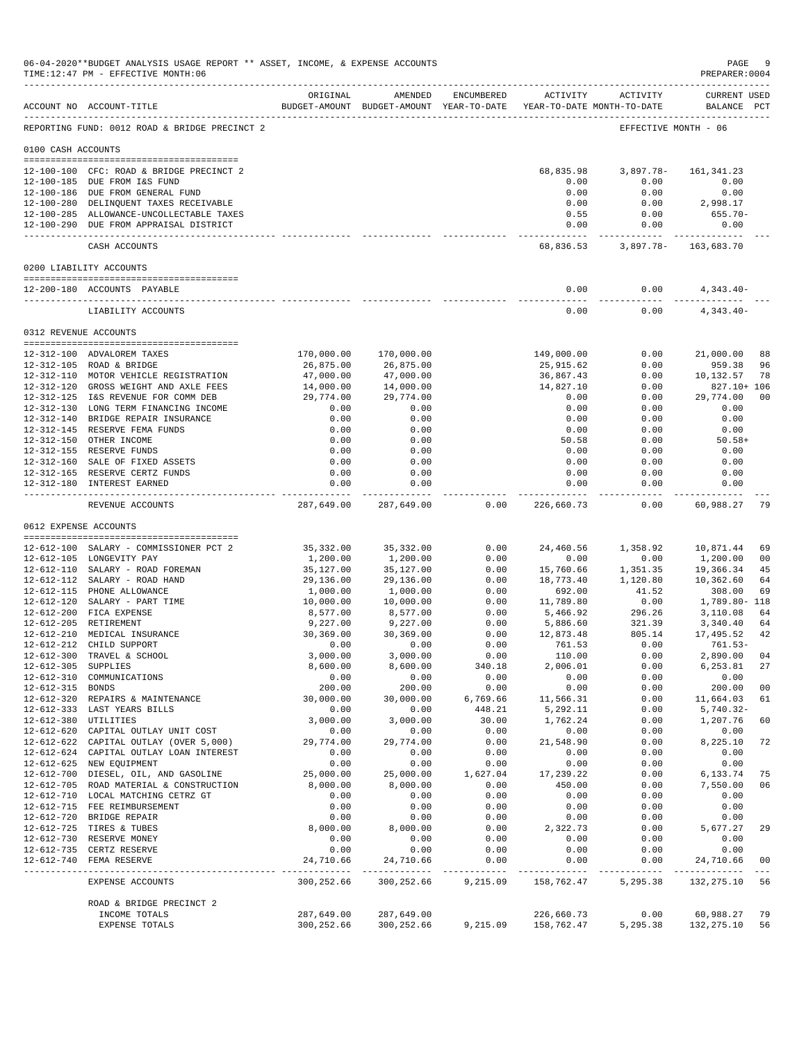06-04-2020**BUDGET ANALYSIS USAGE REPORT ** ASSET, INCOME, & EXPENSE ACCOUNTS
TIME:12:47 PM - EFFECTIVE MONTH:06

PREPARER:0004

REPORTING FUND: 0012 ROAD & BRIDGE PRECINCT 2 — EFFECTIVE MONTH - 06

| ACCOUNT NO | ACCOUNT-TITLE | ORIGINAL BUDGET-AMOUNT | AMENDED BUDGET-AMOUNT | ENCUMBERED YEAR-TO-DATE | ACTIVITY YEAR-TO-DATE | ACTIVITY MONTH-TO-DATE | CURRENT BALANCE | USED PCT |
|---|---|---|---|---|---|---|---|---|
| **0100 CASH ACCOUNTS** | | | | | | | | |
| 12-100-100 | CFC: ROAD & BRIDGE PRECINCT 2 | | | | 68,835.98 | 3,897.78- | 161,341.23 | |
| 12-100-185 | DUE FROM I&S FUND | | | | 0.00 | 0.00 | 0.00 | |
| 12-100-186 | DUE FROM GENERAL FUND | | | | 0.00 | 0.00 | 0.00 | |
| 12-100-280 | DELINQUENT TAXES RECEIVABLE | | | | 0.00 | 0.00 | 2,998.17 | |
| 12-100-285 | ALLOWANCE-UNCOLLECTABLE TAXES | | | | 0.55 | 0.00 | 655.70- | |
| 12-100-290 | DUE FROM APPRAISAL DISTRICT | | | | 0.00 | 0.00 | 0.00 | |
| | CASH ACCOUNTS | | | | 68,836.53 | 3,897.78- | 163,683.70 | |
| **0200 LIABILITY ACCOUNTS** | | | | | | | | |
| 12-200-180 | ACCOUNTS PAYABLE | | | | 0.00 | 0.00 | 4,343.40- | |
| | LIABILITY ACCOUNTS | | | | 0.00 | 0.00 | 4,343.40- | |
| **0312 REVENUE ACCOUNTS** | | | | | | | | |
| 12-312-100 | ADVALOREM TAXES | 170,000.00 | 170,000.00 | | 149,000.00 | 0.00 | 21,000.00 | 88 |
| 12-312-105 | ROAD & BRIDGE | 26,875.00 | 26,875.00 | | 25,915.62 | 0.00 | 959.38 | 96 |
| 12-312-110 | MOTOR VEHICLE REGISTRATION | 47,000.00 | 47,000.00 | | 36,867.43 | 0.00 | 10,132.57 | 78 |
| 12-312-120 | GROSS WEIGHT AND AXLE FEES | 14,000.00 | 14,000.00 | | 14,827.10 | 0.00 | 827.10+ | 106 |
| 12-312-125 | I&S REVENUE FOR COMM DEB | 29,774.00 | 29,774.00 | | 0.00 | 0.00 | 29,774.00 | 00 |
| 12-312-130 | LONG TERM FINANCING INCOME | 0.00 | 0.00 | | 0.00 | 0.00 | 0.00 | |
| 12-312-140 | BRIDGE REPAIR INSURANCE | 0.00 | 0.00 | | 0.00 | 0.00 | 0.00 | |
| 12-312-145 | RESERVE FEMA FUNDS | 0.00 | 0.00 | | 0.00 | 0.00 | 0.00 | |
| 12-312-150 | OTHER INCOME | 0.00 | 0.00 | | 50.58 | 0.00 | 50.58+ | |
| 12-312-155 | RESERVE FUNDS | 0.00 | 0.00 | | 0.00 | 0.00 | 0.00 | |
| 12-312-160 | SALE OF FIXED ASSETS | 0.00 | 0.00 | | 0.00 | 0.00 | 0.00 | |
| 12-312-165 | RESERVE CERTZ FUNDS | 0.00 | 0.00 | | 0.00 | 0.00 | 0.00 | |
| 12-312-180 | INTEREST EARNED | 0.00 | 0.00 | | 0.00 | 0.00 | 0.00 | |
| | REVENUE ACCOUNTS | 287,649.00 | 287,649.00 | 0.00 | 226,660.73 | 0.00 | 60,988.27 | 79 |
| **0612 EXPENSE ACCOUNTS** | | | | | | | | |
| 12-612-100 | SALARY - COMMISSIONER PCT 2 | 35,332.00 | 35,332.00 | 0.00 | 24,460.56 | 1,358.92 | 10,871.44 | 69 |
| 12-612-105 | LONGEVITY PAY | 1,200.00 | 1,200.00 | 0.00 | 0.00 | 0.00 | 1,200.00 | 00 |
| 12-612-110 | SALARY - ROAD FOREMAN | 35,127.00 | 35,127.00 | 0.00 | 15,760.66 | 1,351.35 | 19,366.34 | 45 |
| 12-612-112 | SALARY - ROAD HAND | 29,136.00 | 29,136.00 | 0.00 | 18,773.40 | 1,120.80 | 10,362.60 | 64 |
| 12-612-115 | PHONE ALLOWANCE | 1,000.00 | 1,000.00 | 0.00 | 692.00 | 41.52 | 308.00 | 69 |
| 12-612-120 | SALARY - PART TIME | 10,000.00 | 10,000.00 | 0.00 | 11,789.80 | 0.00 | 1,789.80- | 118 |
| 12-612-200 | FICA EXPENSE | 8,577.00 | 8,577.00 | 0.00 | 5,466.92 | 296.26 | 3,110.08 | 64 |
| 12-612-205 | RETIREMENT | 9,227.00 | 9,227.00 | 0.00 | 5,886.60 | 321.39 | 3,340.40 | 64 |
| 12-612-210 | MEDICAL INSURANCE | 30,369.00 | 30,369.00 | 0.00 | 12,873.48 | 805.14 | 17,495.52 | 42 |
| 12-612-212 | CHILD SUPPORT | 0.00 | 0.00 | 0.00 | 761.53 | 0.00 | 761.53- | |
| 12-612-300 | TRAVEL & SCHOOL | 3,000.00 | 3,000.00 | 0.00 | 110.00 | 0.00 | 2,890.00 | 04 |
| 12-612-305 | SUPPLIES | 8,600.00 | 8,600.00 | 340.18 | 2,006.01 | 0.00 | 6,253.81 | 27 |
| 12-612-310 | COMMUNICATIONS | 0.00 | 0.00 | 0.00 | 0.00 | 0.00 | 0.00 | |
| 12-612-315 | BONDS | 200.00 | 200.00 | 0.00 | 0.00 | 0.00 | 200.00 | 00 |
| 12-612-320 | REPAIRS & MAINTENANCE | 30,000.00 | 30,000.00 | 6,769.66 | 11,566.31 | 0.00 | 11,664.03 | 61 |
| 12-612-333 | LAST YEARS BILLS | 0.00 | 0.00 | 448.21 | 5,292.11 | 0.00 | 5,740.32- | |
| 12-612-380 | UTILITIES | 3,000.00 | 3,000.00 | 30.00 | 1,762.24 | 0.00 | 1,207.76 | 60 |
| 12-612-620 | CAPITAL OUTLAY UNIT COST | 0.00 | 0.00 | 0.00 | 0.00 | 0.00 | 0.00 | |
| 12-612-622 | CAPITAL OUTLAY (OVER 5,000) | 29,774.00 | 29,774.00 | 0.00 | 21,548.90 | 0.00 | 8,225.10 | 72 |
| 12-612-624 | CAPITAL OUTLAY LOAN INTEREST | 0.00 | 0.00 | 0.00 | 0.00 | 0.00 | 0.00 | |
| 12-612-625 | NEW EQUIPMENT | 0.00 | 0.00 | 0.00 | 0.00 | 0.00 | 0.00 | |
| 12-612-700 | DIESEL, OIL, AND GASOLINE | 25,000.00 | 25,000.00 | 1,627.04 | 17,239.22 | 0.00 | 6,133.74 | 75 |
| 12-612-705 | ROAD MATERIAL & CONSTRUCTION | 8,000.00 | 8,000.00 | 0.00 | 450.00 | 0.00 | 7,550.00 | 06 |
| 12-612-710 | LOCAL MATCHING CETRZ GT | 0.00 | 0.00 | 0.00 | 0.00 | 0.00 | 0.00 | |
| 12-612-715 | FEE REIMBURSEMENT | 0.00 | 0.00 | 0.00 | 0.00 | 0.00 | 0.00 | |
| 12-612-720 | BRIDGE REPAIR | 0.00 | 0.00 | 0.00 | 0.00 | 0.00 | 0.00 | |
| 12-612-725 | TIRES & TUBES | 8,000.00 | 8,000.00 | 0.00 | 2,322.73 | 0.00 | 5,677.27 | 29 |
| 12-612-730 | RESERVE MONEY | 0.00 | 0.00 | 0.00 | 0.00 | 0.00 | 0.00 | |
| 12-612-735 | CERTZ RESERVE | 0.00 | 0.00 | 0.00 | 0.00 | 0.00 | 0.00 | |
| 12-612-740 | FEMA RESERVE | 24,710.66 | 24,710.66 | 0.00 | 0.00 | 0.00 | 24,710.66 | 00 |
| | EXPENSE ACCOUNTS | 300,252.66 | 300,252.66 | 9,215.09 | 158,762.47 | 5,295.38 | 132,275.10 | 56 |
| | ROAD & BRIDGE PRECINCT 2 | | | | | | | |
| | INCOME TOTALS | 287,649.00 | 287,649.00 | | 226,660.73 | 0.00 | 60,988.27 | 79 |
| | EXPENSE TOTALS | 300,252.66 | 300,252.66 | 9,215.09 | 158,762.47 | 5,295.38 | 132,275.10 | 56 |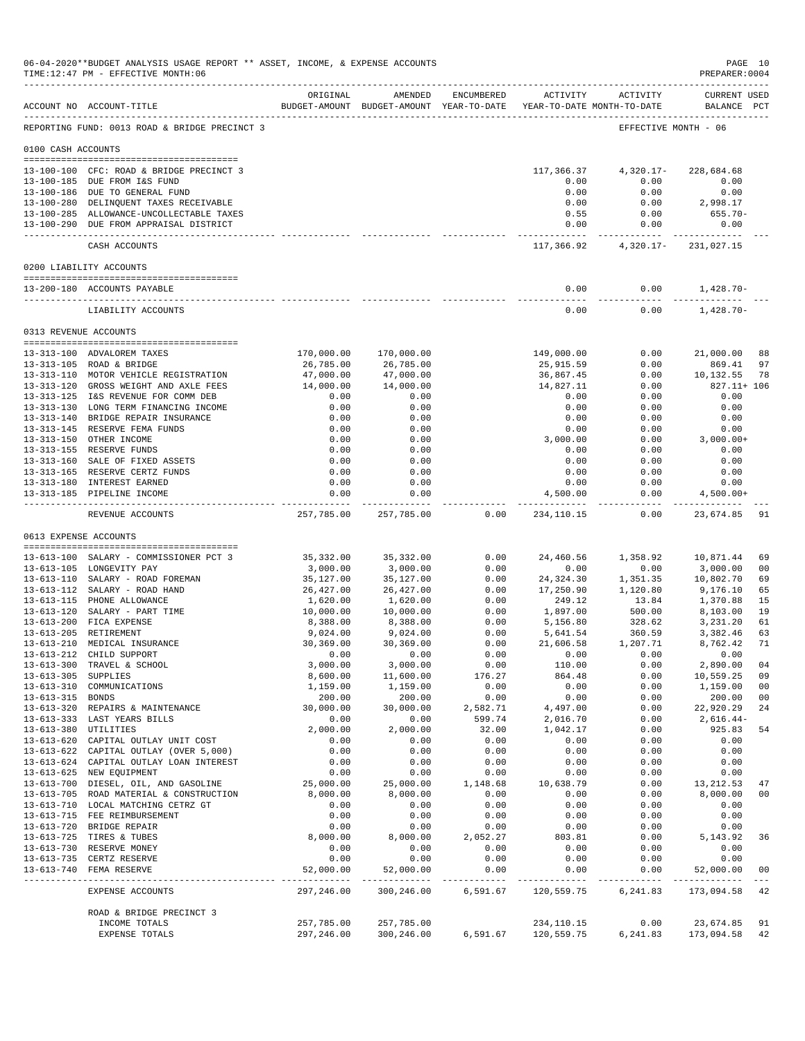06-04-2020**BUDGET ANALYSIS USAGE REPORT ** ASSET, INCOME, & EXPENSE ACCOUNTS
TIME:12:47 PM - EFFECTIVE MONTH:06
PREPARER:0004

REPORTING FUND: 0013 ROAD & BRIDGE PRECINCT 3 — EFFECTIVE MONTH - 06

| ACCOUNT NO | ACCOUNT-TITLE | ORIGINAL BUDGET-AMOUNT | AMENDED BUDGET-AMOUNT | ENCUMBERED YEAR-TO-DATE | ACTIVITY YEAR-TO-DATE | ACTIVITY MONTH-TO-DATE | CURRENT BALANCE | USED PCT |
|---|---|---|---|---|---|---|---|---|
| **0100 CASH ACCOUNTS** | | | | | | | | |
| 13-100-100 | CFC: ROAD & BRIDGE PRECINCT 3 | | | | 117,366.37 | 4,320.17- | 228,684.68 | |
| 13-100-185 | DUE FROM I&S FUND | | | | 0.00 | 0.00 | 0.00 | |
| 13-100-186 | DUE TO GENERAL FUND | | | | 0.00 | 0.00 | 0.00 | |
| 13-100-280 | DELINQUENT TAXES RECEIVABLE | | | | 0.00 | 0.00 | 2,998.17 | |
| 13-100-285 | ALLOWANCE-UNCOLLECTABLE TAXES | | | | 0.55 | 0.00 | 655.70- | |
| 13-100-290 | DUE FROM APPRAISAL DISTRICT | | | | 0.00 | 0.00 | 0.00 | |
| | CASH ACCOUNTS | | | | 117,366.92 | 4,320.17- | 231,027.15 | |
| **0200 LIABILITY ACCOUNTS** | | | | | | | | |
| 13-200-180 | ACCOUNTS PAYABLE | | | | 0.00 | 0.00 | 1,428.70- | |
| | LIABILITY ACCOUNTS | | | | 0.00 | 0.00 | 1,428.70- | |
| **0313 REVENUE ACCOUNTS** | | | | | | | | |
| 13-313-100 | ADVALOREM TAXES | 170,000.00 | 170,000.00 | | 149,000.00 | 0.00 | 21,000.00 | 88 |
| 13-313-105 | ROAD & BRIDGE | 26,785.00 | 26,785.00 | | 25,915.59 | 0.00 | 869.41 | 97 |
| 13-313-110 | MOTOR VEHICLE REGISTRATION | 47,000.00 | 47,000.00 | | 36,867.45 | 0.00 | 10,132.55 | 78 |
| 13-313-120 | GROSS WEIGHT AND AXLE FEES | 14,000.00 | 14,000.00 | | 14,827.11 | 0.00 | 827.11+ | 106 |
| 13-313-125 | I&S REVENUE FOR COMM DEB | 0.00 | 0.00 | | 0.00 | 0.00 | 0.00 | |
| 13-313-130 | LONG TERM FINANCING INCOME | 0.00 | 0.00 | | 0.00 | 0.00 | 0.00 | |
| 13-313-140 | BRIDGE REPAIR INSURANCE | 0.00 | 0.00 | | 0.00 | 0.00 | 0.00 | |
| 13-313-145 | RESERVE FEMA FUNDS | 0.00 | 0.00 | | 0.00 | 0.00 | 0.00 | |
| 13-313-150 | OTHER INCOME | 0.00 | 0.00 | | 3,000.00 | 0.00 | 3,000.00+ | |
| 13-313-155 | RESERVE FUNDS | 0.00 | 0.00 | | 0.00 | 0.00 | 0.00 | |
| 13-313-160 | SALE OF FIXED ASSETS | 0.00 | 0.00 | | 0.00 | 0.00 | 0.00 | |
| 13-313-165 | RESERVE CERTZ FUNDS | 0.00 | 0.00 | | 0.00 | 0.00 | 0.00 | |
| 13-313-180 | INTEREST EARNED | 0.00 | 0.00 | | 0.00 | 0.00 | 0.00 | |
| 13-313-185 | PIPELINE INCOME | 0.00 | 0.00 | | 4,500.00 | 0.00 | 4,500.00+ | |
| | REVENUE ACCOUNTS | 257,785.00 | 257,785.00 | 0.00 | 234,110.15 | 0.00 | 23,674.85 | 91 |
| **0613 EXPENSE ACCOUNTS** | | | | | | | | |
| 13-613-100 | SALARY - COMMISSIONER PCT 3 | 35,332.00 | 35,332.00 | 0.00 | 24,460.56 | 1,358.92 | 10,871.44 | 69 |
| 13-613-105 | LONGEVITY PAY | 3,000.00 | 3,000.00 | 0.00 | 0.00 | 0.00 | 3,000.00 | 00 |
| 13-613-110 | SALARY - ROAD FOREMAN | 35,127.00 | 35,127.00 | 0.00 | 24,324.30 | 1,351.35 | 10,802.70 | 69 |
| 13-613-112 | SALARY - ROAD HAND | 26,427.00 | 26,427.00 | 0.00 | 17,250.90 | 1,120.80 | 9,176.10 | 65 |
| 13-613-115 | PHONE ALLOWANCE | 1,620.00 | 1,620.00 | 0.00 | 249.12 | 13.84 | 1,370.88 | 15 |
| 13-613-120 | SALARY - PART TIME | 10,000.00 | 10,000.00 | 0.00 | 1,897.00 | 500.00 | 8,103.00 | 19 |
| 13-613-200 | FICA EXPENSE | 8,388.00 | 8,388.00 | 0.00 | 5,156.80 | 328.62 | 3,231.20 | 61 |
| 13-613-205 | RETIREMENT | 9,024.00 | 9,024.00 | 0.00 | 5,641.54 | 360.59 | 3,382.46 | 63 |
| 13-613-210 | MEDICAL INSURANCE | 30,369.00 | 30,369.00 | 0.00 | 21,606.58 | 1,207.71 | 8,762.42 | 71 |
| 13-613-212 | CHILD SUPPORT | 0.00 | 0.00 | 0.00 | 0.00 | 0.00 | 0.00 | |
| 13-613-300 | TRAVEL & SCHOOL | 3,000.00 | 3,000.00 | 0.00 | 110.00 | 0.00 | 2,890.00 | 04 |
| 13-613-305 | SUPPLIES | 8,600.00 | 11,600.00 | 176.27 | 864.48 | 0.00 | 10,559.25 | 09 |
| 13-613-310 | COMMUNICATIONS | 1,159.00 | 1,159.00 | 0.00 | 0.00 | 0.00 | 1,159.00 | 00 |
| 13-613-315 | BONDS | 200.00 | 200.00 | 0.00 | 0.00 | 0.00 | 200.00 | 00 |
| 13-613-320 | REPAIRS & MAINTENANCE | 30,000.00 | 30,000.00 | 2,582.71 | 4,497.00 | 0.00 | 22,920.29 | 24 |
| 13-613-333 | LAST YEARS BILLS | 0.00 | 0.00 | 599.74 | 2,016.70 | 0.00 | 2,616.44- | |
| 13-613-380 | UTILITIES | 2,000.00 | 2,000.00 | 32.00 | 1,042.17 | 0.00 | 925.83 | 54 |
| 13-613-620 | CAPITAL OUTLAY UNIT COST | 0.00 | 0.00 | 0.00 | 0.00 | 0.00 | 0.00 | |
| 13-613-622 | CAPITAL OUTLAY (OVER 5,000) | 0.00 | 0.00 | 0.00 | 0.00 | 0.00 | 0.00 | |
| 13-613-624 | CAPITAL OUTLAY LOAN INTEREST | 0.00 | 0.00 | 0.00 | 0.00 | 0.00 | 0.00 | |
| 13-613-625 | NEW EQUIPMENT | 0.00 | 0.00 | 0.00 | 0.00 | 0.00 | 0.00 | |
| 13-613-700 | DIESEL, OIL, AND GASOLINE | 25,000.00 | 25,000.00 | 1,148.68 | 10,638.79 | 0.00 | 13,212.53 | 47 |
| 13-613-705 | ROAD MATERIAL & CONSTRUCTION | 8,000.00 | 8,000.00 | 0.00 | 0.00 | 0.00 | 8,000.00 | 00 |
| 13-613-710 | LOCAL MATCHING CETRZ GT | 0.00 | 0.00 | 0.00 | 0.00 | 0.00 | 0.00 | |
| 13-613-715 | FEE REIMBURSEMENT | 0.00 | 0.00 | 0.00 | 0.00 | 0.00 | 0.00 | |
| 13-613-720 | BRIDGE REPAIR | 0.00 | 0.00 | 0.00 | 0.00 | 0.00 | 0.00 | |
| 13-613-725 | TIRES & TUBES | 8,000.00 | 8,000.00 | 2,052.27 | 803.81 | 0.00 | 5,143.92 | 36 |
| 13-613-730 | RESERVE MONEY | 0.00 | 0.00 | 0.00 | 0.00 | 0.00 | 0.00 | |
| 13-613-735 | CERTZ RESERVE | 0.00 | 0.00 | 0.00 | 0.00 | 0.00 | 0.00 | |
| 13-613-740 | FEMA RESERVE | 52,000.00 | 52,000.00 | 0.00 | 0.00 | 0.00 | 52,000.00 | 00 |
| | EXPENSE ACCOUNTS | 297,246.00 | 300,246.00 | 6,591.67 | 120,559.75 | 6,241.83 | 173,094.58 | 42 |
| | ROAD & BRIDGE PRECINCT 3 | | | | | | | |
| | INCOME TOTALS | 257,785.00 | 257,785.00 | | 234,110.15 | 0.00 | 23,674.85 | 91 |
| | EXPENSE TOTALS | 297,246.00 | 300,246.00 | 6,591.67 | 120,559.75 | 6,241.83 | 173,094.58 | 42 |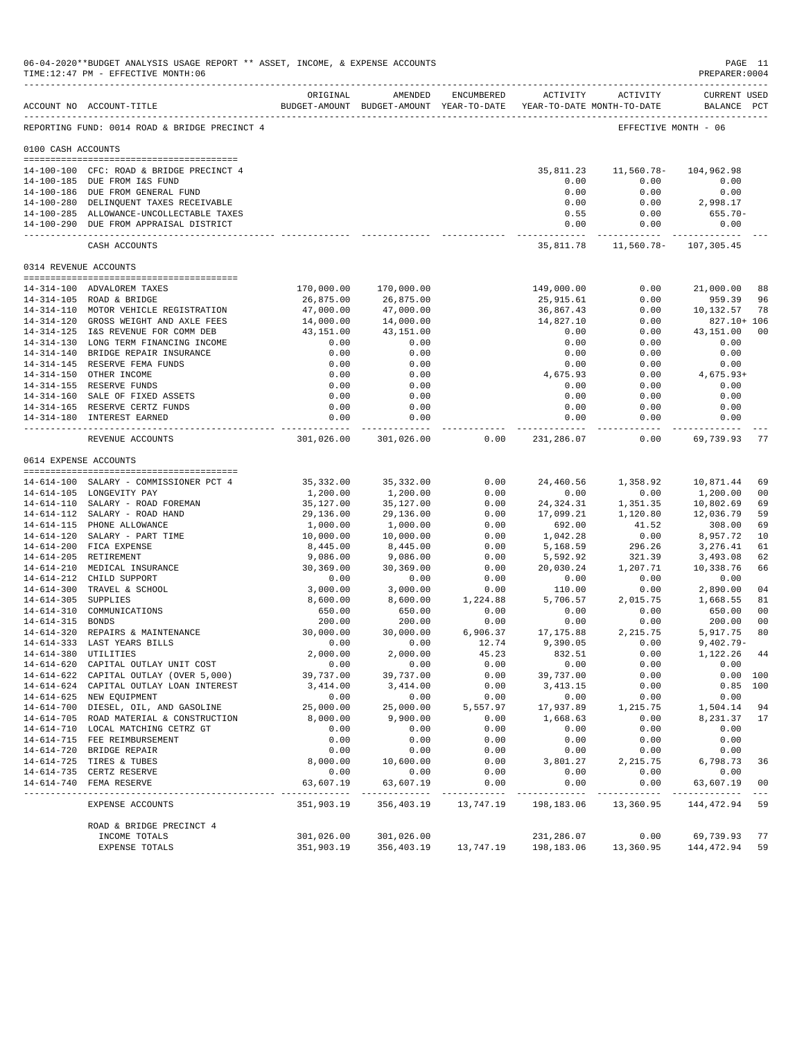06-04-2020**BUDGET ANALYSIS USAGE REPORT ** ASSET, INCOME, & EXPENSE ACCOUNTS
TIME:12:47 PM - EFFECTIVE MONTH:06
PREPARER:0004

REPORTING FUND: 0014 ROAD & BRIDGE PRECINCT 4 — EFFECTIVE MONTH - 06

| ACCOUNT NO | ACCOUNT-TITLE | ORIGINAL BUDGET-AMOUNT | AMENDED BUDGET-AMOUNT | ENCUMBERED YEAR-TO-DATE | ACTIVITY YEAR-TO-DATE | ACTIVITY MONTH-TO-DATE | CURRENT USED BALANCE | PCT |
|---|---|---|---|---|---|---|---|---|
| **0100 CASH ACCOUNTS** | | | | | | | | |
| 14-100-100 | CFC: ROAD & BRIDGE PRECINCT 4 | | | | 35,811.23 | 11,560.78- | 104,962.98 | |
| 14-100-185 | DUE FROM I&S FUND | | | | 0.00 | 0.00 | 0.00 | |
| 14-100-186 | DUE FROM GENERAL FUND | | | | 0.00 | 0.00 | 0.00 | |
| 14-100-280 | DELINQUENT TAXES RECEIVABLE | | | | 0.00 | 0.00 | 2,998.17 | |
| 14-100-285 | ALLOWANCE-UNCOLLECTABLE TAXES | | | | 0.55 | 0.00 | 655.70- | |
| 14-100-290 | DUE FROM APPRAISAL DISTRICT | | | | 0.00 | 0.00 | 0.00 | |
| | CASH ACCOUNTS | | | | 35,811.78 | 11,560.78- | 107,305.45 | |
| **0314 REVENUE ACCOUNTS** | | | | | | | | |
| 14-314-100 | ADVALOREM TAXES | 170,000.00 | 170,000.00 | | 149,000.00 | 0.00 | 21,000.00 | 88 |
| 14-314-105 | ROAD & BRIDGE | 26,875.00 | 26,875.00 | | 25,915.61 | 0.00 | 959.39 | 96 |
| 14-314-110 | MOTOR VEHICLE REGISTRATION | 47,000.00 | 47,000.00 | | 36,867.43 | 0.00 | 10,132.57 | 78 |
| 14-314-120 | GROSS WEIGHT AND AXLE FEES | 14,000.00 | 14,000.00 | | 14,827.10 | 0.00 | 827.10+ | 106 |
| 14-314-125 | I&S REVENUE FOR COMM DEB | 43,151.00 | 43,151.00 | | 0.00 | 0.00 | 43,151.00 | 00 |
| 14-314-130 | LONG TERM FINANCING INCOME | 0.00 | 0.00 | | 0.00 | 0.00 | 0.00 | |
| 14-314-140 | BRIDGE REPAIR INSURANCE | 0.00 | 0.00 | | 0.00 | 0.00 | 0.00 | |
| 14-314-145 | RESERVE FEMA FUNDS | 0.00 | 0.00 | | 0.00 | 0.00 | 0.00 | |
| 14-314-150 | OTHER INCOME | 0.00 | 0.00 | | 4,675.93 | 0.00 | 4,675.93+ | |
| 14-314-155 | RESERVE FUNDS | 0.00 | 0.00 | | 0.00 | 0.00 | 0.00 | |
| 14-314-160 | SALE OF FIXED ASSETS | 0.00 | 0.00 | | 0.00 | 0.00 | 0.00 | |
| 14-314-165 | RESERVE CERTZ FUNDS | 0.00 | 0.00 | | 0.00 | 0.00 | 0.00 | |
| 14-314-180 | INTEREST EARNED | 0.00 | 0.00 | | 0.00 | 0.00 | 0.00 | |
| | REVENUE ACCOUNTS | 301,026.00 | 301,026.00 | 0.00 | 231,286.07 | 0.00 | 69,739.93 | 77 |
| **0614 EXPENSE ACCOUNTS** | | | | | | | | |
| 14-614-100 | SALARY - COMMISSIONER PCT 4 | 35,332.00 | 35,332.00 | 0.00 | 24,460.56 | 1,358.92 | 10,871.44 | 69 |
| 14-614-105 | LONGEVITY PAY | 1,200.00 | 1,200.00 | 0.00 | 0.00 | 0.00 | 1,200.00 | 00 |
| 14-614-110 | SALARY - ROAD FOREMAN | 35,127.00 | 35,127.00 | 0.00 | 24,324.31 | 1,351.35 | 10,802.69 | 69 |
| 14-614-112 | SALARY - ROAD HAND | 29,136.00 | 29,136.00 | 0.00 | 17,099.21 | 1,120.80 | 12,036.79 | 59 |
| 14-614-115 | PHONE ALLOWANCE | 1,000.00 | 1,000.00 | 0.00 | 692.00 | 41.52 | 308.00 | 69 |
| 14-614-120 | SALARY - PART TIME | 10,000.00 | 10,000.00 | 0.00 | 1,042.28 | 0.00 | 8,957.72 | 10 |
| 14-614-200 | FICA EXPENSE | 8,445.00 | 8,445.00 | 0.00 | 5,168.59 | 296.26 | 3,276.41 | 61 |
| 14-614-205 | RETIREMENT | 9,086.00 | 9,086.00 | 0.00 | 5,592.92 | 321.39 | 3,493.08 | 62 |
| 14-614-210 | MEDICAL INSURANCE | 30,369.00 | 30,369.00 | 0.00 | 20,030.24 | 1,207.71 | 10,338.76 | 66 |
| 14-614-212 | CHILD SUPPORT | 0.00 | 0.00 | 0.00 | 0.00 | 0.00 | 0.00 | |
| 14-614-300 | TRAVEL & SCHOOL | 3,000.00 | 3,000.00 | 0.00 | 110.00 | 0.00 | 2,890.00 | 04 |
| 14-614-305 | SUPPLIES | 8,600.00 | 8,600.00 | 1,224.88 | 5,706.57 | 2,015.75 | 1,668.55 | 81 |
| 14-614-310 | COMMUNICATIONS | 650.00 | 650.00 | 0.00 | 0.00 | 0.00 | 650.00 | 00 |
| 14-614-315 | BONDS | 200.00 | 200.00 | 0.00 | 0.00 | 0.00 | 200.00 | 00 |
| 14-614-320 | REPAIRS & MAINTENANCE | 30,000.00 | 30,000.00 | 6,906.37 | 17,175.88 | 2,215.75 | 5,917.75 | 80 |
| 14-614-333 | LAST YEARS BILLS | 0.00 | 0.00 | 12.74 | 9,390.05 | 0.00 | 9,402.79- | |
| 14-614-380 | UTILITIES | 2,000.00 | 2,000.00 | 45.23 | 832.51 | 0.00 | 1,122.26 | 44 |
| 14-614-620 | CAPITAL OUTLAY UNIT COST | 0.00 | 0.00 | 0.00 | 0.00 | 0.00 | 0.00 | |
| 14-614-622 | CAPITAL OUTLAY (OVER 5,000) | 39,737.00 | 39,737.00 | 0.00 | 39,737.00 | 0.00 | 0.00 | 100 |
| 14-614-624 | CAPITAL OUTLAY LOAN INTEREST | 3,414.00 | 3,414.00 | 0.00 | 3,413.15 | 0.00 | 0.85 | 100 |
| 14-614-625 | NEW EQUIPMENT | 0.00 | 0.00 | 0.00 | 0.00 | 0.00 | 0.00 | |
| 14-614-700 | DIESEL, OIL, AND GASOLINE | 25,000.00 | 25,000.00 | 5,557.97 | 17,937.89 | 1,215.75 | 1,504.14 | 94 |
| 14-614-705 | ROAD MATERIAL & CONSTRUCTION | 8,000.00 | 9,900.00 | 0.00 | 1,668.63 | 0.00 | 8,231.37 | 17 |
| 14-614-710 | LOCAL MATCHING CETRZ GT | 0.00 | 0.00 | 0.00 | 0.00 | 0.00 | 0.00 | |
| 14-614-715 | FEE REIMBURSEMENT | 0.00 | 0.00 | 0.00 | 0.00 | 0.00 | 0.00 | |
| 14-614-720 | BRIDGE REPAIR | 0.00 | 0.00 | 0.00 | 0.00 | 0.00 | 0.00 | |
| 14-614-725 | TIRES & TUBES | 8,000.00 | 10,600.00 | 0.00 | 3,801.27 | 2,215.75 | 6,798.73 | 36 |
| 14-614-735 | CERTZ RESERVE | 0.00 | 0.00 | 0.00 | 0.00 | 0.00 | 0.00 | |
| 14-614-740 | FEMA RESERVE | 63,607.19 | 63,607.19 | 0.00 | 0.00 | 0.00 | 63,607.19 | 00 |
| | EXPENSE ACCOUNTS | 351,903.19 | 356,403.19 | 13,747.19 | 198,183.06 | 13,360.95 | 144,472.94 | 59 |
| | ROAD & BRIDGE PRECINCT 4 | | | | | | | |
| | INCOME TOTALS | 301,026.00 | 301,026.00 | | 231,286.07 | 0.00 | 69,739.93 | 77 |
| | EXPENSE TOTALS | 351,903.19 | 356,403.19 | 13,747.19 | 198,183.06 | 13,360.95 | 144,472.94 | 59 |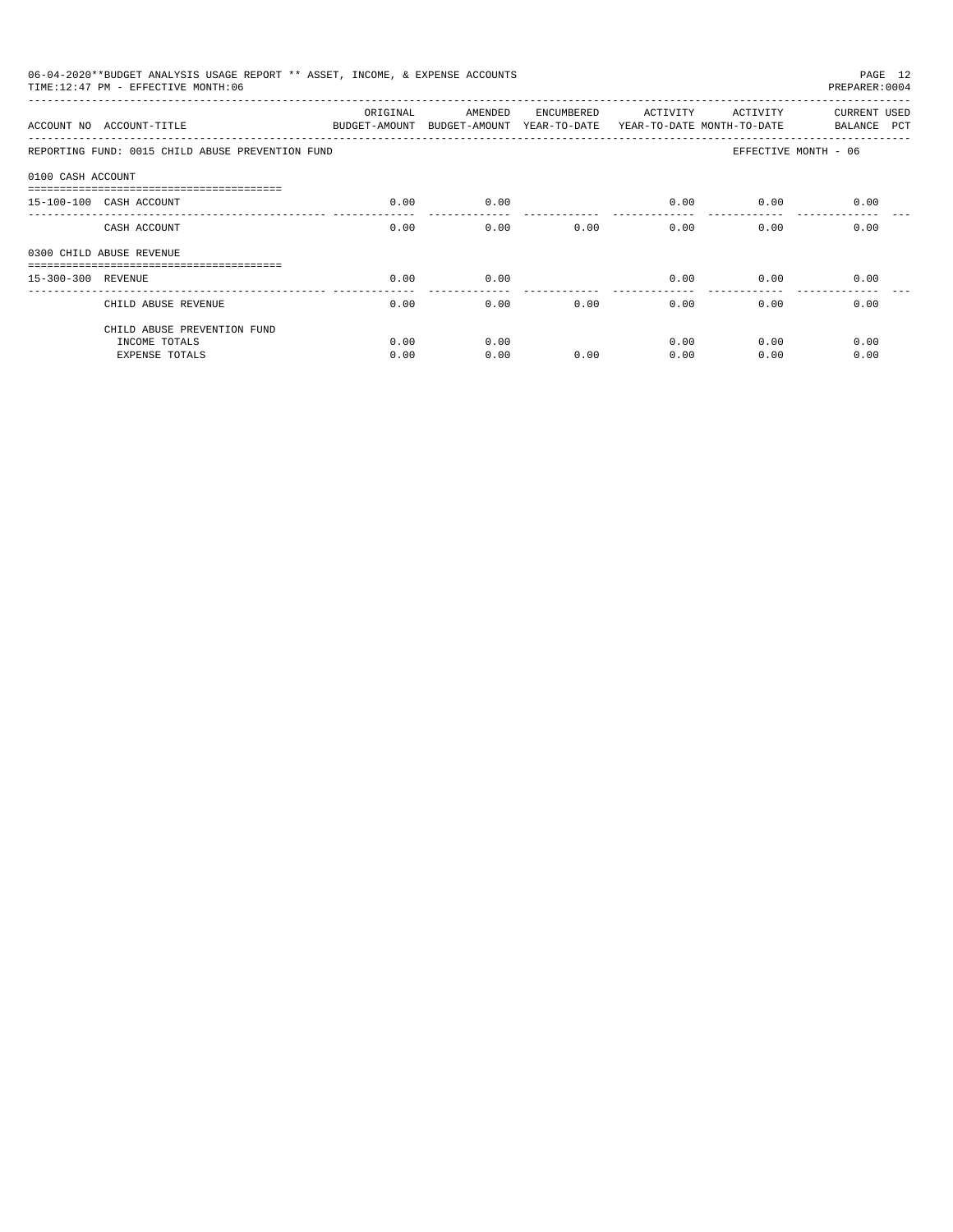06-04-2020**BUDGET ANALYSIS USAGE REPORT ** ASSET, INCOME, & EXPENSE ACCOUNTS

TIME:12:47 PM - EFFECTIVE MONTH:06

PREPARER:0004

| ACCOUNT NO | ACCOUNT-TITLE | ORIGINAL BUDGET-AMOUNT | AMENDED BUDGET-AMOUNT | ENCUMBERED YEAR-TO-DATE | ACTIVITY YEAR-TO-DATE | ACTIVITY MONTH-TO-DATE | CURRENT BALANCE | USED PCT |
|---|---|---|---|---|---|---|---|---|
| REPORTING FUND: 0015 CHILD ABUSE PREVENTION FUND | | | | | | EFFECTIVE MONTH - 06 | | |
| 0100 CASH ACCOUNT | | | | | | | | |
| 15-100-100 | CASH ACCOUNT | 0.00 | 0.00 | | 0.00 | 0.00 | 0.00 | |
| | CASH ACCOUNT | 0.00 | 0.00 | 0.00 | 0.00 | 0.00 | 0.00 | |
| 0300 CHILD ABUSE REVENUE | | | | | | | | |
| 15-300-300 | REVENUE | 0.00 | 0.00 | | 0.00 | 0.00 | 0.00 | |
| | CHILD ABUSE REVENUE | 0.00 | 0.00 | 0.00 | 0.00 | 0.00 | 0.00 | |
| | CHILD ABUSE PREVENTION FUND | | | | | | | |
| | INCOME TOTALS | 0.00 | 0.00 | | 0.00 | 0.00 | 0.00 | |
| | EXPENSE TOTALS | 0.00 | 0.00 | 0.00 | 0.00 | 0.00 | 0.00 | |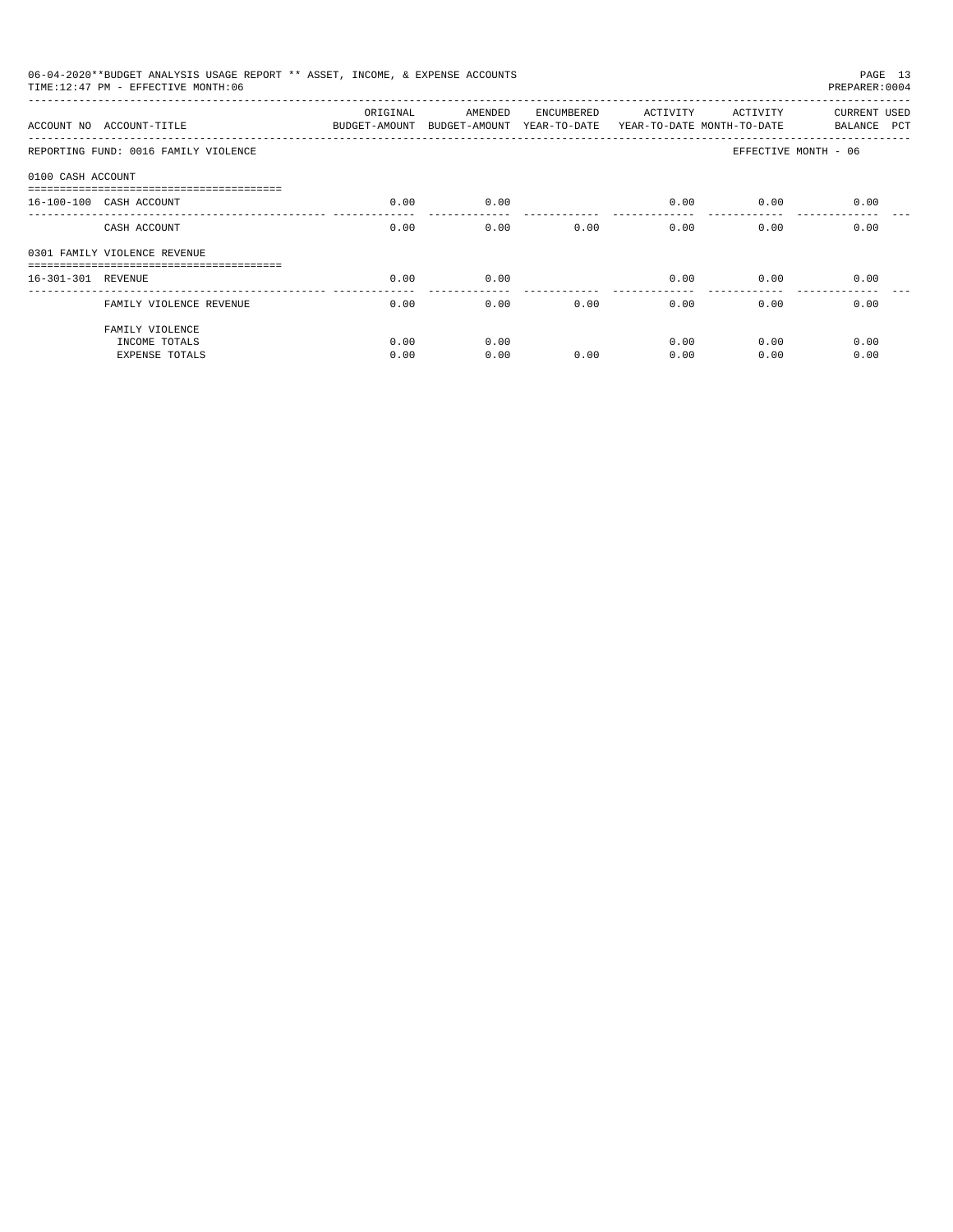06-04-2020**BUDGET ANALYSIS USAGE REPORT ** ASSET, INCOME, & EXPENSE ACCOUNTS
TIME:12:47 PM - EFFECTIVE MONTH:06

PREPARER:0004

| ACCOUNT NO | ACCOUNT-TITLE | ORIGINAL BUDGET-AMOUNT | AMENDED BUDGET-AMOUNT | ENCUMBERED YEAR-TO-DATE | ACTIVITY YEAR-TO-DATE | ACTIVITY MONTH-TO-DATE | CURRENT BALANCE | USED PCT |
|---|---|---|---|---|---|---|---|---|
| REPORTING FUND: 0016 FAMILY VIOLENCE | | | | | | EFFECTIVE MONTH - 06 | | |
| 0100 CASH ACCOUNT | | | | | | | | |
| 16-100-100 | CASH ACCOUNT | 0.00 | 0.00 | | 0.00 | 0.00 | 0.00 | |
| | CASH ACCOUNT | 0.00 | 0.00 | 0.00 | 0.00 | 0.00 | 0.00 | |
| 0301 FAMILY VIOLENCE REVENUE | | | | | | | | |
| 16-301-301 | REVENUE | 0.00 | 0.00 | | 0.00 | 0.00 | 0.00 | |
| | FAMILY VIOLENCE REVENUE | 0.00 | 0.00 | 0.00 | 0.00 | 0.00 | 0.00 | |
| | FAMILY VIOLENCE | | | | | | | |
| | INCOME TOTALS | 0.00 | 0.00 | | 0.00 | 0.00 | 0.00 | |
| | EXPENSE TOTALS | 0.00 | 0.00 | 0.00 | 0.00 | 0.00 | 0.00 | |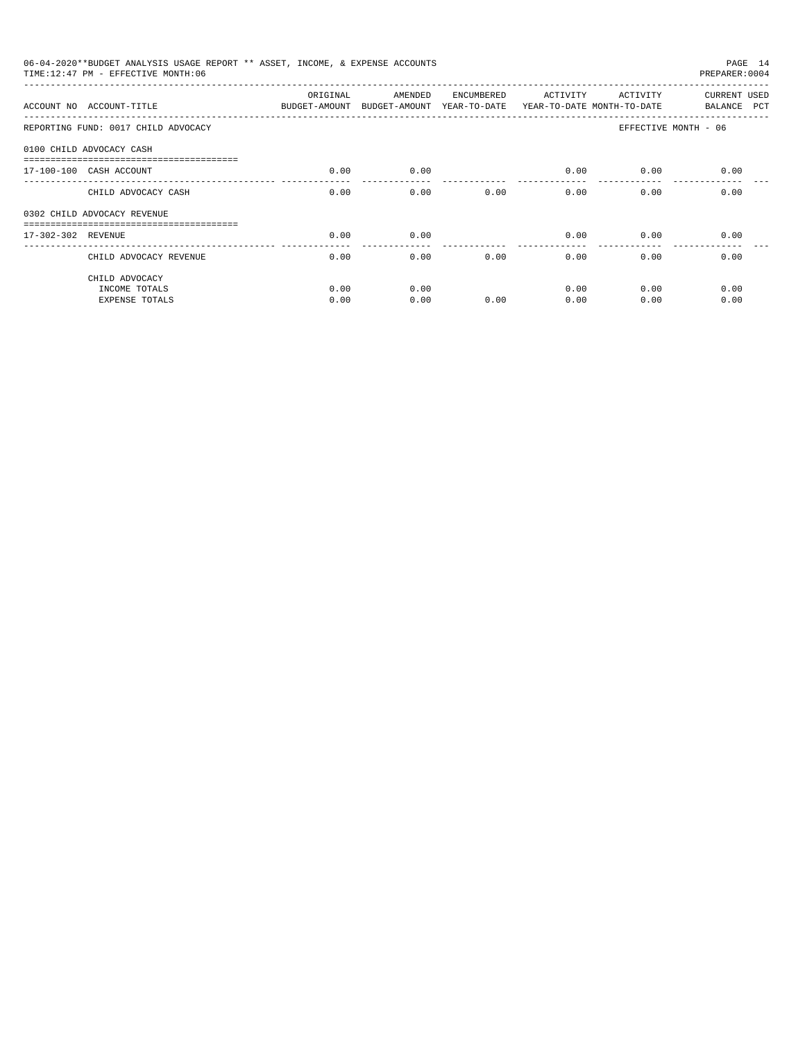06-04-2020**BUDGET ANALYSIS USAGE REPORT ** ASSET, INCOME, & EXPENSE ACCOUNTS
TIME:12:47 PM - EFFECTIVE MONTH:06
PREPARER:0004

| ACCOUNT NO | ACCOUNT-TITLE | ORIGINAL BUDGET-AMOUNT | AMENDED BUDGET-AMOUNT | ENCUMBERED YEAR-TO-DATE | ACTIVITY YEAR-TO-DATE | ACTIVITY MONTH-TO-DATE | CURRENT BALANCE | USED PCT |
|---|---|---|---|---|---|---|---|---|
| REPORTING FUND: 0017 CHILD ADVOCACY | | | | | | | EFFECTIVE MONTH - 06 | |
| 0100 CHILD ADVOCACY CASH | | | | | | | | |
| 17-100-100 | CASH ACCOUNT | 0.00 | 0.00 | | 0.00 | 0.00 | 0.00 | |
| | CHILD ADVOCACY CASH | 0.00 | 0.00 | 0.00 | 0.00 | 0.00 | 0.00 | |
| 0302 CHILD ADVOCACY REVENUE | | | | | | | | |
| 17-302-302 | REVENUE | 0.00 | 0.00 | | 0.00 | 0.00 | 0.00 | |
| | CHILD ADVOCACY REVENUE | 0.00 | 0.00 | 0.00 | 0.00 | 0.00 | 0.00 | |
| | CHILD ADVOCACY | | | | | | | |
| | INCOME TOTALS | 0.00 | 0.00 | | 0.00 | 0.00 | 0.00 | |
| | EXPENSE TOTALS | 0.00 | 0.00 | 0.00 | 0.00 | 0.00 | 0.00 | |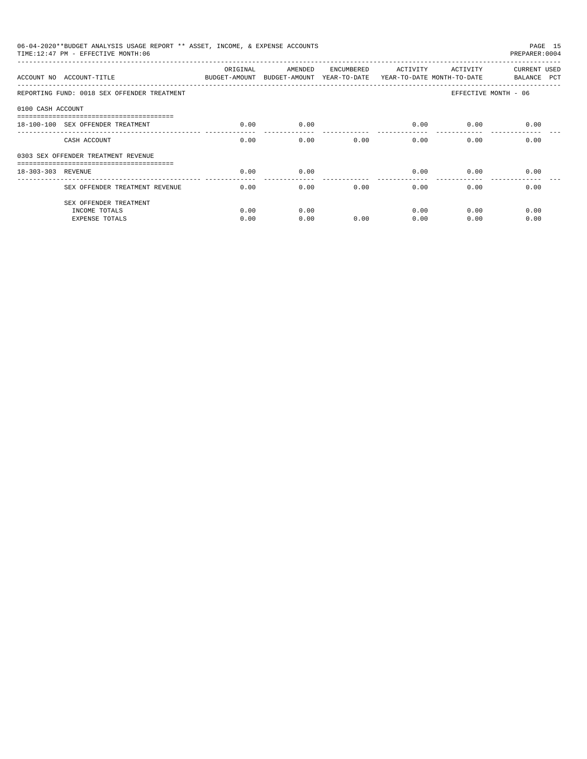06-04-2020**BUDGET ANALYSIS USAGE REPORT ** ASSET, INCOME, & EXPENSE ACCOUNTS

TIME:12:47 PM - EFFECTIVE MONTH:06

PREPARER:0004

| ACCOUNT NO | ACCOUNT-TITLE | ORIGINAL BUDGET-AMOUNT | AMENDED BUDGET-AMOUNT | ENCUMBERED YEAR-TO-DATE | ACTIVITY YEAR-TO-DATE | ACTIVITY MONTH-TO-DATE | CURRENT BALANCE | USED PCT |
|---|---|---|---|---|---|---|---|---|
| REPORTING FUND: 0018 SEX OFFENDER TREATMENT | | | | | | EFFECTIVE MONTH - 06 | | |
| 0100 CASH ACCOUNT | | | | | | | | |
| 18-100-100 | SEX OFFENDER TREATMENT | 0.00 | 0.00 | | 0.00 | 0.00 | 0.00 | |
| | CASH ACCOUNT | 0.00 | 0.00 | 0.00 | 0.00 | 0.00 | 0.00 | |
| 0303 SEX OFFENDER TREATMENT REVENUE | | | | | | | | |
| 18-303-303 | REVENUE | 0.00 | 0.00 | | 0.00 | 0.00 | 0.00 | |
| | SEX OFFENDER TREATMENT REVENUE | 0.00 | 0.00 | 0.00 | 0.00 | 0.00 | 0.00 | |
| | SEX OFFENDER TREATMENT | | | | | | | |
| | INCOME TOTALS | 0.00 | 0.00 | | 0.00 | 0.00 | 0.00 | |
| | EXPENSE TOTALS | 0.00 | 0.00 | 0.00 | 0.00 | 0.00 | 0.00 | |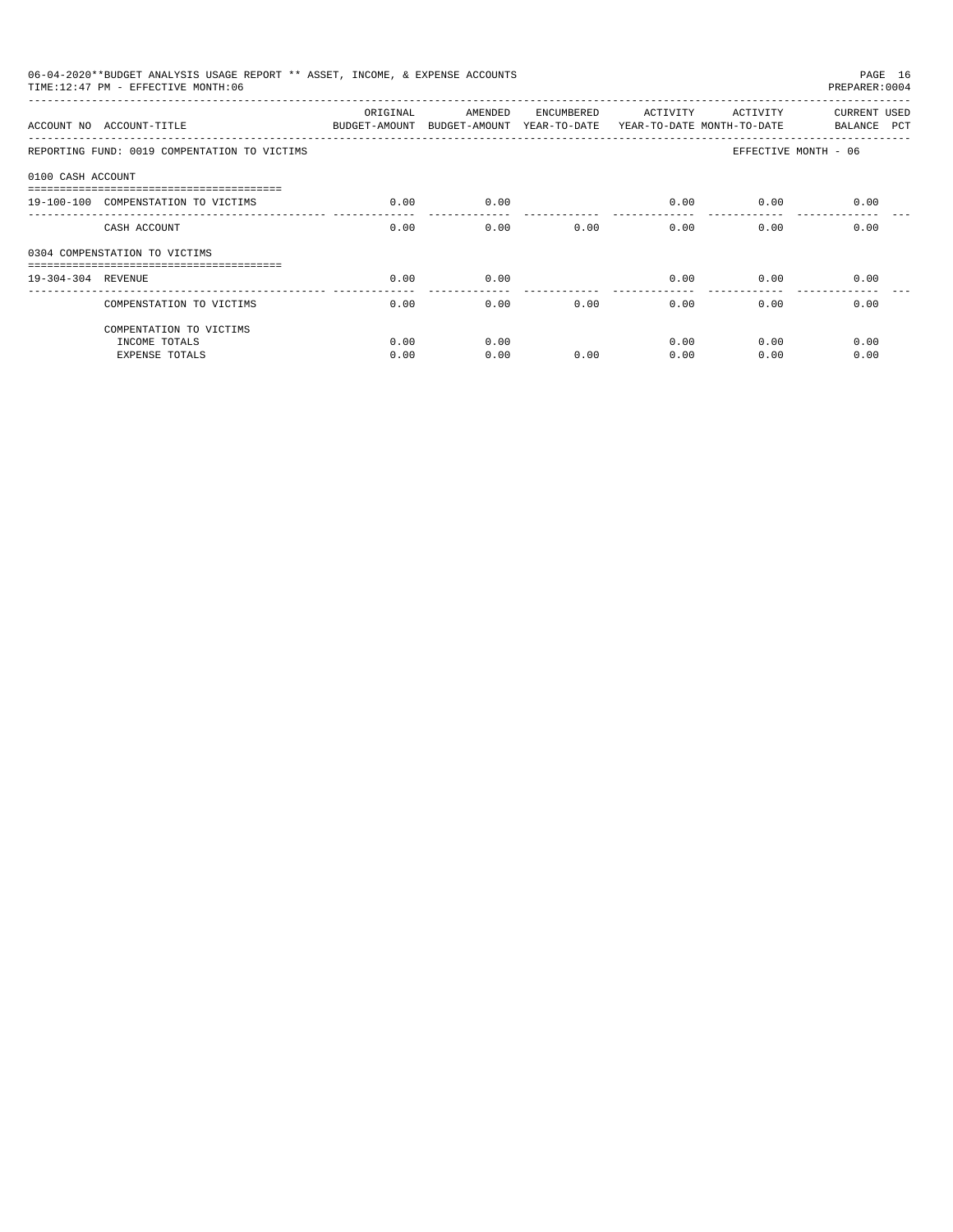06-04-2020**BUDGET ANALYSIS USAGE REPORT ** ASSET, INCOME, & EXPENSE ACCOUNTS
TIME:12:47 PM - EFFECTIVE MONTH:06
PREPARER:0004

| ACCOUNT NO | ACCOUNT-TITLE | ORIGINAL BUDGET-AMOUNT | AMENDED BUDGET-AMOUNT | ENCUMBERED YEAR-TO-DATE | ACTIVITY YEAR-TO-DATE | ACTIVITY MONTH-TO-DATE | CURRENT BALANCE | USED PCT |
|---|---|---|---|---|---|---|---|---|
| REPORTING FUND: 0019 COMPENTATION TO VICTIMS | | | | | | EFFECTIVE MONTH - 06 | | |
| 0100 CASH ACCOUNT | | | | | | | | |
| 19-100-100 | COMPENSTATION TO VICTIMS | 0.00 | 0.00 | | 0.00 | 0.00 | 0.00 | |
| | CASH ACCOUNT | 0.00 | 0.00 | 0.00 | 0.00 | 0.00 | 0.00 | |
| 0304 COMPENSTATION TO VICTIMS | | | | | | | | |
| 19-304-304 | REVENUE | 0.00 | 0.00 | | 0.00 | 0.00 | 0.00 | |
| | COMPENSATION TO VICTIMS | 0.00 | 0.00 | 0.00 | 0.00 | 0.00 | 0.00 | |
| | COMPENTATION TO VICTIMS | | | | | | | |
| | INCOME TOTALS | 0.00 | 0.00 | | 0.00 | 0.00 | 0.00 | |
| | EXPENSE TOTALS | 0.00 | 0.00 | 0.00 | 0.00 | 0.00 | 0.00 | |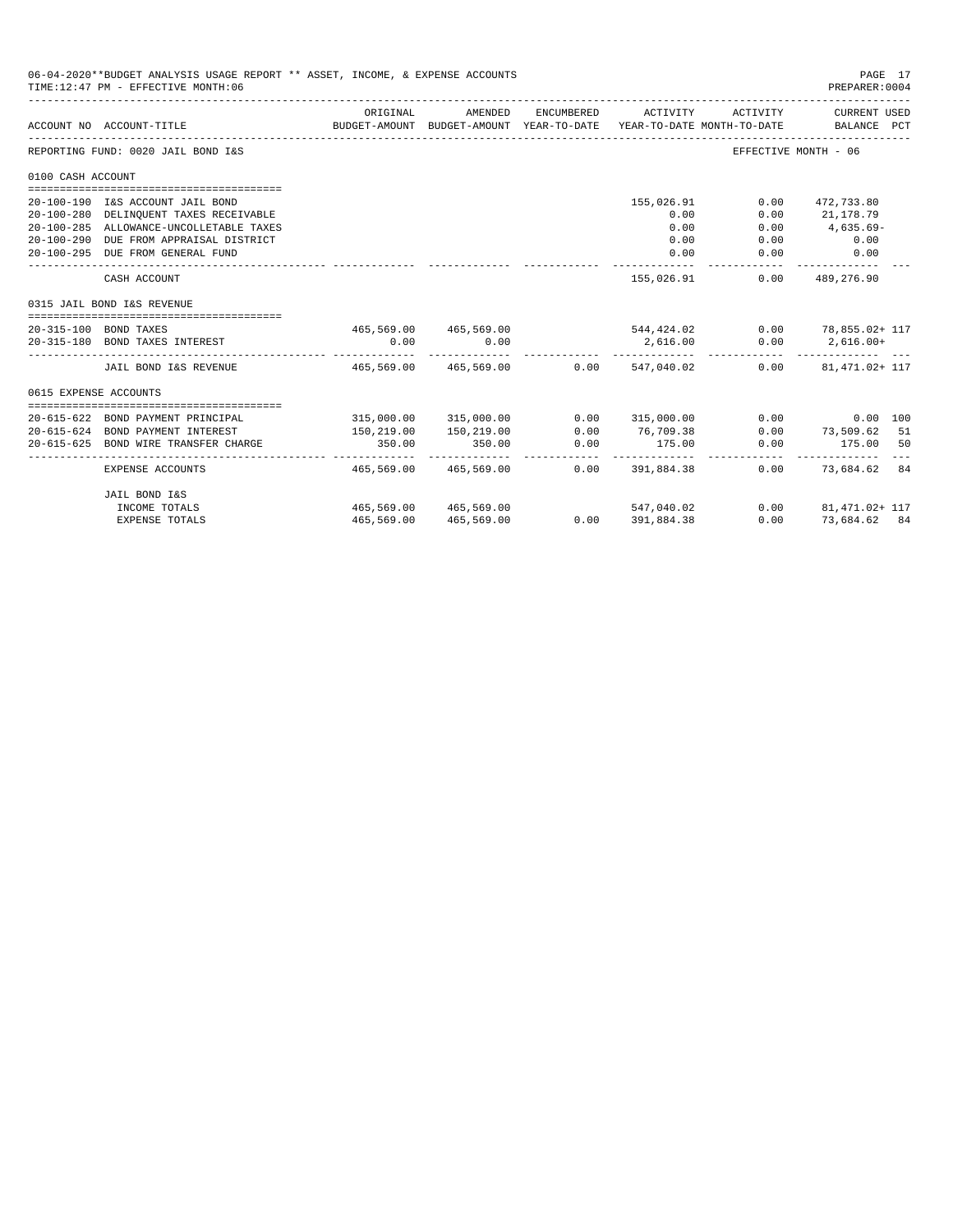06-04-2020**BUDGET ANALYSIS USAGE REPORT ** ASSET, INCOME, & EXPENSE ACCOUNTS
TIME:12:47 PM - EFFECTIVE MONTH:06
PREPARER:0004

| ACCOUNT NO | ACCOUNT-TITLE | ORIGINAL BUDGET-AMOUNT | AMENDED BUDGET-AMOUNT | ENCUMBERED YEAR-TO-DATE | ACTIVITY YEAR-TO-DATE | ACTIVITY MONTH-TO-DATE | CURRENT USED BALANCE | PCT |
|---|---|---|---|---|---|---|---|---|
| REPORTING FUND: 0020 JAIL BOND I&S | | | | | | | EFFECTIVE MONTH - 06 | |
| 0100 CASH ACCOUNT | | | | | | | | |
| 20-100-190 | I&S ACCOUNT JAIL BOND | | | | 155,026.91 | 0.00 | 472,733.80 | |
| 20-100-280 | DELINQUENT TAXES RECEIVABLE | | | | 0.00 | 0.00 | 21,178.79 | |
| 20-100-285 | ALLOWANCE-UNCOLLETABLE TAXES | | | | 0.00 | 0.00 | 4,635.69- | |
| 20-100-290 | DUE FROM APPRAISAL DISTRICT | | | | 0.00 | 0.00 | 0.00 | |
| 20-100-295 | DUE FROM GENERAL FUND | | | | 0.00 | 0.00 | 0.00 | |
| | CASH ACCOUNT | | | | 155,026.91 | 0.00 | 489,276.90 | |
| 0315 JAIL BOND I&S REVENUE | | | | | | | | |
| 20-315-100 | BOND TAXES | 465,569.00 | 465,569.00 | | 544,424.02 | 0.00 | 78,855.02+ | 117 |
| 20-315-180 | BOND TAXES INTEREST | 0.00 | 0.00 | | 2,616.00 | 0.00 | 2,616.00+ | |
| | JAIL BOND I&S REVENUE | 465,569.00 | 465,569.00 | 0.00 | 547,040.02 | 0.00 | 81,471.02+ | 117 |
| 0615 EXPENSE ACCOUNTS | | | | | | | | |
| 20-615-622 | BOND PAYMENT PRINCIPAL | 315,000.00 | 315,000.00 | 0.00 | 315,000.00 | 0.00 | 0.00 | 100 |
| 20-615-624 | BOND PAYMENT INTEREST | 150,219.00 | 150,219.00 | 0.00 | 76,709.38 | 0.00 | 73,509.62 | 51 |
| 20-615-625 | BOND WIRE TRANSFER CHARGE | 350.00 | 350.00 | 0.00 | 175.00 | 0.00 | 175.00 | 50 |
| | EXPENSE ACCOUNTS | 465,569.00 | 465,569.00 | 0.00 | 391,884.38 | 0.00 | 73,684.62 | 84 |
| | JAIL BOND I&S | | | | | | | |
| | INCOME TOTALS | 465,569.00 | 465,569.00 | | 547,040.02 | 0.00 | 81,471.02+ | 117 |
| | EXPENSE TOTALS | 465,569.00 | 465,569.00 | 0.00 | 391,884.38 | 0.00 | 73,684.62 | 84 |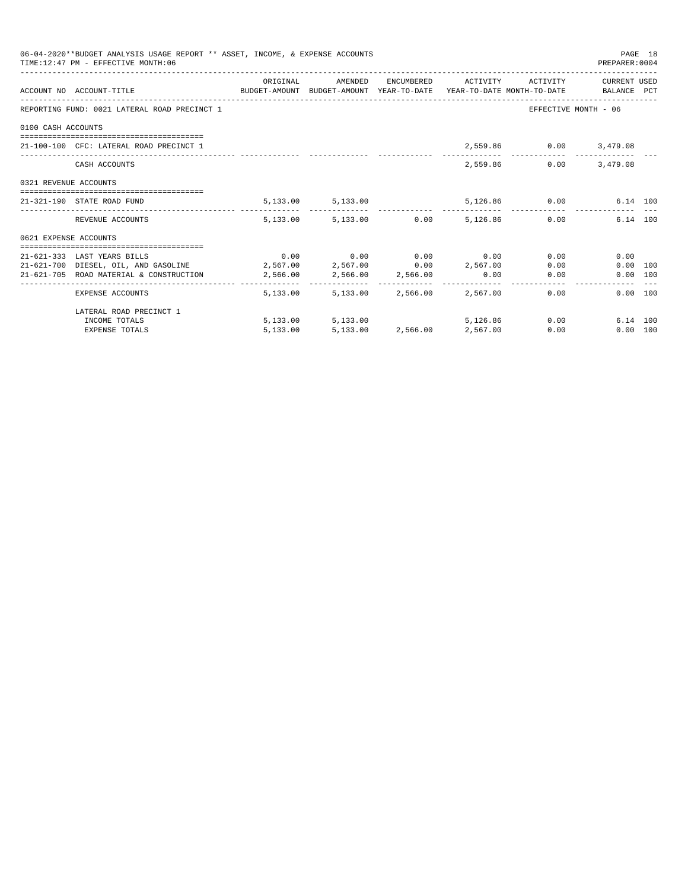06-04-2020**BUDGET ANALYSIS USAGE REPORT ** ASSET, INCOME, & EXPENSE ACCOUNTS

TIME:12:47 PM - EFFECTIVE MONTH:06

PREPARER:0004

| ACCOUNT NO | ACCOUNT-TITLE | ORIGINAL BUDGET-AMOUNT | AMENDED BUDGET-AMOUNT | ENCUMBERED YEAR-TO-DATE | ACTIVITY YEAR-TO-DATE | ACTIVITY MONTH-TO-DATE | CURRENT USED BALANCE | PCT |
|---|---|---|---|---|---|---|---|---|
| REPORTING FUND: 0021 LATERAL ROAD PRECINCT 1 | | | | | | | EFFECTIVE MONTH - 06 | |
| 0100 CASH ACCOUNTS | | | | | | | | |
| 21-100-100 | CFC: LATERAL ROAD PRECINCT 1 | | | | 2,559.86 | 0.00 | 3,479.08 | |
| | CASH ACCOUNTS | | | | 2,559.86 | 0.00 | 3,479.08 | |
| 0321 REVENUE ACCOUNTS | | | | | | | | |
| 21-321-190 | STATE ROAD FUND | 5,133.00 | 5,133.00 | | 5,126.86 | 0.00 | 6.14 | 100 |
| | REVENUE ACCOUNTS | 5,133.00 | 5,133.00 | 0.00 | 5,126.86 | 0.00 | 6.14 | 100 |
| 0621 EXPENSE ACCOUNTS | | | | | | | | |
| 21-621-333 | LAST YEARS BILLS | 0.00 | 0.00 | 0.00 | 0.00 | 0.00 | 0.00 | |
| 21-621-700 | DIESEL, OIL, AND GASOLINE | 2,567.00 | 2,567.00 | 0.00 | 2,567.00 | 0.00 | 0.00 | 100 |
| 21-621-705 | ROAD MATERIAL & CONSTRUCTION | 2,566.00 | 2,566.00 | 2,566.00 | 0.00 | 0.00 | 0.00 | 100 |
| | EXPENSE ACCOUNTS | 5,133.00 | 5,133.00 | 2,566.00 | 2,567.00 | 0.00 | 0.00 | 100 |
| | LATERAL ROAD PRECINCT 1 | | | | | | | |
| | INCOME TOTALS | 5,133.00 | 5,133.00 | | 5,126.86 | 0.00 | 6.14 | 100 |
| | EXPENSE TOTALS | 5,133.00 | 5,133.00 | 2,566.00 | 2,567.00 | 0.00 | 0.00 | 100 |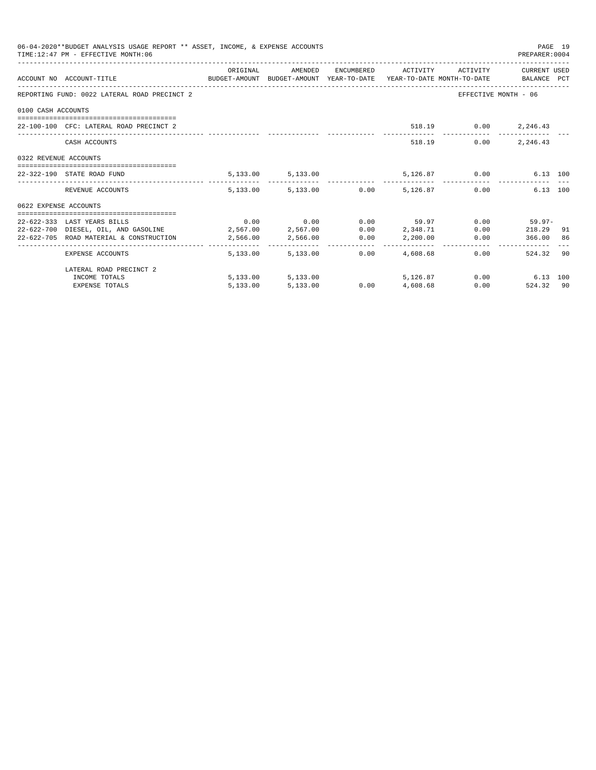06-04-2020**BUDGET ANALYSIS USAGE REPORT ** ASSET, INCOME, & EXPENSE ACCOUNTS

TIME:12:47 PM - EFFECTIVE MONTH:06

PREPARER:0004

| ACCOUNT NO | ACCOUNT-TITLE | ORIGINAL BUDGET-AMOUNT | AMENDED BUDGET-AMOUNT | ENCUMBERED YEAR-TO-DATE | ACTIVITY YEAR-TO-DATE | ACTIVITY MONTH-TO-DATE | CURRENT USED BALANCE | PCT |
|---|---|---|---|---|---|---|---|---|
| REPORTING FUND: 0022 LATERAL ROAD PRECINCT 2 | | | | | | EFFECTIVE MONTH - 06 | | |
| 0100 CASH ACCOUNTS | | | | | | | | |
| 22-100-100 | CFC: LATERAL ROAD PRECINCT 2 | | | | 518.19 | 0.00 | 2,246.43 | |
| | CASH ACCOUNTS | | | | 518.19 | 0.00 | 2,246.43 | |
| 0322 REVENUE ACCOUNTS | | | | | | | | |
| 22-322-190 | STATE ROAD FUND | 5,133.00 | 5,133.00 | | 5,126.87 | 0.00 | 6.13 | 100 |
| | REVENUE ACCOUNTS | 5,133.00 | 5,133.00 | 0.00 | 5,126.87 | 0.00 | 6.13 | 100 |
| 0622 EXPENSE ACCOUNTS | | | | | | | | |
| 22-622-333 | LAST YEARS BILLS | 0.00 | 0.00 | 0.00 | 59.97 | 0.00 | 59.97- | |
| 22-622-700 | DIESEL, OIL, AND GASOLINE | 2,567.00 | 2,567.00 | 0.00 | 2,348.71 | 0.00 | 218.29 | 91 |
| 22-622-705 | ROAD MATERIAL & CONSTRUCTION | 2,566.00 | 2,566.00 | 0.00 | 2,200.00 | 0.00 | 366.00 | 86 |
| | EXPENSE ACCOUNTS | 5,133.00 | 5,133.00 | 0.00 | 4,608.68 | 0.00 | 524.32 | 90 |
| | LATERAL ROAD PRECINCT 2 | | | | | | | |
| | INCOME TOTALS | 5,133.00 | 5,133.00 | | 5,126.87 | 0.00 | 6.13 | 100 |
| | EXPENSE TOTALS | 5,133.00 | 5,133.00 | 0.00 | 4,608.68 | 0.00 | 524.32 | 90 |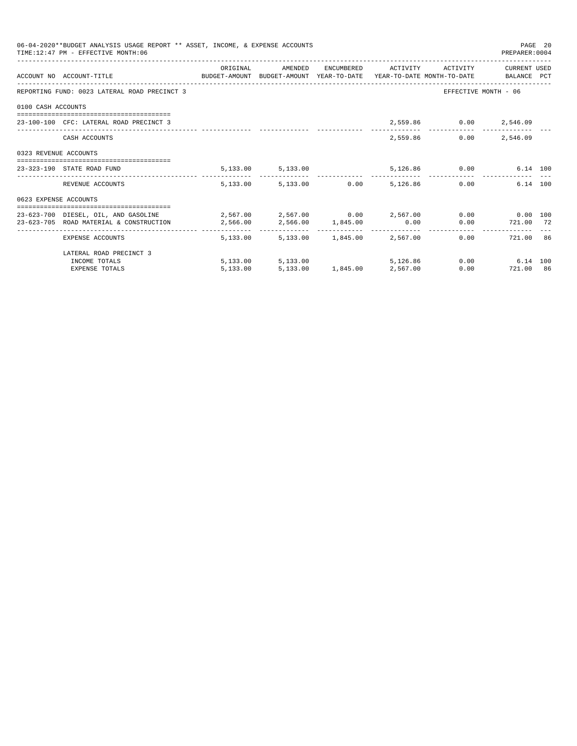06-04-2020**BUDGET ANALYSIS USAGE REPORT ** ASSET, INCOME, & EXPENSE ACCOUNTS

TIME:12:47 PM - EFFECTIVE MONTH:06

PREPARER:0004

| ACCOUNT NO | ACCOUNT-TITLE | ORIGINAL BUDGET-AMOUNT | AMENDED BUDGET-AMOUNT | ENCUMBERED YEAR-TO-DATE | ACTIVITY YEAR-TO-DATE | ACTIVITY MONTH-TO-DATE | CURRENT USED BALANCE | PCT |
|---|---|---|---|---|---|---|---|---|
| REPORTING FUND: 0023 LATERAL ROAD PRECINCT 3 | | | | | | EFFECTIVE MONTH - 06 | | |
| 0100 CASH ACCOUNTS | | | | | | | | |
| 23-100-100 | CFC: LATERAL ROAD PRECINCT 3 | | | | 2,559.86 | 0.00 | 2,546.09 | |
| | CASH ACCOUNTS | | | | 2,559.86 | 0.00 | 2,546.09 | |
| 0323 REVENUE ACCOUNTS | | | | | | | | |
| 23-323-190 | STATE ROAD FUND | 5,133.00 | 5,133.00 | | 5,126.86 | 0.00 | 6.14 | 100 |
| | REVENUE ACCOUNTS | 5,133.00 | 5,133.00 | 0.00 | 5,126.86 | 0.00 | 6.14 | 100 |
| 0623 EXPENSE ACCOUNTS | | | | | | | | |
| 23-623-700 | DIESEL, OIL, AND GASOLINE | 2,567.00 | 2,567.00 | 0.00 | 2,567.00 | 0.00 | 0.00 | 100 |
| 23-623-705 | ROAD MATERIAL & CONSTRUCTION | 2,566.00 | 2,566.00 | 1,845.00 | 0.00 | 0.00 | 721.00 | 72 |
| | EXPENSE ACCOUNTS | 5,133.00 | 5,133.00 | 1,845.00 | 2,567.00 | 0.00 | 721.00 | 86 |
| | LATERAL ROAD PRECINCT 3 | | | | | | | |
| | INCOME TOTALS | 5,133.00 | 5,133.00 | | 5,126.86 | 0.00 | 6.14 | 100 |
| | EXPENSE TOTALS | 5,133.00 | 5,133.00 | 1,845.00 | 2,567.00 | 0.00 | 721.00 | 86 |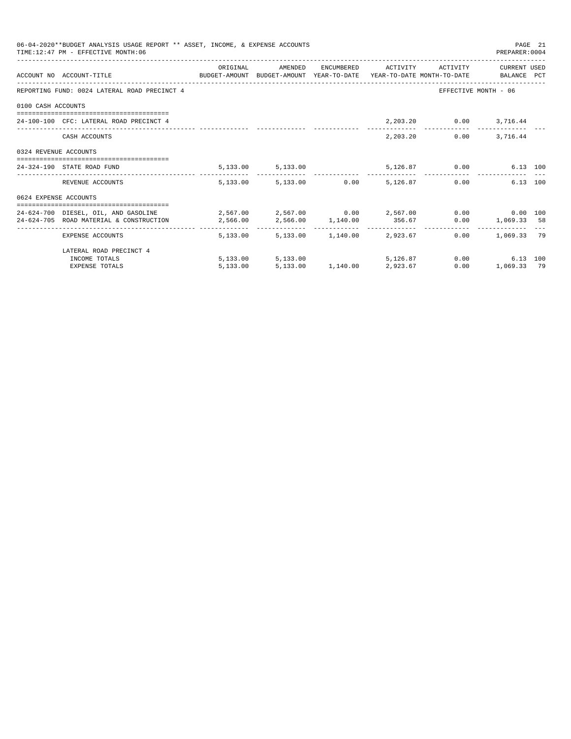06-04-2020**BUDGET ANALYSIS USAGE REPORT ** ASSET, INCOME, & EXPENSE ACCOUNTS
TIME:12:47 PM - EFFECTIVE MONTH:06
PREPARER:0004

| ACCOUNT NO | ACCOUNT-TITLE | ORIGINAL BUDGET-AMOUNT | AMENDED BUDGET-AMOUNT | ENCUMBERED YEAR-TO-DATE | ACTIVITY YEAR-TO-DATE | ACTIVITY MONTH-TO-DATE | CURRENT BALANCE | USED PCT |
|---|---|---|---|---|---|---|---|---|
| REPORTING FUND: 0024 LATERAL ROAD PRECINCT 4 | | | | | | EFFECTIVE MONTH - 06 | | |
| 0100 CASH ACCOUNTS | | | | | | | | |
| 24-100-100 | CFC: LATERAL ROAD PRECINCT 4 | | | | 2,203.20 | 0.00 | 3,716.44 | |
| | CASH ACCOUNTS | | | | 2,203.20 | 0.00 | 3,716.44 | |
| 0324 REVENUE ACCOUNTS | | | | | | | | |
| 24-324-190 | STATE ROAD FUND | 5,133.00 | 5,133.00 | | 5,126.87 | 0.00 | 6.13 | 100 |
| | REVENUE ACCOUNTS | 5,133.00 | 5,133.00 | 0.00 | 5,126.87 | 0.00 | 6.13 | 100 |
| 0624 EXPENSE ACCOUNTS | | | | | | | | |
| 24-624-700 | DIESEL, OIL, AND GASOLINE | 2,567.00 | 2,567.00 | 0.00 | 2,567.00 | 0.00 | 0.00 | 100 |
| 24-624-705 | ROAD MATERIAL & CONSTRUCTION | 2,566.00 | 2,566.00 | 1,140.00 | 356.67 | 0.00 | 1,069.33 | 58 |
| | EXPENSE ACCOUNTS | 5,133.00 | 5,133.00 | 1,140.00 | 2,923.67 | 0.00 | 1,069.33 | 79 |
| | LATERAL ROAD PRECINCT 4 | | | | | | | |
| | INCOME TOTALS | 5,133.00 | 5,133.00 | | 5,126.87 | 0.00 | 6.13 | 100 |
| | EXPENSE TOTALS | 5,133.00 | 5,133.00 | 1,140.00 | 2,923.67 | 0.00 | 1,069.33 | 79 |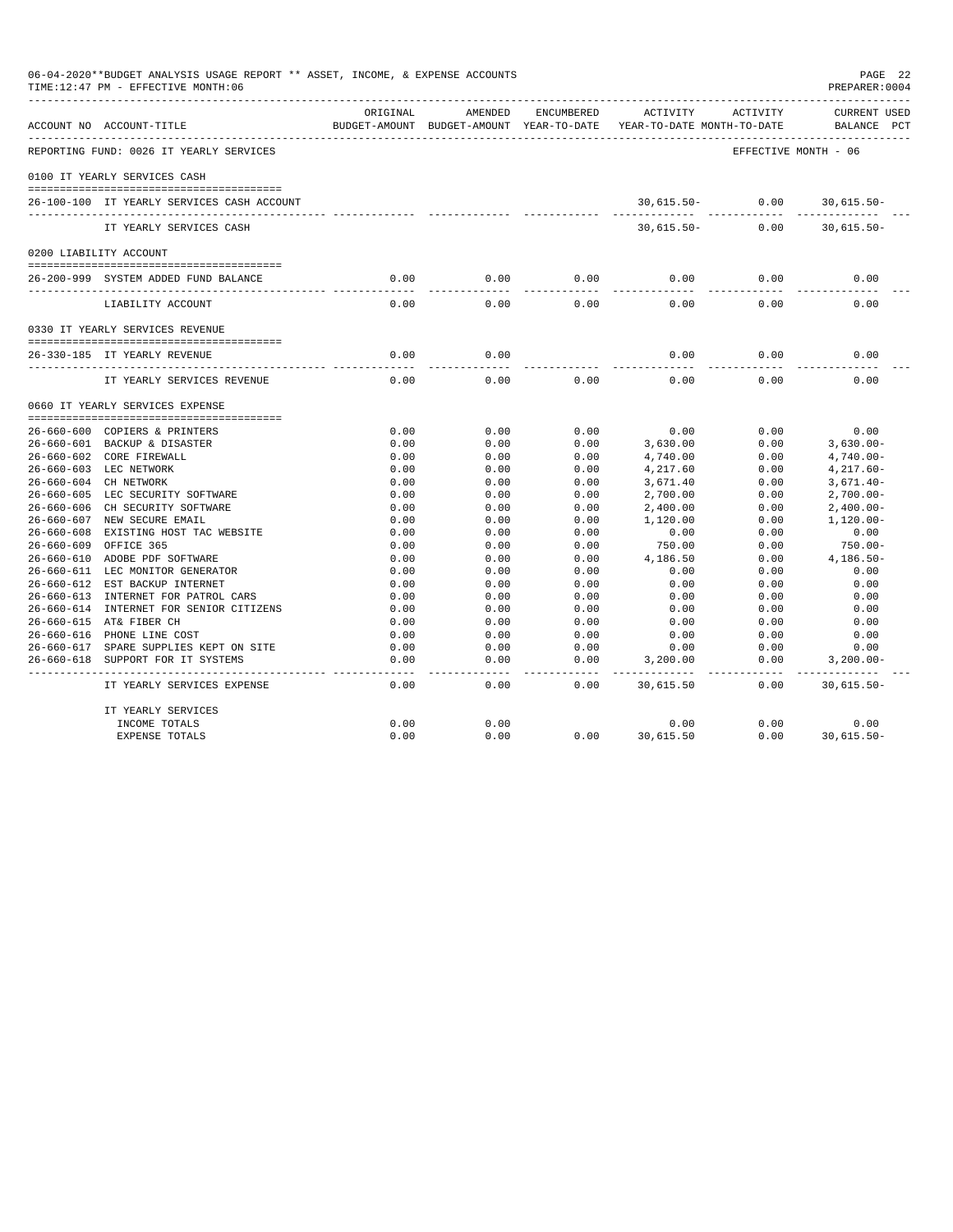06-04-2020**BUDGET ANALYSIS USAGE REPORT ** ASSET, INCOME, & EXPENSE ACCOUNTS

TIME:12:47 PM - EFFECTIVE MONTH:06

PREPARER:0004

| ACCOUNT NO | ACCOUNT-TITLE | ORIGINAL BUDGET-AMOUNT | AMENDED BUDGET-AMOUNT | ENCUMBERED YEAR-TO-DATE | ACTIVITY YEAR-TO-DATE | ACTIVITY MONTH-TO-DATE | CURRENT USED BALANCE PCT |
|---|---|---|---|---|---|---|---|
| REPORTING FUND: 0026 IT YEARLY SERVICES | | | | | | | EFFECTIVE MONTH - 06 |
| 0100 IT YEARLY SERVICES CASH | | | | | | | |
| 26-100-100 | IT YEARLY SERVICES CASH ACCOUNT | | | | 30,615.50- | 0.00 | 30,615.50- |
| | IT YEARLY SERVICES CASH | | | | 30,615.50- | 0.00 | 30,615.50- |
| 0200 LIABILITY ACCOUNT | | | | | | | |
| 26-200-999 | SYSTEM ADDED FUND BALANCE | 0.00 | 0.00 | 0.00 | 0.00 | 0.00 | 0.00 |
| | LIABILITY ACCOUNT | 0.00 | 0.00 | 0.00 | 0.00 | 0.00 | 0.00 |
| 0330 IT YEARLY SERVICES REVENUE | | | | | | | |
| 26-330-185 | IT YEARLY REVENUE | 0.00 | 0.00 | | 0.00 | 0.00 | 0.00 |
| | IT YEARLY SERVICES REVENUE | 0.00 | 0.00 | 0.00 | 0.00 | 0.00 | 0.00 |
| 0660 IT YEARLY SERVICES EXPENSE | | | | | | | |
| 26-660-600 | COPIERS & PRINTERS | 0.00 | 0.00 | 0.00 | 0.00 | 0.00 | 0.00 |
| 26-660-601 | BACKUP & DISASTER | 0.00 | 0.00 | 0.00 | 3,630.00 | 0.00 | 3,630.00- |
| 26-660-602 | CORE FIREWALL | 0.00 | 0.00 | 0.00 | 4,740.00 | 0.00 | 4,740.00- |
| 26-660-603 | LEC NETWORK | 0.00 | 0.00 | 0.00 | 4,217.60 | 0.00 | 4,217.60- |
| 26-660-604 | CH NETWORK | 0.00 | 0.00 | 0.00 | 3,671.40 | 0.00 | 3,671.40- |
| 26-660-605 | LEC SECURITY SOFTWARE | 0.00 | 0.00 | 0.00 | 2,700.00 | 0.00 | 2,700.00- |
| 26-660-606 | CH SECURITY SOFTWARE | 0.00 | 0.00 | 0.00 | 2,400.00 | 0.00 | 2,400.00- |
| 26-660-607 | NEW SECURE EMAIL | 0.00 | 0.00 | 0.00 | 1,120.00 | 0.00 | 1,120.00- |
| 26-660-608 | EXISTING HOST TAC WEBSITE | 0.00 | 0.00 | 0.00 | 0.00 | 0.00 | 0.00 |
| 26-660-609 | OFFICE 365 | 0.00 | 0.00 | 0.00 | 750.00 | 0.00 | 750.00- |
| 26-660-610 | ADOBE PDF SOFTWARE | 0.00 | 0.00 | 0.00 | 4,186.50 | 0.00 | 4,186.50- |
| 26-660-611 | LEC MONITOR GENERATOR | 0.00 | 0.00 | 0.00 | 0.00 | 0.00 | 0.00 |
| 26-660-612 | EST BACKUP INTERNET | 0.00 | 0.00 | 0.00 | 0.00 | 0.00 | 0.00 |
| 26-660-613 | INTERNET FOR PATROL CARS | 0.00 | 0.00 | 0.00 | 0.00 | 0.00 | 0.00 |
| 26-660-614 | INTERNET FOR SENIOR CITIZENS | 0.00 | 0.00 | 0.00 | 0.00 | 0.00 | 0.00 |
| 26-660-615 | AT& FIBER CH | 0.00 | 0.00 | 0.00 | 0.00 | 0.00 | 0.00 |
| 26-660-616 | PHONE LINE COST | 0.00 | 0.00 | 0.00 | 0.00 | 0.00 | 0.00 |
| 26-660-617 | SPARE SUPPLIES KEPT ON SITE | 0.00 | 0.00 | 0.00 | 0.00 | 0.00 | 0.00 |
| 26-660-618 | SUPPORT FOR IT SYSTEMS | 0.00 | 0.00 | 0.00 | 3,200.00 | 0.00 | 3,200.00- |
| | IT YEARLY SERVICES EXPENSE | 0.00 | 0.00 | 0.00 | 30,615.50 | 0.00 | 30,615.50- |
| | IT YEARLY SERVICES | | | | | | |
| | INCOME TOTALS | 0.00 | 0.00 | | 0.00 | 0.00 | 0.00 |
| | EXPENSE TOTALS | 0.00 | 0.00 | 0.00 | 30,615.50 | 0.00 | 30,615.50- |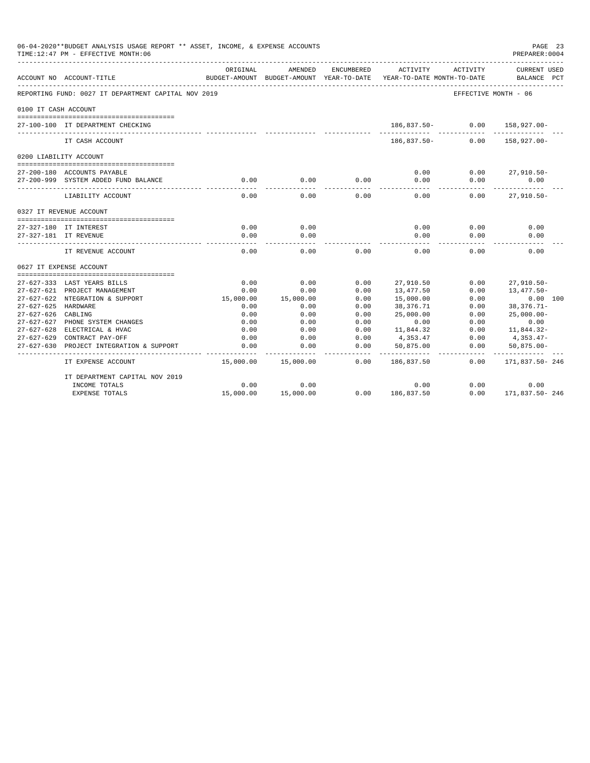06-04-2020**BUDGET ANALYSIS USAGE REPORT ** ASSET, INCOME, & EXPENSE ACCOUNTS
TIME:12:47 PM - EFFECTIVE MONTH:06

PREPARER:0004

REPORTING FUND: 0027 IT DEPARTMENT CAPITAL NOV 2019 — EFFECTIVE MONTH - 06

| ACCOUNT NO | ACCOUNT-TITLE | ORIGINAL BUDGET-AMOUNT | AMENDED BUDGET-AMOUNT | ENCUMBERED YEAR-TO-DATE | ACTIVITY YEAR-TO-DATE | ACTIVITY MONTH-TO-DATE | CURRENT USED BALANCE | PCT |
|---|---|---|---|---|---|---|---|---|
| **0100 IT CASH ACCOUNT** | | | | | | | | |
| 27-100-100 | IT DEPARTMENT CHECKING | | | | 186,837.50- | 0.00 | 158,927.00- | |
| | IT CASH ACCOUNT | | | | 186,837.50- | 0.00 | 158,927.00- | |
| **0200 LIABILITY ACCOUNT** | | | | | | | | |
| 27-200-180 | ACCOUNTS PAYABLE | | | | 0.00 | 0.00 | 27,910.50- | |
| 27-200-999 | SYSTEM ADDED FUND BALANCE | 0.00 | 0.00 | 0.00 | 0.00 | 0.00 | 0.00 | |
| | LIABILITY ACCOUNT | 0.00 | 0.00 | 0.00 | 0.00 | 0.00 | 27,910.50- | |
| **0327 IT REVENUE ACCOUNT** | | | | | | | | |
| 27-327-180 | IT INTEREST | 0.00 | 0.00 | | 0.00 | 0.00 | 0.00 | |
| 27-327-181 | IT REVENUE | 0.00 | 0.00 | | 0.00 | 0.00 | 0.00 | |
| | IT REVENUE ACCOUNT | 0.00 | 0.00 | 0.00 | 0.00 | 0.00 | 0.00 | |
| **0627 IT EXPENSE ACCOUNT** | | | | | | | | |
| 27-627-333 | LAST YEARS BILLS | 0.00 | 0.00 | 0.00 | 27,910.50 | 0.00 | 27,910.50- | |
| 27-627-621 | PROJECT MANAGEMENT | 0.00 | 0.00 | 0.00 | 13,477.50 | 0.00 | 13,477.50- | |
| 27-627-622 | NTEGRATION & SUPPORT | 15,000.00 | 15,000.00 | 0.00 | 15,000.00 | 0.00 | 0.00 | 100 |
| 27-627-625 | HARDWARE | 0.00 | 0.00 | 0.00 | 38,376.71 | 0.00 | 38,376.71- | |
| 27-627-626 | CABLING | 0.00 | 0.00 | 0.00 | 25,000.00 | 0.00 | 25,000.00- | |
| 27-627-627 | PHONE SYSTEM CHANGES | 0.00 | 0.00 | 0.00 | 0.00 | 0.00 | 0.00 | |
| 27-627-628 | ELECTRICAL & HVAC | 0.00 | 0.00 | 0.00 | 11,844.32 | 0.00 | 11,844.32- | |
| 27-627-629 | CONTRACT PAY-OFF | 0.00 | 0.00 | 0.00 | 4,353.47 | 0.00 | 4,353.47- | |
| 27-627-630 | PROJECT INTEGRATION & SUPPORT | 0.00 | 0.00 | 0.00 | 50,875.00 | 0.00 | 50,875.00- | |
| | IT EXPENSE ACCOUNT | 15,000.00 | 15,000.00 | 0.00 | 186,837.50 | 0.00 | 171,837.50- | 246 |
| | IT DEPARTMENT CAPITAL NOV 2019 | | | | | | | |
| | INCOME TOTALS | 0.00 | 0.00 | | 0.00 | 0.00 | 0.00 | |
| | EXPENSE TOTALS | 15,000.00 | 15,000.00 | 0.00 | 186,837.50 | 0.00 | 171,837.50- | 246 |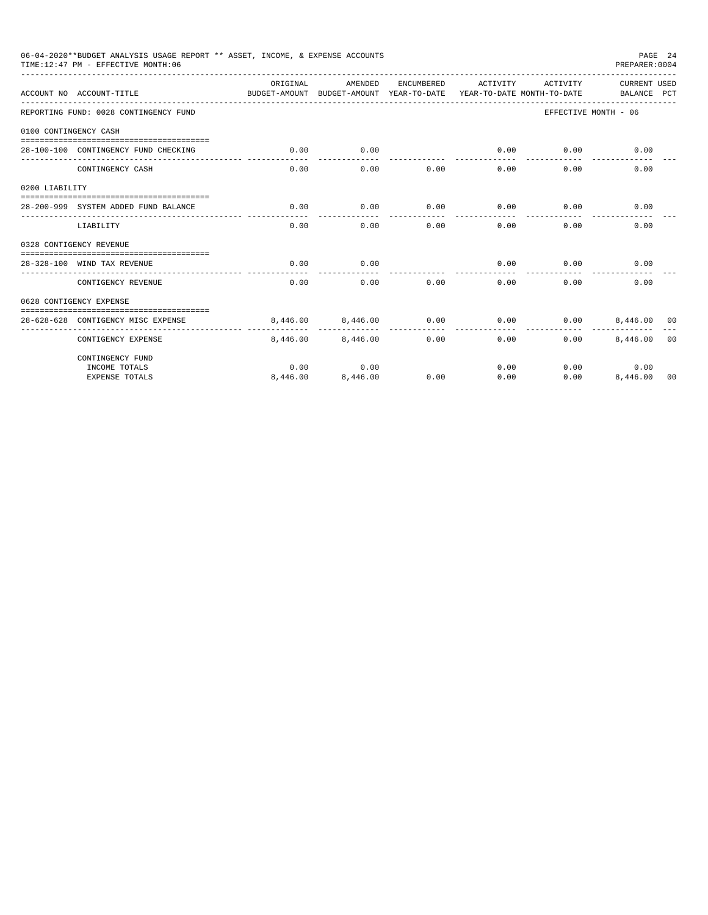06-04-2020**BUDGET ANALYSIS USAGE REPORT ** ASSET, INCOME, & EXPENSE ACCOUNTS

TIME:12:47 PM - EFFECTIVE MONTH:06

PREPARER:0004

| ACCOUNT NO | ACCOUNT-TITLE | ORIGINAL BUDGET-AMOUNT | AMENDED BUDGET-AMOUNT | ENCUMBERED YEAR-TO-DATE | ACTIVITY YEAR-TO-DATE | ACTIVITY MONTH-TO-DATE | CURRENT BALANCE | USED PCT |
|---|---|---|---|---|---|---|---|---|
| REPORTING FUND: 0028 CONTINGENCY FUND | | | | | | | EFFECTIVE MONTH - 06 | |
| 0100 CONTINGENCY CASH | | | | | | | | |
| 28-100-100 | CONTINGENCY FUND CHECKING | 0.00 | 0.00 | | 0.00 | 0.00 | 0.00 | |
| | CONTINGENCY CASH | 0.00 | 0.00 | 0.00 | 0.00 | 0.00 | 0.00 | |
| 0200 LIABILITY | | | | | | | | |
| 28-200-999 | SYSTEM ADDED FUND BALANCE | 0.00 | 0.00 | 0.00 | 0.00 | 0.00 | 0.00 | |
| | LIABILITY | 0.00 | 0.00 | 0.00 | 0.00 | 0.00 | 0.00 | |
| 0328 CONTIGENCY REVENUE | | | | | | | | |
| 28-328-100 | WIND TAX REVENUE | 0.00 | 0.00 | | 0.00 | 0.00 | 0.00 | |
| | CONTIGENCY REVENUE | 0.00 | 0.00 | 0.00 | 0.00 | 0.00 | 0.00 | |
| 0628 CONTIGENCY EXPENSE | | | | | | | | |
| 28-628-628 | CONTIGENCY MISC EXPENSE | 8,446.00 | 8,446.00 | 0.00 | 0.00 | 0.00 | 8,446.00 | 00 |
| | CONTIGENCY EXPENSE | 8,446.00 | 8,446.00 | 0.00 | 0.00 | 0.00 | 8,446.00 | 00 |
| | CONTINGENCY FUND | | | | | | | |
| | INCOME TOTALS | 0.00 | 0.00 | | 0.00 | 0.00 | 0.00 | |
| | EXPENSE TOTALS | 8,446.00 | 8,446.00 | 0.00 | 0.00 | 0.00 | 8,446.00 | 00 |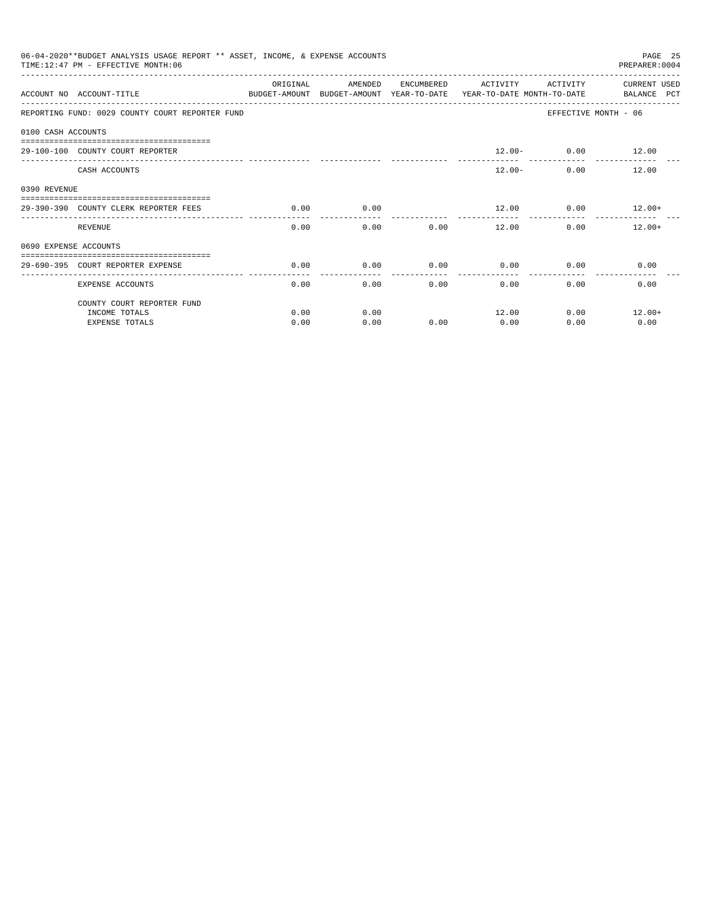06-04-2020**BUDGET ANALYSIS USAGE REPORT ** ASSET, INCOME, & EXPENSE ACCOUNTS
TIME:12:47 PM - EFFECTIVE MONTH:06
PREPARER:0004

REPORTING FUND: 0029 COUNTY COURT REPORTER FUND — EFFECTIVE MONTH - 06

| ACCOUNT NO | ACCOUNT-TITLE | ORIGINAL BUDGET-AMOUNT | AMENDED BUDGET-AMOUNT | ENCUMBERED YEAR-TO-DATE | ACTIVITY YEAR-TO-DATE | ACTIVITY MONTH-TO-DATE | CURRENT USED BALANCE PCT |
|---|---|---|---|---|---|---|---|
| **0100 CASH ACCOUNTS** | | | | | | | |
| 29-100-100 | COUNTY COURT REPORTER | | | | 12.00- | 0.00 | 12.00 |
| | CASH ACCOUNTS | | | | 12.00- | 0.00 | 12.00 |
| **0390 REVENUE** | | | | | | | |
| 29-390-390 | COUNTY CLERK REPORTER FEES | 0.00 | 0.00 | | 12.00 | 0.00 | 12.00+ |
| | REVENUE | 0.00 | 0.00 | 0.00 | 12.00 | 0.00 | 12.00+ |
| **0690 EXPENSE ACCOUNTS** | | | | | | | |
| 29-690-395 | COURT REPORTER EXPENSE | 0.00 | 0.00 | 0.00 | 0.00 | 0.00 | 0.00 |
| | EXPENSE ACCOUNTS | 0.00 | 0.00 | 0.00 | 0.00 | 0.00 | 0.00 |
| | COUNTY COURT REPORTER FUND | | | | | | |
| | INCOME TOTALS | 0.00 | 0.00 | | 12.00 | 0.00 | 12.00+ |
| | EXPENSE TOTALS | 0.00 | 0.00 | 0.00 | 0.00 | 0.00 | 0.00 |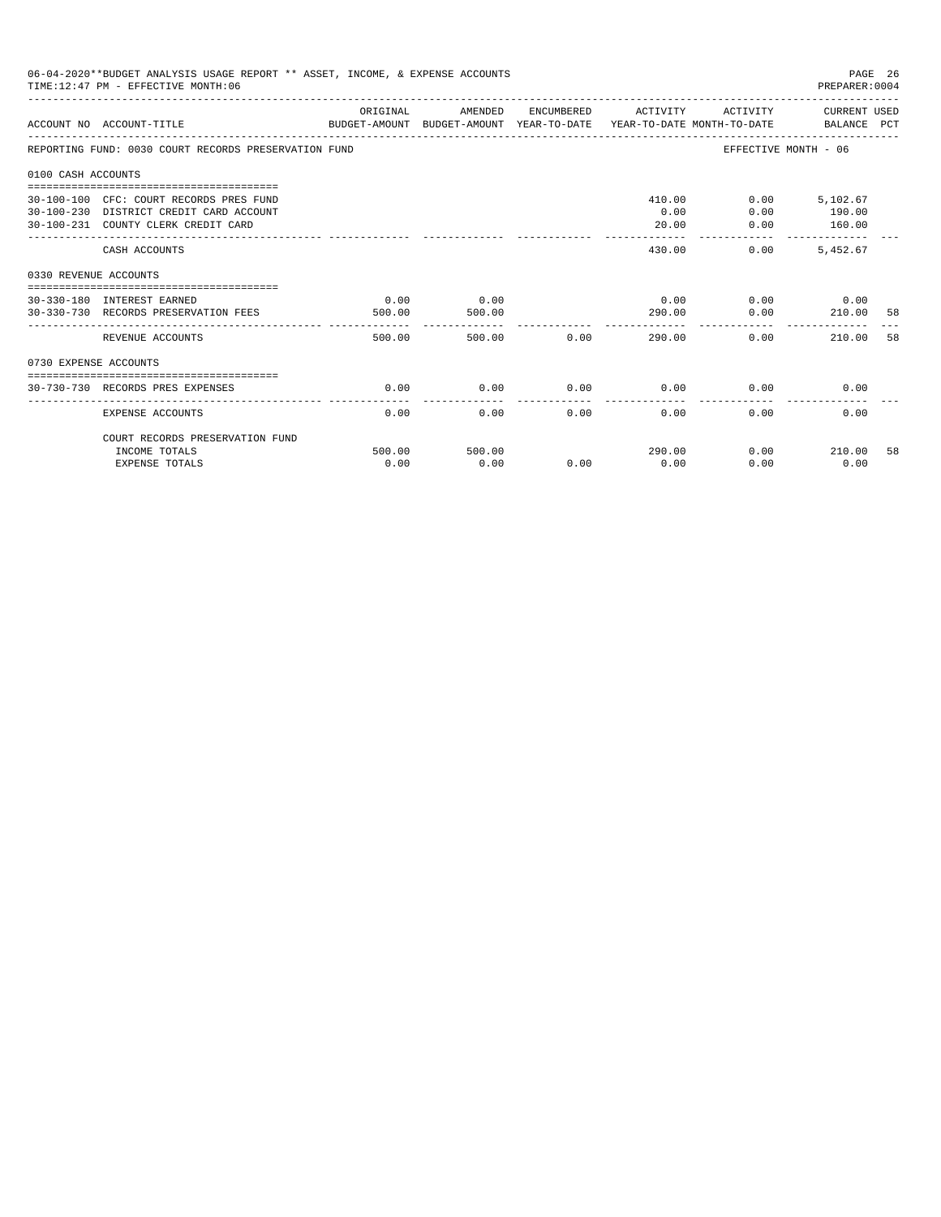06-04-2020**BUDGET ANALYSIS USAGE REPORT ** ASSET, INCOME, & EXPENSE ACCOUNTS
TIME:12:47 PM - EFFECTIVE MONTH:06

PREPARER:0004

| ACCOUNT NO | ACCOUNT-TITLE | ORIGINAL BUDGET-AMOUNT | AMENDED BUDGET-AMOUNT | ENCUMBERED YEAR-TO-DATE | ACTIVITY YEAR-TO-DATE | ACTIVITY MONTH-TO-DATE | CURRENT USED BALANCE | PCT |
|---|---|---|---|---|---|---|---|---|
| REPORTING FUND: 0030 COURT RECORDS PRESERVATION FUND | | | | | | EFFECTIVE MONTH - 06 | | |
| 0100 CASH ACCOUNTS | | | | | | | | |
| 30-100-100 | CFC: COURT RECORDS PRES FUND | | | | 410.00 | 0.00 | 5,102.67 | |
| 30-100-230 | DISTRICT CREDIT CARD ACCOUNT | | | | 0.00 | 0.00 | 190.00 | |
| 30-100-231 | COUNTY CLERK CREDIT CARD | | | | 20.00 | 0.00 | 160.00 | |
| | CASH ACCOUNTS | | | | 430.00 | 0.00 | 5,452.67 | |
| 0330 REVENUE ACCOUNTS | | | | | | | | |
| 30-330-180 | INTEREST EARNED | 0.00 | 0.00 | | 0.00 | 0.00 | 0.00 | |
| 30-330-730 | RECORDS PRESERVATION FEES | 500.00 | 500.00 | | 290.00 | 0.00 | 210.00 | 58 |
| | REVENUE ACCOUNTS | 500.00 | 500.00 | 0.00 | 290.00 | 0.00 | 210.00 | 58 |
| 0730 EXPENSE ACCOUNTS | | | | | | | | |
| 30-730-730 | RECORDS PRES EXPENSES | 0.00 | 0.00 | 0.00 | 0.00 | 0.00 | 0.00 | |
| | EXPENSE ACCOUNTS | 0.00 | 0.00 | 0.00 | 0.00 | 0.00 | 0.00 | |
| | COURT RECORDS PRESERVATION FUND | | | | | | | |
| | INCOME TOTALS | 500.00 | 500.00 | | 290.00 | 0.00 | 210.00 | 58 |
| | EXPENSE TOTALS | 0.00 | 0.00 | 0.00 | 0.00 | 0.00 | 0.00 | |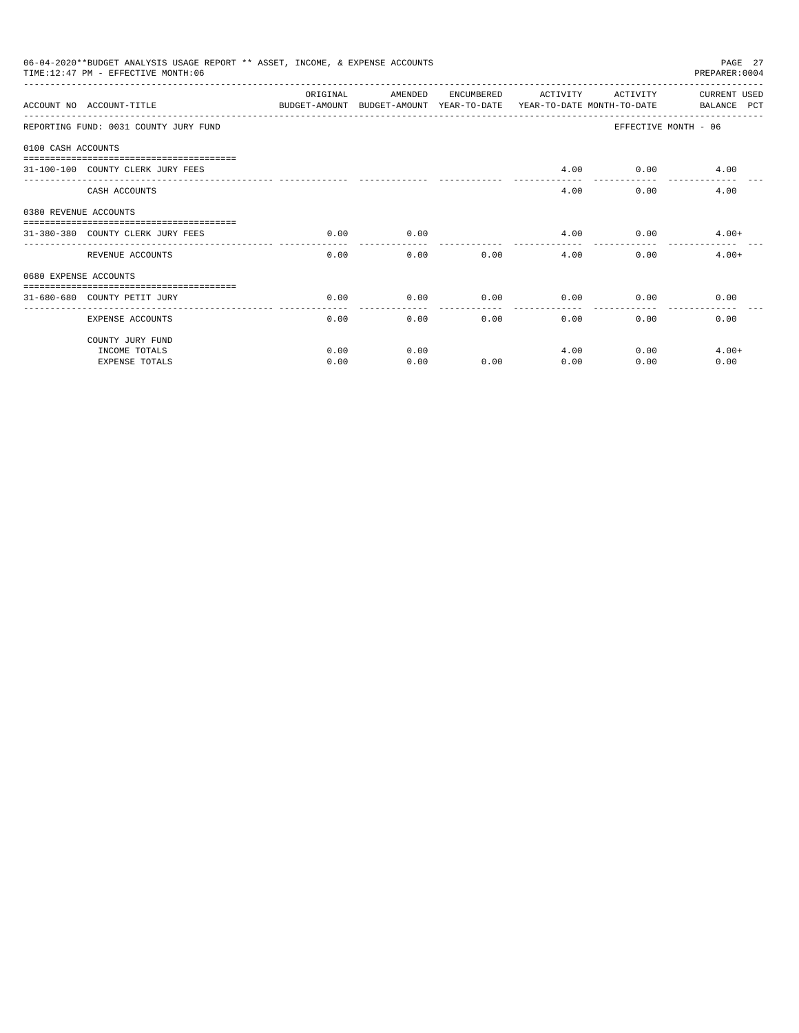06-04-2020**BUDGET ANALYSIS USAGE REPORT ** ASSET, INCOME, & EXPENSE ACCOUNTS
TIME:12:47 PM - EFFECTIVE MONTH:06

PREPARER:0004

| ACCOUNT NO | ACCOUNT-TITLE | ORIGINAL BUDGET-AMOUNT | AMENDED BUDGET-AMOUNT | ENCUMBERED YEAR-TO-DATE | ACTIVITY YEAR-TO-DATE | ACTIVITY MONTH-TO-DATE | CURRENT USED BALANCE PCT |
|---|---|---|---|---|---|---|---|
| REPORTING FUND: 0031 COUNTY JURY FUND | | | | | | | EFFECTIVE MONTH - 06 |
| 0100 CASH ACCOUNTS | | | | | | | |
| 31-100-100 | COUNTY CLERK JURY FEES | | | | 4.00 | 0.00 | 4.00 |
| | CASH ACCOUNTS | | | | 4.00 | 0.00 | 4.00 |
| 0380 REVENUE ACCOUNTS | | | | | | | |
| 31-380-380 | COUNTY CLERK JURY FEES | 0.00 | 0.00 | | 4.00 | 0.00 | 4.00+ |
| | REVENUE ACCOUNTS | 0.00 | 0.00 | 0.00 | 4.00 | 0.00 | 4.00+ |
| 0680 EXPENSE ACCOUNTS | | | | | | | |
| 31-680-680 | COUNTY PETIT JURY | 0.00 | 0.00 | 0.00 | 0.00 | 0.00 | 0.00 |
| | EXPENSE ACCOUNTS | 0.00 | 0.00 | 0.00 | 0.00 | 0.00 | 0.00 |
| | COUNTY JURY FUND | | | | | | |
| | INCOME TOTALS | 0.00 | 0.00 | | 4.00 | 0.00 | 4.00+ |
| | EXPENSE TOTALS | 0.00 | 0.00 | 0.00 | 0.00 | 0.00 | 0.00 |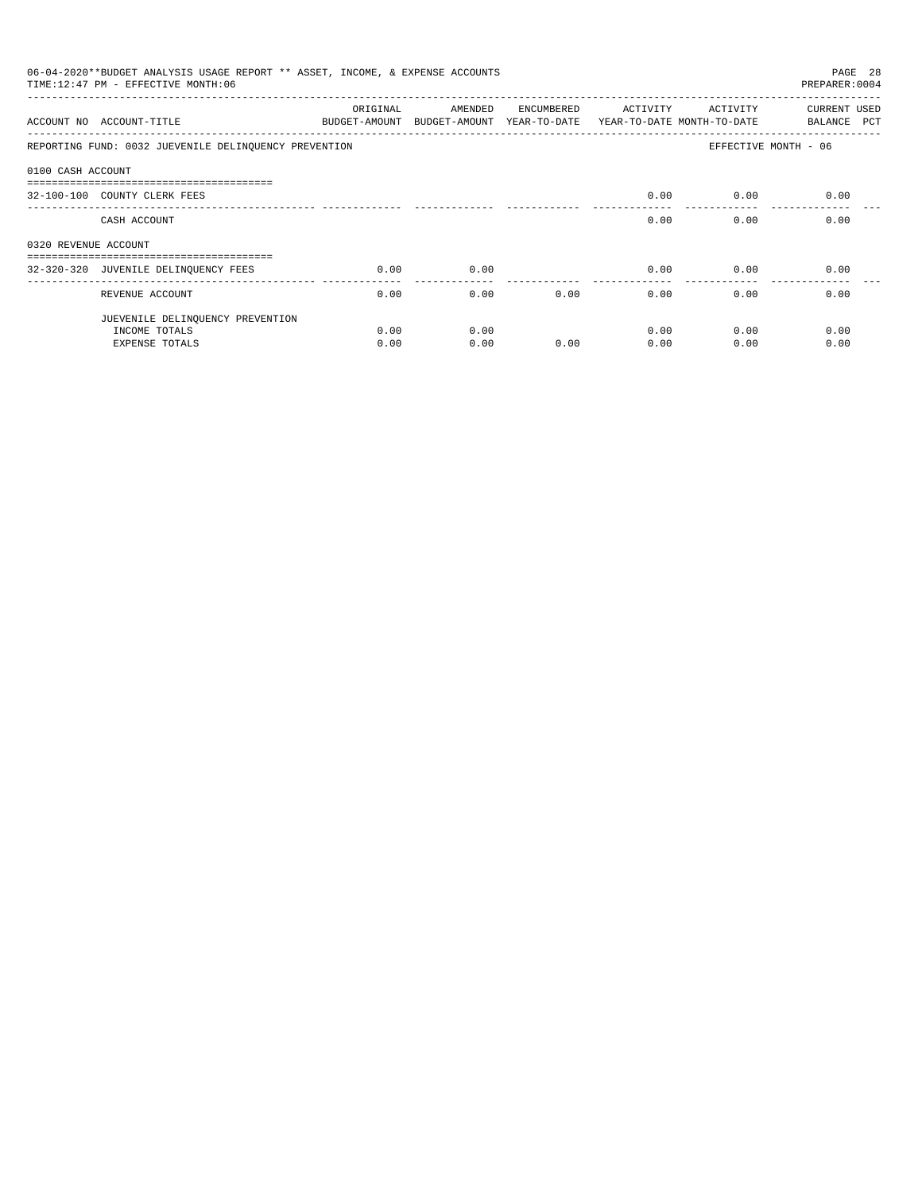06-04-2020**BUDGET ANALYSIS USAGE REPORT ** ASSET, INCOME, & EXPENSE ACCOUNTS

TIME:12:47 PM - EFFECTIVE MONTH:06

PREPARER:0004

| ACCOUNT NO | ACCOUNT-TITLE | ORIGINAL BUDGET-AMOUNT | AMENDED BUDGET-AMOUNT | ENCUMBERED YEAR-TO-DATE | ACTIVITY YEAR-TO-DATE | ACTIVITY MONTH-TO-DATE | CURRENT BALANCE | USED PCT |
|---|---|---|---|---|---|---|---|---|
| REPORTING FUND: 0032 JUEVENILE DELINQUENCY PREVENTION | | | | | | EFFECTIVE MONTH - 06 | | |
| 0100 CASH ACCOUNT | | | | | | | | |
| 32-100-100 | COUNTY CLERK FEES | | | | 0.00 | 0.00 | 0.00 | |
| | CASH ACCOUNT | | | | 0.00 | 0.00 | 0.00 | |
| 0320 REVENUE ACCOUNT | | | | | | | | |
| 32-320-320 | JUVENILE DELINQUENCY FEES | 0.00 | 0.00 | | 0.00 | 0.00 | 0.00 | |
| | REVENUE ACCOUNT | 0.00 | 0.00 | 0.00 | 0.00 | 0.00 | 0.00 | |
| | JUEVENILE DELINQUENCY PREVENTION | | | | | | | |
| | INCOME TOTALS | 0.00 | 0.00 | | 0.00 | 0.00 | 0.00 | |
| | EXPENSE TOTALS | 0.00 | 0.00 | 0.00 | 0.00 | 0.00 | 0.00 | |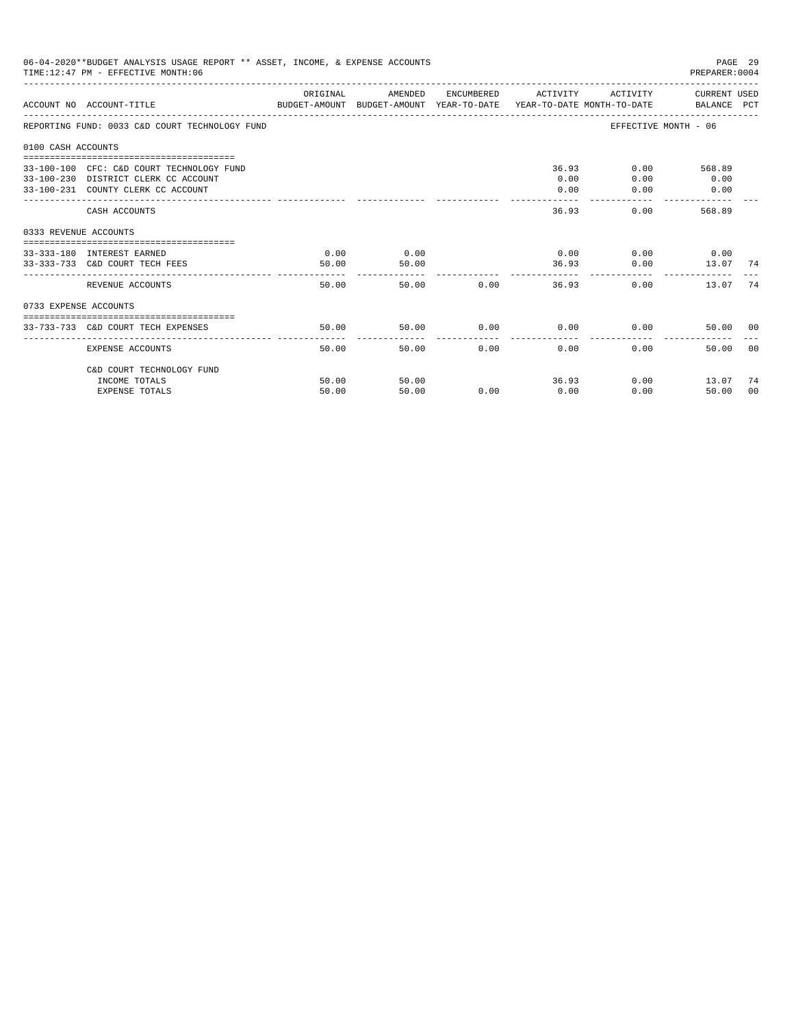06-04-2020**BUDGET ANALYSIS USAGE REPORT ** ASSET, INCOME, & EXPENSE ACCOUNTS
TIME:12:47 PM - EFFECTIVE MONTH:06
PREPARER:0004

| ACCOUNT NO | ACCOUNT-TITLE | ORIGINAL BUDGET-AMOUNT | AMENDED BUDGET-AMOUNT | ENCUMBERED YEAR-TO-DATE | ACTIVITY YEAR-TO-DATE | ACTIVITY MONTH-TO-DATE | CURRENT USED BALANCE | PCT |
|---|---|---|---|---|---|---|---|---|
| REPORTING FUND: 0033 C&D COURT TECHNOLOGY FUND | | | | | | EFFECTIVE MONTH - 06 | | |
| 0100 CASH ACCOUNTS | | | | | | | | |
| 33-100-100 | CFC: C&D COURT TECHNOLOGY FUND | | | | 36.93 | 0.00 | 568.89 | |
| 33-100-230 | DISTRICT CLERK CC ACCOUNT | | | | 0.00 | 0.00 | 0.00 | |
| 33-100-231 | COUNTY CLERK CC ACCOUNT | | | | 0.00 | 0.00 | 0.00 | |
| | CASH ACCOUNTS | | | | 36.93 | 0.00 | 568.89 | |
| 0333 REVENUE ACCOUNTS | | | | | | | | |
| 33-333-180 | INTEREST EARNED | 0.00 | 0.00 | | 0.00 | 0.00 | 0.00 | |
| 33-333-733 | C&D COURT TECH FEES | 50.00 | 50.00 | | 36.93 | 0.00 | 13.07 | 74 |
| | REVENUE ACCOUNTS | 50.00 | 50.00 | 0.00 | 36.93 | 0.00 | 13.07 | 74 |
| 0733 EXPENSE ACCOUNTS | | | | | | | | |
| 33-733-733 | C&D COURT TECH EXPENSES | 50.00 | 50.00 | 0.00 | 0.00 | 0.00 | 50.00 | 00 |
| | EXPENSE ACCOUNTS | 50.00 | 50.00 | 0.00 | 0.00 | 0.00 | 50.00 | 00 |
| | C&D COURT TECHNOLOGY FUND | | | | | | | |
| | INCOME TOTALS | 50.00 | 50.00 | | 36.93 | 0.00 | 13.07 | 74 |
| | EXPENSE TOTALS | 50.00 | 50.00 | 0.00 | 0.00 | 0.00 | 50.00 | 00 |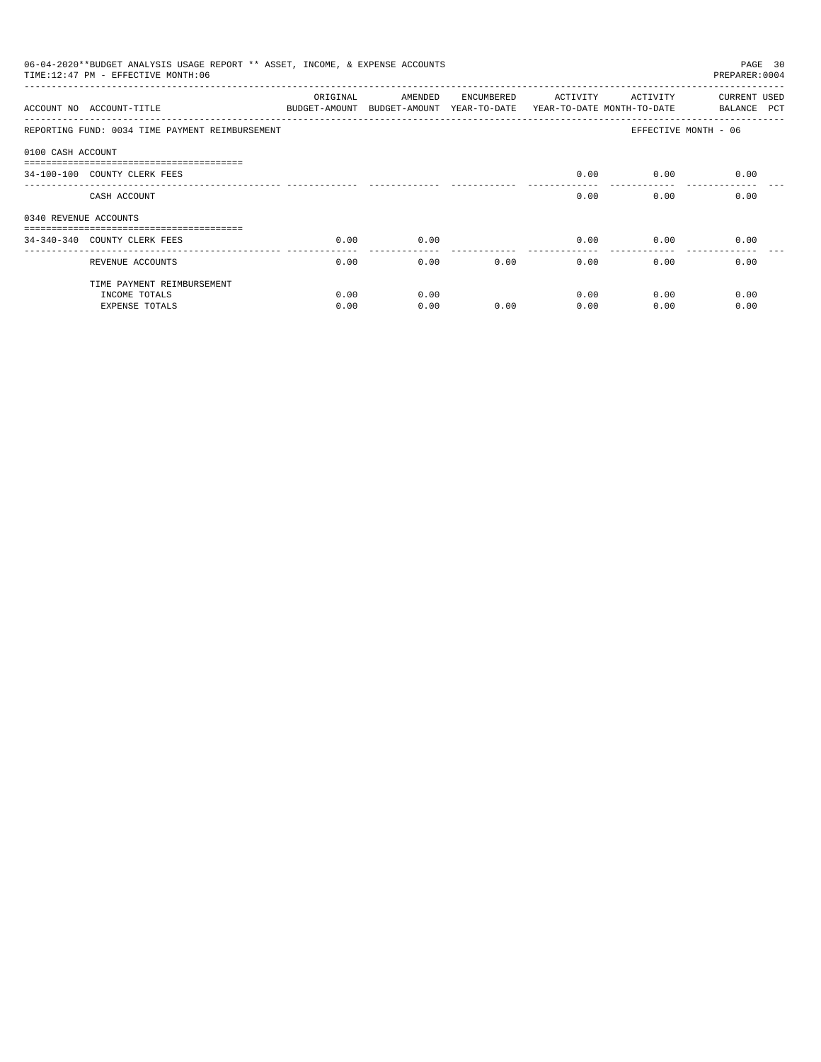06-04-2020**BUDGET ANALYSIS USAGE REPORT ** ASSET, INCOME, & EXPENSE ACCOUNTS
TIME:12:47 PM - EFFECTIVE MONTH:06

PREPARER:0004

| ACCOUNT NO | ACCOUNT-TITLE | ORIGINAL BUDGET-AMOUNT | AMENDED BUDGET-AMOUNT | ENCUMBERED YEAR-TO-DATE | ACTIVITY YEAR-TO-DATE | ACTIVITY MONTH-TO-DATE | CURRENT BALANCE | USED PCT |
|---|---|---|---|---|---|---|---|---|
| REPORTING FUND: 0034 TIME PAYMENT REIMBURSEMENT | | | | | | EFFECTIVE MONTH - 06 | | |
| 0100 CASH ACCOUNT | | | | | | | | |
| 34-100-100 | COUNTY CLERK FEES | | | | 0.00 | 0.00 | 0.00 | |
| | CASH ACCOUNT | | | | 0.00 | 0.00 | 0.00 | |
| 0340 REVENUE ACCOUNTS | | | | | | | | |
| 34-340-340 | COUNTY CLERK FEES | 0.00 | 0.00 | | 0.00 | 0.00 | 0.00 | |
| | REVENUE ACCOUNTS | 0.00 | 0.00 | 0.00 | 0.00 | 0.00 | 0.00 | |
| | TIME PAYMENT REIMBURSEMENT | | | | | | | |
| | INCOME TOTALS | 0.00 | 0.00 | | 0.00 | 0.00 | 0.00 | |
| | EXPENSE TOTALS | 0.00 | 0.00 | 0.00 | 0.00 | 0.00 | 0.00 | |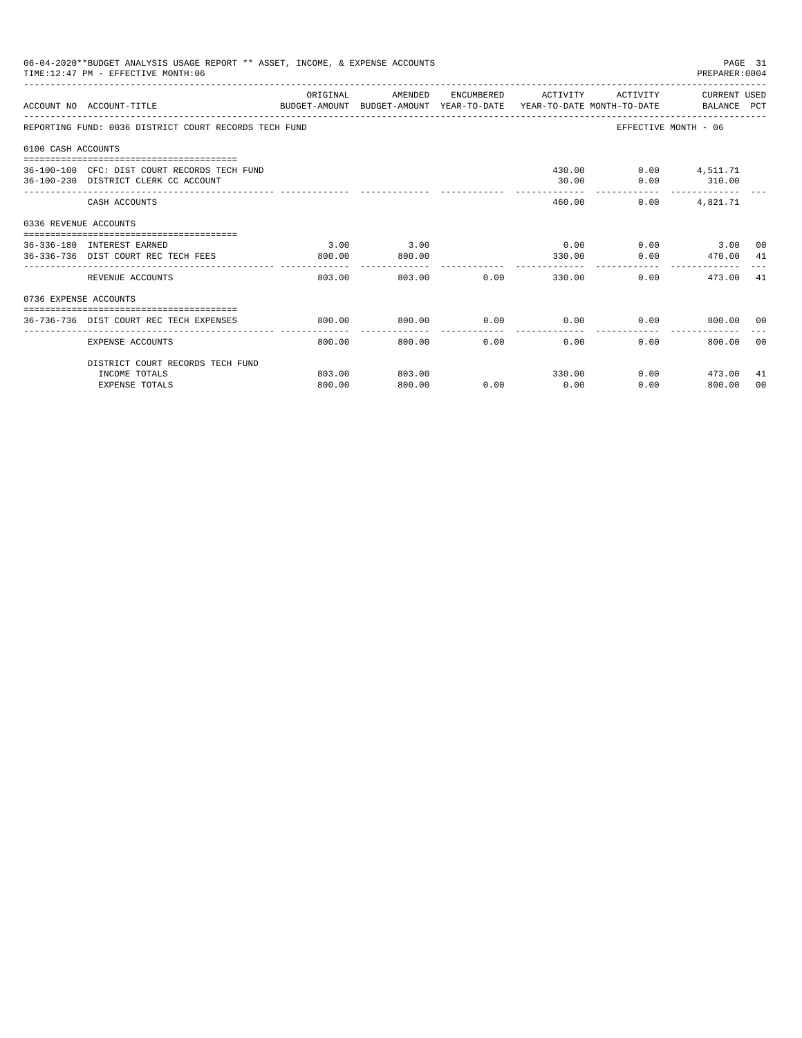06-04-2020**BUDGET ANALYSIS USAGE REPORT ** ASSET, INCOME, & EXPENSE ACCOUNTS
TIME:12:47 PM - EFFECTIVE MONTH:06
PREPARER:0004

| ACCOUNT NO | ACCOUNT-TITLE | ORIGINAL BUDGET-AMOUNT | AMENDED BUDGET-AMOUNT | ENCUMBERED YEAR-TO-DATE | ACTIVITY YEAR-TO-DATE | ACTIVITY MONTH-TO-DATE | CURRENT USED BALANCE | PCT |
|---|---|---|---|---|---|---|---|---|
| REPORTING FUND: 0036 DISTRICT COURT RECORDS TECH FUND | | | | | | EFFECTIVE MONTH - 06 | | |
| 0100 CASH ACCOUNTS | | | | | | | | |
| 36-100-100 | CFC: DIST COURT RECORDS TECH FUND | | | | 430.00 | 0.00 | 4,511.71 | |
| 36-100-230 | DISTRICT CLERK CC ACCOUNT | | | | 30.00 | 0.00 | 310.00 | |
| | CASH ACCOUNTS | | | | 460.00 | 0.00 | 4,821.71 | |
| 0336 REVENUE ACCOUNTS | | | | | | | | |
| 36-336-180 | INTEREST EARNED | 3.00 | 3.00 | | 0.00 | 0.00 | 3.00 | 00 |
| 36-336-736 | DIST COURT REC TECH FEES | 800.00 | 800.00 | | 330.00 | 0.00 | 470.00 | 41 |
| | REVENUE ACCOUNTS | 803.00 | 803.00 | 0.00 | 330.00 | 0.00 | 473.00 | 41 |
| 0736 EXPENSE ACCOUNTS | | | | | | | | |
| 36-736-736 | DIST COURT REC TECH EXPENSES | 800.00 | 800.00 | 0.00 | 0.00 | 0.00 | 800.00 | 00 |
| | EXPENSE ACCOUNTS | 800.00 | 800.00 | 0.00 | 0.00 | 0.00 | 800.00 | 00 |
| | DISTRICT COURT RECORDS TECH FUND | | | | | | | |
| | INCOME TOTALS | 803.00 | 803.00 | | 330.00 | 0.00 | 473.00 | 41 |
| | EXPENSE TOTALS | 800.00 | 800.00 | 0.00 | 0.00 | 0.00 | 800.00 | 00 |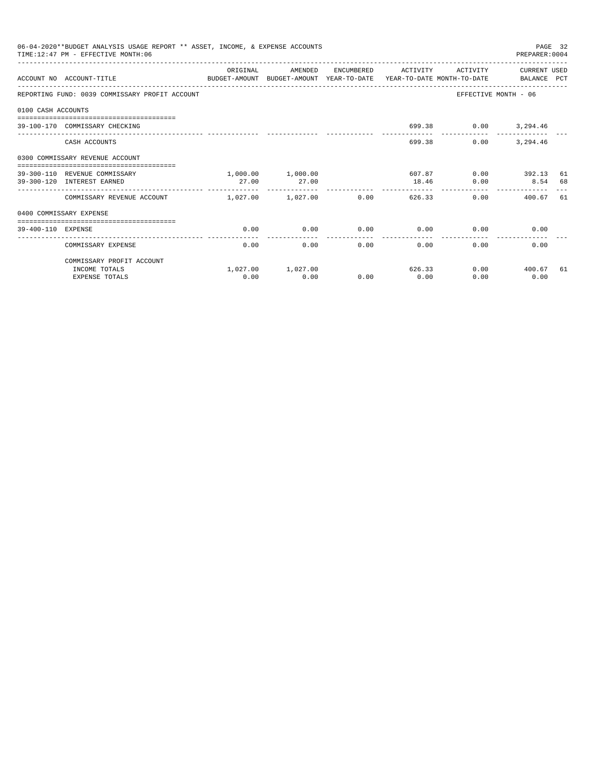06-04-2020**BUDGET ANALYSIS USAGE REPORT ** ASSET, INCOME, & EXPENSE ACCOUNTS

TIME:12:47 PM - EFFECTIVE MONTH:06

PREPARER:0004

REPORTING FUND: 0039 COMMISSARY PROFIT ACCOUNT — EFFECTIVE MONTH - 06

| ACCOUNT NO | ACCOUNT-TITLE | ORIGINAL BUDGET-AMOUNT | AMENDED BUDGET-AMOUNT | ENCUMBERED YEAR-TO-DATE | ACTIVITY YEAR-TO-DATE | ACTIVITY MONTH-TO-DATE | CURRENT BALANCE | USED PCT |
|---|---|---|---|---|---|---|---|---|
| **0100 CASH ACCOUNTS** | | | | | | | | |
| 39-100-170 | COMMISSARY CHECKING | | | | 699.38 | 0.00 | 3,294.46 | |
| | CASH ACCOUNTS | | | | 699.38 | 0.00 | 3,294.46 | |
| **0300 COMMISSARY REVENUE ACCOUNT** | | | | | | | | |
| 39-300-110 | REVENUE COMMISSARY | 1,000.00 | 1,000.00 | | 607.87 | 0.00 | 392.13 | 61 |
| 39-300-120 | INTEREST EARNED | 27.00 | 27.00 | | 18.46 | 0.00 | 8.54 | 68 |
| | COMMISSARY REVENUE ACCOUNT | 1,027.00 | 1,027.00 | 0.00 | 626.33 | 0.00 | 400.67 | 61 |
| **0400 COMMISSARY EXPENSE** | | | | | | | | |
| 39-400-110 | EXPENSE | 0.00 | 0.00 | 0.00 | 0.00 | 0.00 | 0.00 | |
| | COMMISSARY EXPENSE | 0.00 | 0.00 | 0.00 | 0.00 | 0.00 | 0.00 | |
| | COMMISSARY PROFIT ACCOUNT | | | | | | | |
| | INCOME TOTALS | 1,027.00 | 1,027.00 | | 626.33 | 0.00 | 400.67 | 61 |
| | EXPENSE TOTALS | 0.00 | 0.00 | 0.00 | 0.00 | 0.00 | 0.00 | |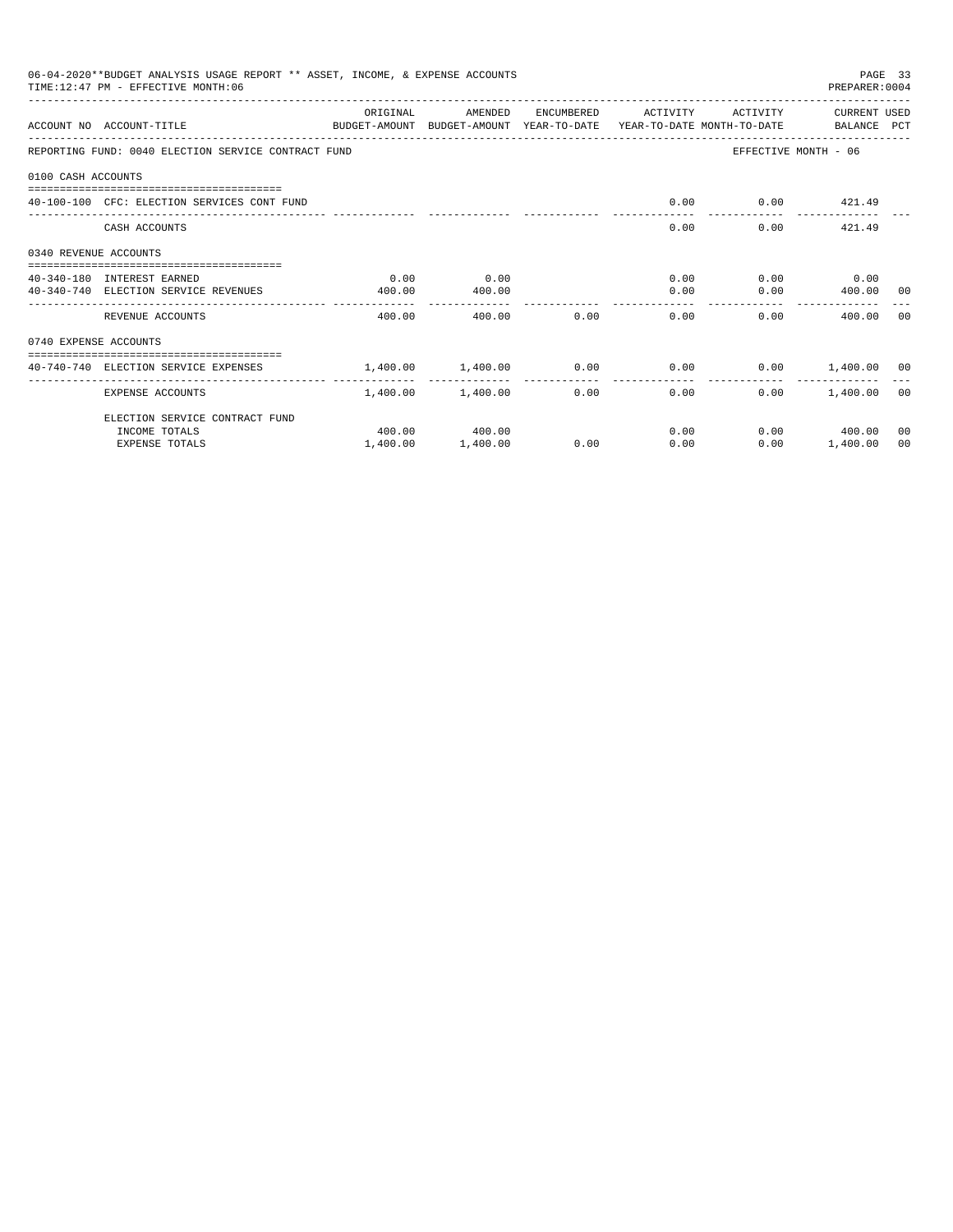06-04-2020**BUDGET ANALYSIS USAGE REPORT ** ASSET, INCOME, & EXPENSE ACCOUNTS
TIME:12:47 PM - EFFECTIVE MONTH:06
PREPARER:0004

| ACCOUNT NO | ACCOUNT-TITLE | ORIGINAL BUDGET-AMOUNT | AMENDED BUDGET-AMOUNT | ENCUMBERED YEAR-TO-DATE | ACTIVITY YEAR-TO-DATE | ACTIVITY MONTH-TO-DATE | CURRENT BALANCE | USED PCT |
|---|---|---|---|---|---|---|---|---|
| REPORTING FUND: 0040 ELECTION SERVICE CONTRACT FUND | | | | | | EFFECTIVE MONTH - 06 | | |
| 0100 CASH ACCOUNTS | | | | | | | | |
| 40-100-100 | CFC: ELECTION SERVICES CONT FUND | | | | 0.00 | 0.00 | 421.49 | |
| | CASH ACCOUNTS | | | | 0.00 | 0.00 | 421.49 | |
| 0340 REVENUE ACCOUNTS | | | | | | | | |
| 40-340-180 | INTEREST EARNED | 0.00 | 0.00 | | 0.00 | 0.00 | 0.00 | |
| 40-340-740 | ELECTION SERVICE REVENUES | 400.00 | 400.00 | | 0.00 | 0.00 | 400.00 | 00 |
| | REVENUE ACCOUNTS | 400.00 | 400.00 | 0.00 | 0.00 | 0.00 | 400.00 | 00 |
| 0740 EXPENSE ACCOUNTS | | | | | | | | |
| 40-740-740 | ELECTION SERVICE EXPENSES | 1,400.00 | 1,400.00 | 0.00 | 0.00 | 0.00 | 1,400.00 | 00 |
| | EXPENSE ACCOUNTS | 1,400.00 | 1,400.00 | 0.00 | 0.00 | 0.00 | 1,400.00 | 00 |
| | ELECTION SERVICE CONTRACT FUND | | | | | | | |
| | INCOME TOTALS | 400.00 | 400.00 | | 0.00 | 0.00 | 400.00 | 00 |
| | EXPENSE TOTALS | 1,400.00 | 1,400.00 | 0.00 | 0.00 | 0.00 | 1,400.00 | 00 |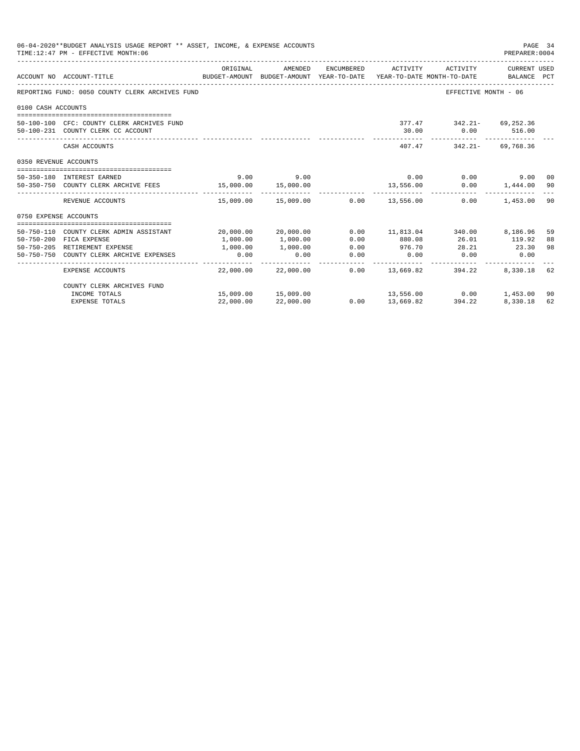06-04-2020**BUDGET ANALYSIS USAGE REPORT ** ASSET, INCOME, & EXPENSE ACCOUNTS
TIME:12:47 PM - EFFECTIVE MONTH:06

PREPARER:0004

| ACCOUNT NO | ACCOUNT-TITLE | ORIGINAL BUDGET-AMOUNT | AMENDED BUDGET-AMOUNT | ENCUMBERED YEAR-TO-DATE | ACTIVITY YEAR-TO-DATE | ACTIVITY MONTH-TO-DATE | CURRENT USED BALANCE | PCT |
|---|---|---|---|---|---|---|---|---|
| REPORTING FUND: 0050 COUNTY CLERK ARCHIVES FUND | | | | | | EFFECTIVE MONTH - 06 | | |
| 0100 CASH ACCOUNTS | | | | | | | | |
| 50-100-100 | CFC: COUNTY CLERK ARCHIVES FUND | | | | 377.47 | 342.21- | 69,252.36 | |
| 50-100-231 | COUNTY CLERK CC ACCOUNT | | | | 30.00 | 0.00 | 516.00 | |
| | CASH ACCOUNTS | | | | 407.47 | 342.21- | 69,768.36 | |
| 0350 REVENUE ACCOUNTS | | | | | | | | |
| 50-350-180 | INTEREST EARNED | 9.00 | 9.00 | | 0.00 | 0.00 | 9.00 | 00 |
| 50-350-750 | COUNTY CLERK ARCHIVE FEES | 15,000.00 | 15,000.00 | | 13,556.00 | 0.00 | 1,444.00 | 90 |
| | REVENUE ACCOUNTS | 15,009.00 | 15,009.00 | 0.00 | 13,556.00 | 0.00 | 1,453.00 | 90 |
| 0750 EXPENSE ACCOUNTS | | | | | | | | |
| 50-750-110 | COUNTY CLERK ADMIN ASSISTANT | 20,000.00 | 20,000.00 | 0.00 | 11,813.04 | 340.00 | 8,186.96 | 59 |
| 50-750-200 | FICA EXPENSE | 1,000.00 | 1,000.00 | 0.00 | 880.08 | 26.01 | 119.92 | 88 |
| 50-750-205 | RETIREMENT EXPENSE | 1,000.00 | 1,000.00 | 0.00 | 976.70 | 28.21 | 23.30 | 98 |
| 50-750-750 | COUNTY CLERK ARCHIVE EXPENSES | 0.00 | 0.00 | 0.00 | 0.00 | 0.00 | 0.00 | |
| | EXPENSE ACCOUNTS | 22,000.00 | 22,000.00 | 0.00 | 13,669.82 | 394.22 | 8,330.18 | 62 |
| | COUNTY CLERK ARCHIVES FUND | | | | | | | |
| | INCOME TOTALS | 15,009.00 | 15,009.00 | | 13,556.00 | 0.00 | 1,453.00 | 90 |
| | EXPENSE TOTALS | 22,000.00 | 22,000.00 | 0.00 | 13,669.82 | 394.22 | 8,330.18 | 62 |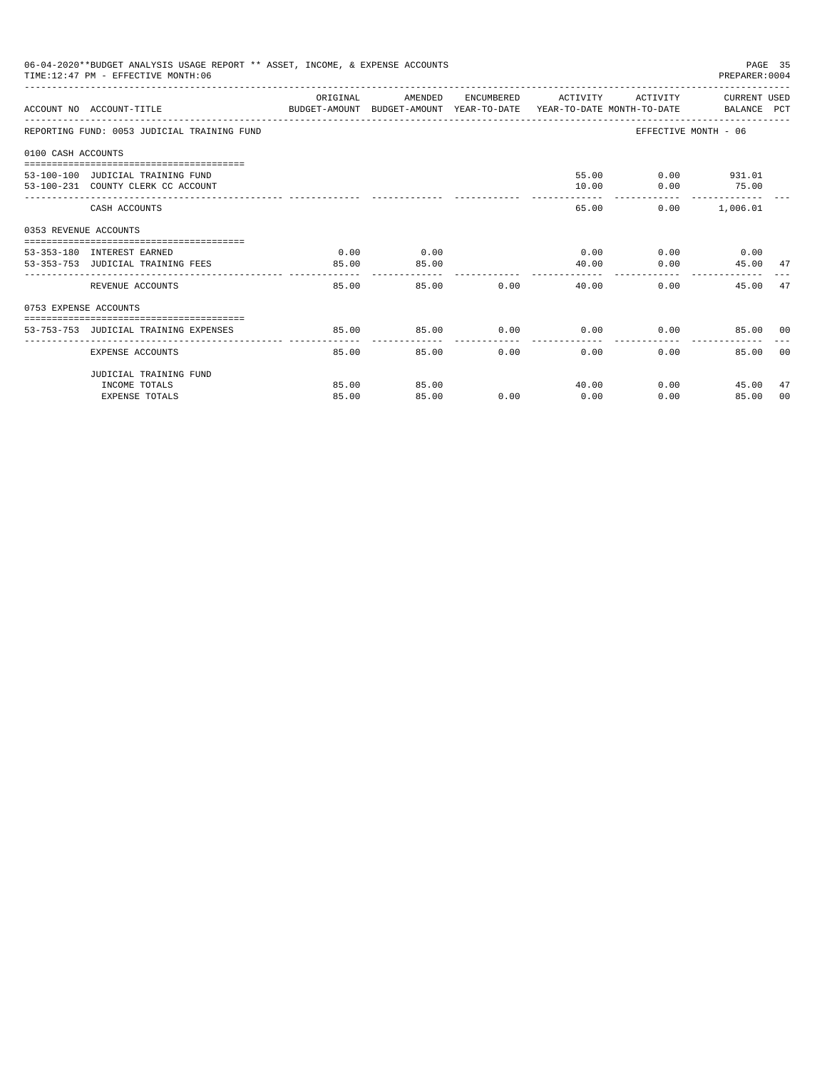06-04-2020**BUDGET ANALYSIS USAGE REPORT ** ASSET, INCOME, & EXPENSE ACCOUNTS
TIME:12:47 PM - EFFECTIVE MONTH:06
PREPARER:0004

| ACCOUNT NO | ACCOUNT-TITLE | ORIGINAL BUDGET-AMOUNT | AMENDED BUDGET-AMOUNT | ENCUMBERED YEAR-TO-DATE | ACTIVITY YEAR-TO-DATE | ACTIVITY MONTH-TO-DATE | CURRENT USED BALANCE | PCT |
|---|---|---|---|---|---|---|---|---|
| REPORTING FUND: 0053 JUDICIAL TRAINING FUND | | | | | | EFFECTIVE MONTH - 06 | | |
| 0100 CASH ACCOUNTS | | | | | | | | |
| 53-100-100 | JUDICIAL TRAINING FUND | | | | 55.00 | 0.00 | 931.01 | |
| 53-100-231 | COUNTY CLERK CC ACCOUNT | | | | 10.00 | 0.00 | 75.00 | |
| | CASH ACCOUNTS | | | | 65.00 | 0.00 | 1,006.01 | |
| 0353 REVENUE ACCOUNTS | | | | | | | | |
| 53-353-180 | INTEREST EARNED | 0.00 | 0.00 | | 0.00 | 0.00 | 0.00 | |
| 53-353-753 | JUDICIAL TRAINING FEES | 85.00 | 85.00 | | 40.00 | 0.00 | 45.00 | 47 |
| | REVENUE ACCOUNTS | 85.00 | 85.00 | 0.00 | 40.00 | 0.00 | 45.00 | 47 |
| 0753 EXPENSE ACCOUNTS | | | | | | | | |
| 53-753-753 | JUDICIAL TRAINING EXPENSES | 85.00 | 85.00 | 0.00 | 0.00 | 0.00 | 85.00 | 00 |
| | EXPENSE ACCOUNTS | 85.00 | 85.00 | 0.00 | 0.00 | 0.00 | 85.00 | 00 |
| | JUDICIAL TRAINING FUND | | | | | | | |
| | INCOME TOTALS | 85.00 | 85.00 | | 40.00 | 0.00 | 45.00 | 47 |
| | EXPENSE TOTALS | 85.00 | 85.00 | 0.00 | 0.00 | 0.00 | 85.00 | 00 |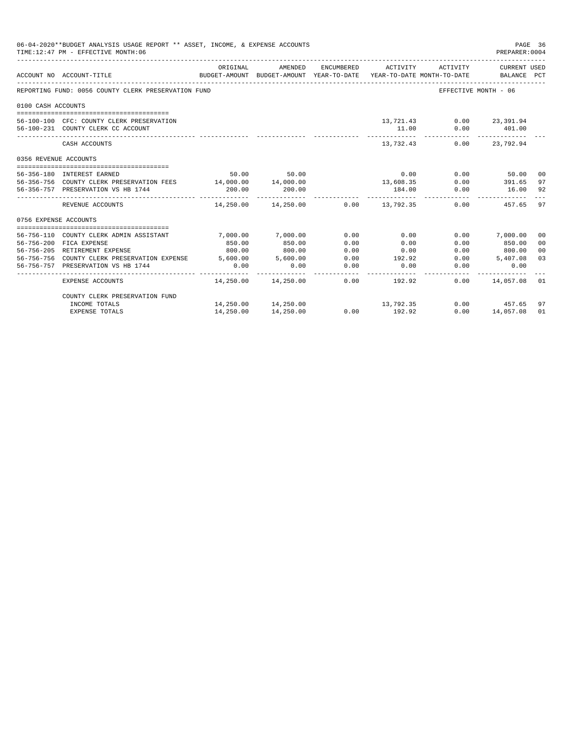06-04-2020**BUDGET ANALYSIS USAGE REPORT ** ASSET, INCOME, & EXPENSE ACCOUNTS
TIME:12:47 PM - EFFECTIVE MONTH:06
PREPARER:0004

| ACCOUNT NO | ACCOUNT-TITLE | ORIGINAL BUDGET-AMOUNT | AMENDED BUDGET-AMOUNT | ENCUMBERED YEAR-TO-DATE | ACTIVITY YEAR-TO-DATE | ACTIVITY MONTH-TO-DATE | CURRENT USED BALANCE | PCT |
|---|---|---|---|---|---|---|---|---|
| REPORTING FUND: 0056 COUNTY CLERK PRESERVATION FUND | | | | | | | EFFECTIVE MONTH - 06 | |
| 0100 CASH ACCOUNTS | | | | | | | | |
| 56-100-100 | CFC: COUNTY CLERK PRESERVATION | | | | 13,721.43 | 0.00 | 23,391.94 | |
| 56-100-231 | COUNTY CLERK CC ACCOUNT | | | | 11.00 | 0.00 | 401.00 | |
| | CASH ACCOUNTS | | | | 13,732.43 | 0.00 | 23,792.94 | |
| 0356 REVENUE ACCOUNTS | | | | | | | | |
| 56-356-180 | INTEREST EARNED | 50.00 | 50.00 | | 0.00 | 0.00 | 50.00 | 00 |
| 56-356-756 | COUNTY CLERK PRESERVATION FEES | 14,000.00 | 14,000.00 | | 13,608.35 | 0.00 | 391.65 | 97 |
| 56-356-757 | PRESERVATION VS HB 1744 | 200.00 | 200.00 | | 184.00 | 0.00 | 16.00 | 92 |
| | REVENUE ACCOUNTS | 14,250.00 | 14,250.00 | 0.00 | 13,792.35 | 0.00 | 457.65 | 97 |
| 0756 EXPENSE ACCOUNTS | | | | | | | | |
| 56-756-110 | COUNTY CLERK ADMIN ASSISTANT | 7,000.00 | 7,000.00 | 0.00 | 0.00 | 0.00 | 7,000.00 | 00 |
| 56-756-200 | FICA EXPENSE | 850.00 | 850.00 | 0.00 | 0.00 | 0.00 | 850.00 | 00 |
| 56-756-205 | RETIREMENT EXPENSE | 800.00 | 800.00 | 0.00 | 0.00 | 0.00 | 800.00 | 00 |
| 56-756-756 | COUNTY CLERK PRESERVATION EXPENSE | 5,600.00 | 5,600.00 | 0.00 | 192.92 | 0.00 | 5,407.08 | 03 |
| 56-756-757 | PRESERVATION VS HB 1744 | 0.00 | 0.00 | 0.00 | 0.00 | 0.00 | 0.00 | |
| | EXPENSE ACCOUNTS | 14,250.00 | 14,250.00 | 0.00 | 192.92 | 0.00 | 14,057.08 | 01 |
| | COUNTY CLERK PRESERVATION FUND | | | | | | | |
| | INCOME TOTALS | 14,250.00 | 14,250.00 | | 13,792.35 | 0.00 | 457.65 | 97 |
| | EXPENSE TOTALS | 14,250.00 | 14,250.00 | 0.00 | 192.92 | 0.00 | 14,057.08 | 01 |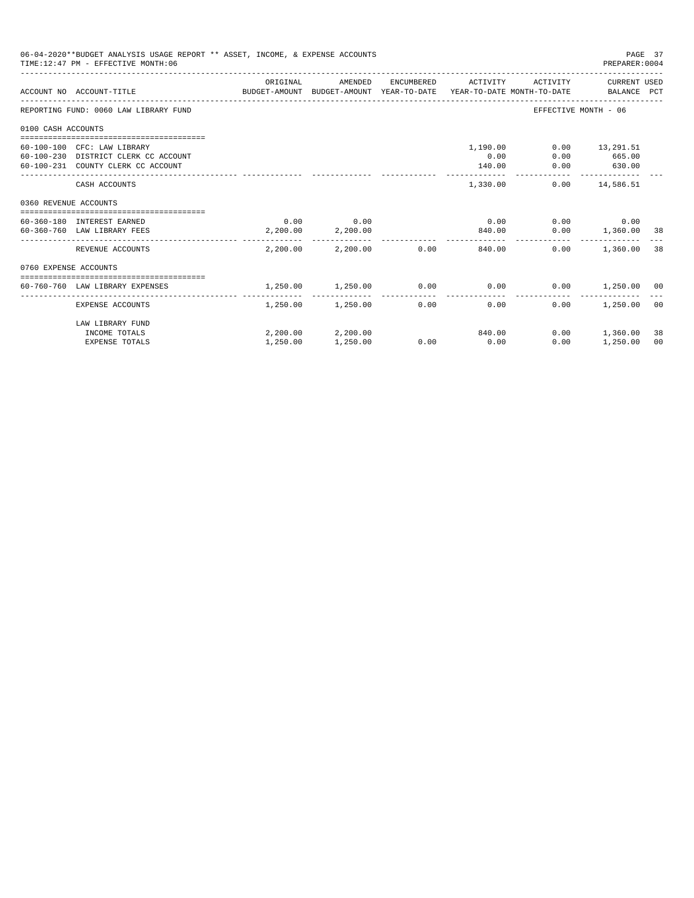06-04-2020**BUDGET ANALYSIS USAGE REPORT ** ASSET, INCOME, & EXPENSE ACCOUNTS
TIME:12:47 PM - EFFECTIVE MONTH:06

PREPARER:0004

| ACCOUNT NO | ACCOUNT-TITLE | ORIGINAL BUDGET-AMOUNT | AMENDED BUDGET-AMOUNT | ENCUMBERED YEAR-TO-DATE | ACTIVITY YEAR-TO-DATE | ACTIVITY MONTH-TO-DATE | CURRENT BALANCE | USED PCT |
|---|---|---|---|---|---|---|---|---|
| REPORTING FUND: 0060 LAW LIBRARY FUND | | | | | | EFFECTIVE MONTH - 06 | | |
| 0100 CASH ACCOUNTS | | | | | | | | |
| 60-100-100 | CFC: LAW LIBRARY | | | | 1,190.00 | 0.00 | 13,291.51 | |
| 60-100-230 | DISTRICT CLERK CC ACCOUNT | | | | 0.00 | 0.00 | 665.00 | |
| 60-100-231 | COUNTY CLERK CC ACCOUNT | | | | 140.00 | 0.00 | 630.00 | |
| | CASH ACCOUNTS | | | | 1,330.00 | 0.00 | 14,586.51 | |
| 0360 REVENUE ACCOUNTS | | | | | | | | |
| 60-360-180 | INTEREST EARNED | 0.00 | 0.00 | | 0.00 | 0.00 | 0.00 | |
| 60-360-760 | LAW LIBRARY FEES | 2,200.00 | 2,200.00 | | 840.00 | 0.00 | 1,360.00 | 38 |
| | REVENUE ACCOUNTS | 2,200.00 | 2,200.00 | 0.00 | 840.00 | 0.00 | 1,360.00 | 38 |
| 0760 EXPENSE ACCOUNTS | | | | | | | | |
| 60-760-760 | LAW LIBRARY EXPENSES | 1,250.00 | 1,250.00 | 0.00 | 0.00 | 0.00 | 1,250.00 | 00 |
| | EXPENSE ACCOUNTS | 1,250.00 | 1,250.00 | 0.00 | 0.00 | 0.00 | 1,250.00 | 00 |
| | LAW LIBRARY FUND | | | | | | | |
| | INCOME TOTALS | 2,200.00 | 2,200.00 | | 840.00 | 0.00 | 1,360.00 | 38 |
| | EXPENSE TOTALS | 1,250.00 | 1,250.00 | 0.00 | 0.00 | 0.00 | 1,250.00 | 00 |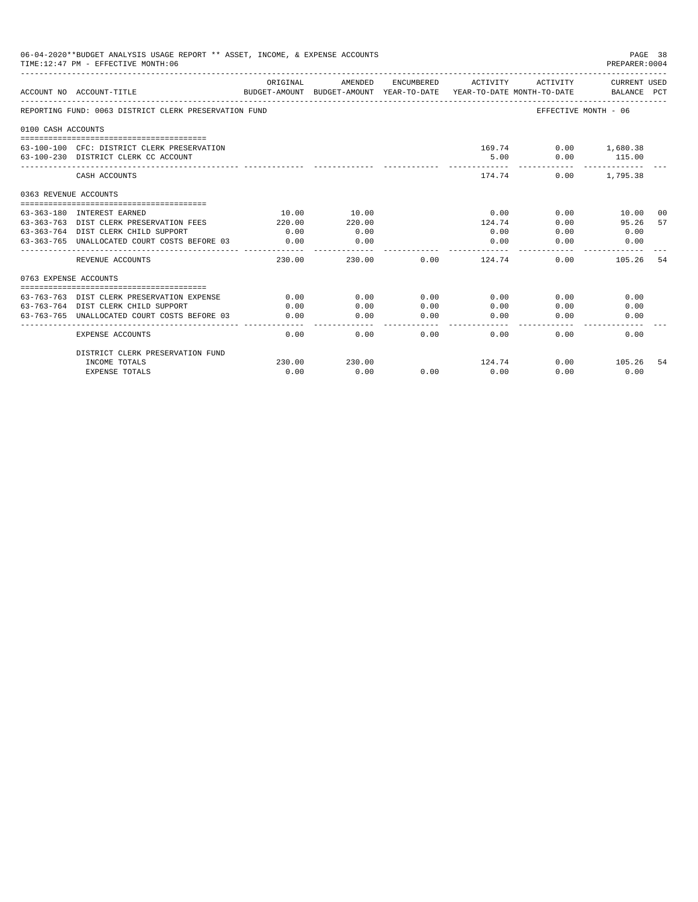06-04-2020**BUDGET ANALYSIS USAGE REPORT ** ASSET, INCOME, & EXPENSE ACCOUNTS
TIME:12:47 PM - EFFECTIVE MONTH:06

PREPARER:0004

| ACCOUNT NO | ACCOUNT-TITLE | ORIGINAL BUDGET-AMOUNT | AMENDED BUDGET-AMOUNT | ENCUMBERED YEAR-TO-DATE | ACTIVITY YEAR-TO-DATE | ACTIVITY MONTH-TO-DATE | CURRENT USED BALANCE | PCT |
|---|---|---|---|---|---|---|---|---|
| REPORTING FUND: 0063 DISTRICT CLERK PRESERVATION FUND | | | | | | EFFECTIVE MONTH - 06 | | |
| 0100 CASH ACCOUNTS | | | | | | | | |
| 63-100-100 | CFC: DISTRICT CLERK PRESERVATION | | | | 169.74 | 0.00 | 1,680.38 | |
| 63-100-230 | DISTRICT CLERK CC ACCOUNT | | | | 5.00 | 0.00 | 115.00 | |
| | CASH ACCOUNTS | | | | 174.74 | 0.00 | 1,795.38 | |
| 0363 REVENUE ACCOUNTS | | | | | | | | |
| 63-363-180 | INTEREST EARNED | 10.00 | 10.00 | | 0.00 | 0.00 | 10.00 | 00 |
| 63-363-763 | DIST CLERK PRESERVATION FEES | 220.00 | 220.00 | | 124.74 | 0.00 | 95.26 | 57 |
| 63-363-764 | DIST CLERK CHILD SUPPORT | 0.00 | 0.00 | | 0.00 | 0.00 | 0.00 | |
| 63-363-765 | UNALLOCATED COURT COSTS BEFORE 03 | 0.00 | 0.00 | | 0.00 | 0.00 | 0.00 | |
| | REVENUE ACCOUNTS | 230.00 | 230.00 | 0.00 | 124.74 | 0.00 | 105.26 | 54 |
| 0763 EXPENSE ACCOUNTS | | | | | | | | |
| 63-763-763 | DIST CLERK PRESERVATION EXPENSE | 0.00 | 0.00 | 0.00 | 0.00 | 0.00 | 0.00 | |
| 63-763-764 | DIST CLERK CHILD SUPPORT | 0.00 | 0.00 | 0.00 | 0.00 | 0.00 | 0.00 | |
| 63-763-765 | UNALLOCATED COURT COSTS BEFORE 03 | 0.00 | 0.00 | 0.00 | 0.00 | 0.00 | 0.00 | |
| | EXPENSE ACCOUNTS | 0.00 | 0.00 | 0.00 | 0.00 | 0.00 | 0.00 | |
| | DISTRICT CLERK PRESERVATION FUND | | | | | | | |
| | INCOME TOTALS | 230.00 | 230.00 | | 124.74 | 0.00 | 105.26 | 54 |
| | EXPENSE TOTALS | 0.00 | 0.00 | 0.00 | 0.00 | 0.00 | 0.00 | |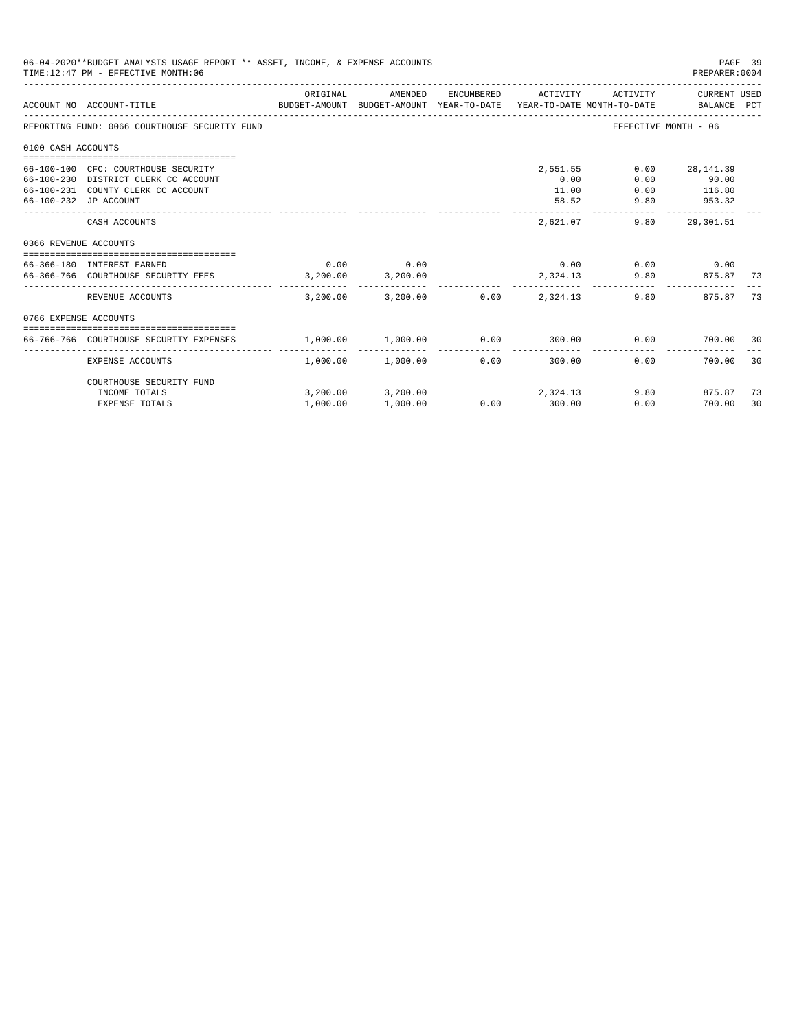06-04-2020**BUDGET ANALYSIS USAGE REPORT ** ASSET, INCOME, & EXPENSE ACCOUNTS
TIME:12:47 PM - EFFECTIVE MONTH:06

PREPARER:0004

| ACCOUNT NO | ACCOUNT-TITLE | ORIGINAL BUDGET-AMOUNT | AMENDED BUDGET-AMOUNT | ENCUMBERED YEAR-TO-DATE | ACTIVITY YEAR-TO-DATE | ACTIVITY MONTH-TO-DATE | CURRENT BALANCE | USED PCT |
|---|---|---|---|---|---|---|---|---|
| REPORTING FUND: 0066 COURTHOUSE SECURITY FUND | | | | | | EFFECTIVE MONTH - 06 | | |
| 0100 CASH ACCOUNTS | | | | | | | | |
| 66-100-100 | CFC: COURTHOUSE SECURITY | | | | 2,551.55 | 0.00 | 28,141.39 | |
| 66-100-230 | DISTRICT CLERK CC ACCOUNT | | | | 0.00 | 0.00 | 90.00 | |
| 66-100-231 | COUNTY CLERK CC ACCOUNT | | | | 11.00 | 0.00 | 116.80 | |
| 66-100-232 | JP ACCOUNT | | | | 58.52 | 9.80 | 953.32 | |
| | CASH ACCOUNTS | | | | 2,621.07 | 9.80 | 29,301.51 | |
| 0366 REVENUE ACCOUNTS | | | | | | | | |
| 66-366-180 | INTEREST EARNED | 0.00 | 0.00 | | 0.00 | 0.00 | 0.00 | |
| 66-366-766 | COURTHOUSE SECURITY FEES | 3,200.00 | 3,200.00 | | 2,324.13 | 9.80 | 875.87 | 73 |
| | REVENUE ACCOUNTS | 3,200.00 | 3,200.00 | 0.00 | 2,324.13 | 9.80 | 875.87 | 73 |
| 0766 EXPENSE ACCOUNTS | | | | | | | | |
| 66-766-766 | COURTHOUSE SECURITY EXPENSES | 1,000.00 | 1,000.00 | 0.00 | 300.00 | 0.00 | 700.00 | 30 |
| | EXPENSE ACCOUNTS | 1,000.00 | 1,000.00 | 0.00 | 300.00 | 0.00 | 700.00 | 30 |
| | COURTHOUSE SECURITY FUND | | | | | | | |
| | INCOME TOTALS | 3,200.00 | 3,200.00 | | 2,324.13 | 9.80 | 875.87 | 73 |
| | EXPENSE TOTALS | 1,000.00 | 1,000.00 | 0.00 | 300.00 | 0.00 | 700.00 | 30 |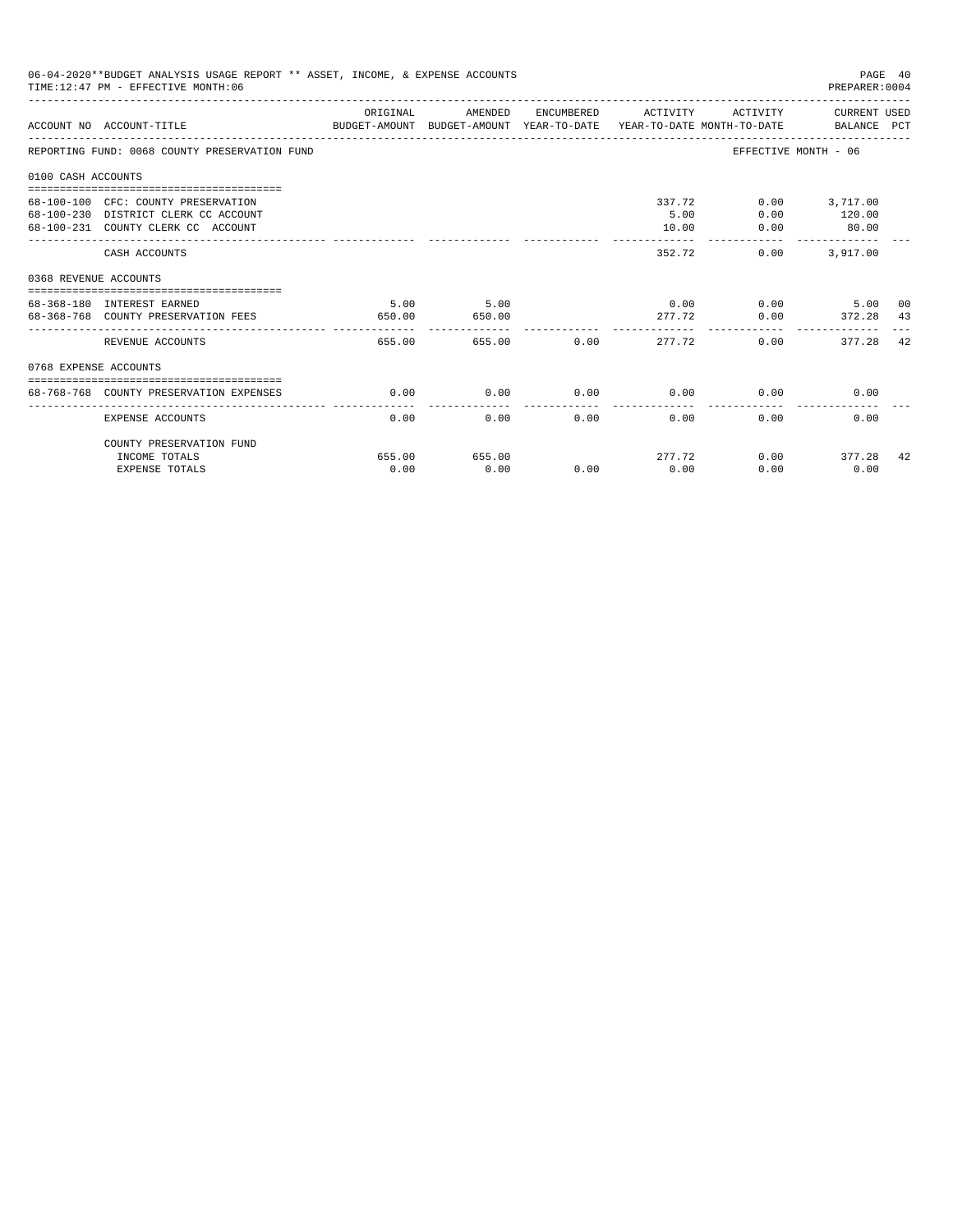06-04-2020**BUDGET ANALYSIS USAGE REPORT ** ASSET, INCOME, & EXPENSE ACCOUNTS
TIME:12:47 PM - EFFECTIVE MONTH:06
PREPARER:0004

| ACCOUNT NO | ACCOUNT-TITLE | ORIGINAL BUDGET-AMOUNT | AMENDED BUDGET-AMOUNT | ENCUMBERED YEAR-TO-DATE | ACTIVITY YEAR-TO-DATE | ACTIVITY MONTH-TO-DATE | CURRENT USED BALANCE | PCT |
|---|---|---|---|---|---|---|---|---|
| REPORTING FUND: 0068 COUNTY PRESERVATION FUND | | | | | | EFFECTIVE MONTH - 06 | | |
| 0100 CASH ACCOUNTS | | | | | | | | |
| 68-100-100 | CFC: COUNTY PRESERVATION | | | | 337.72 | 0.00 | 3,717.00 | |
| 68-100-230 | DISTRICT CLERK CC ACCOUNT | | | | 5.00 | 0.00 | 120.00 | |
| 68-100-231 | COUNTY CLERK CC ACCOUNT | | | | 10.00 | 0.00 | 80.00 | |
| | CASH ACCOUNTS | | | | 352.72 | 0.00 | 3,917.00 | |
| 0368 REVENUE ACCOUNTS | | | | | | | | |
| 68-368-180 | INTEREST EARNED | 5.00 | 5.00 | | 0.00 | 0.00 | 5.00 | 00 |
| 68-368-768 | COUNTY PRESERVATION FEES | 650.00 | 650.00 | | 277.72 | 0.00 | 372.28 | 43 |
| | REVENUE ACCOUNTS | 655.00 | 655.00 | 0.00 | 277.72 | 0.00 | 377.28 | 42 |
| 0768 EXPENSE ACCOUNTS | | | | | | | | |
| 68-768-768 | COUNTY PRESERVATION EXPENSES | 0.00 | 0.00 | 0.00 | 0.00 | 0.00 | 0.00 | |
| | EXPENSE ACCOUNTS | 0.00 | 0.00 | 0.00 | 0.00 | 0.00 | 0.00 | |
| | COUNTY PRESERVATION FUND | | | | | | | |
| | INCOME TOTALS | 655.00 | 655.00 | | 277.72 | 0.00 | 377.28 | 42 |
| | EXPENSE TOTALS | 0.00 | 0.00 | 0.00 | 0.00 | 0.00 | 0.00 | |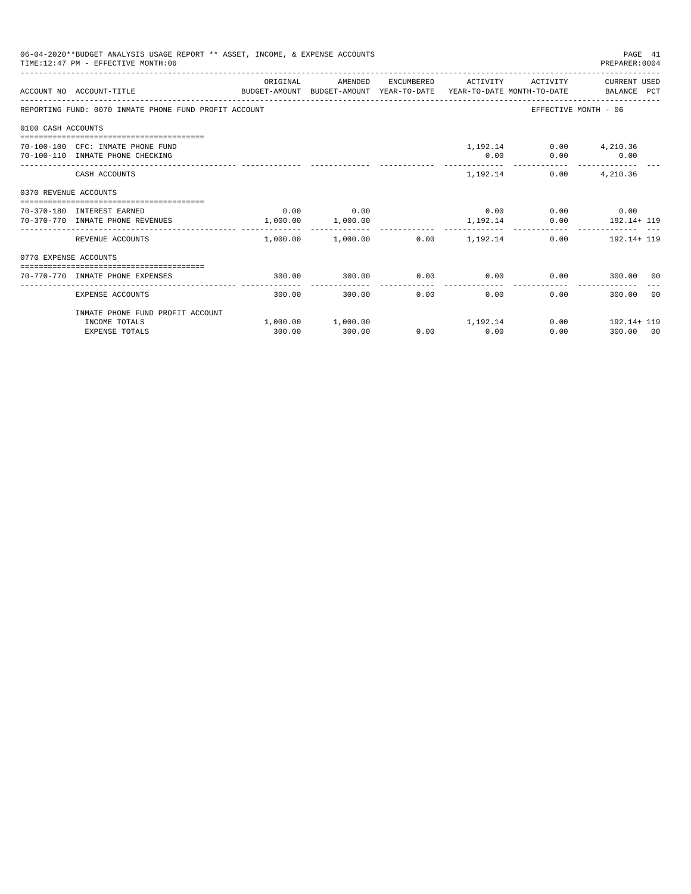06-04-2020**BUDGET ANALYSIS USAGE REPORT ** ASSET, INCOME, & EXPENSE ACCOUNTS
TIME:12:47 PM - EFFECTIVE MONTH:06

PREPARER:0004

| ACCOUNT NO | ACCOUNT-TITLE | ORIGINAL BUDGET-AMOUNT | AMENDED BUDGET-AMOUNT | ENCUMBERED YEAR-TO-DATE | ACTIVITY YEAR-TO-DATE | ACTIVITY MONTH-TO-DATE | CURRENT USED BALANCE | PCT |
|---|---|---|---|---|---|---|---|---|
| REPORTING FUND: 0070 INMATE PHONE FUND PROFIT ACCOUNT | | | | | | EFFECTIVE MONTH - 06 | | |
| 0100 CASH ACCOUNTS | | | | | | | | |
| 70-100-100 | CFC: INMATE PHONE FUND | | | | 1,192.14 | 0.00 | 4,210.36 | |
| 70-100-110 | INMATE PHONE CHECKING | | | | 0.00 | 0.00 | 0.00 | |
| | CASH ACCOUNTS | | | | 1,192.14 | 0.00 | 4,210.36 | |
| 0370 REVENUE ACCOUNTS | | | | | | | | |
| 70-370-180 | INTEREST EARNED | 0.00 | 0.00 | | 0.00 | 0.00 | 0.00 | |
| 70-370-770 | INMATE PHONE REVENUES | 1,000.00 | 1,000.00 | | 1,192.14 | 0.00 | 192.14+ | 119 |
| | REVENUE ACCOUNTS | 1,000.00 | 1,000.00 | 0.00 | 1,192.14 | 0.00 | 192.14+ | 119 |
| 0770 EXPENSE ACCOUNTS | | | | | | | | |
| 70-770-770 | INMATE PHONE EXPENSES | 300.00 | 300.00 | 0.00 | 0.00 | 0.00 | 300.00 | 00 |
| | EXPENSE ACCOUNTS | 300.00 | 300.00 | 0.00 | 0.00 | 0.00 | 300.00 | 00 |
| | INMATE PHONE FUND PROFIT ACCOUNT | | | | | | | |
| | INCOME TOTALS | 1,000.00 | 1,000.00 | | 1,192.14 | 0.00 | 192.14+ | 119 |
| | EXPENSE TOTALS | 300.00 | 300.00 | 0.00 | 0.00 | 0.00 | 300.00 | 00 |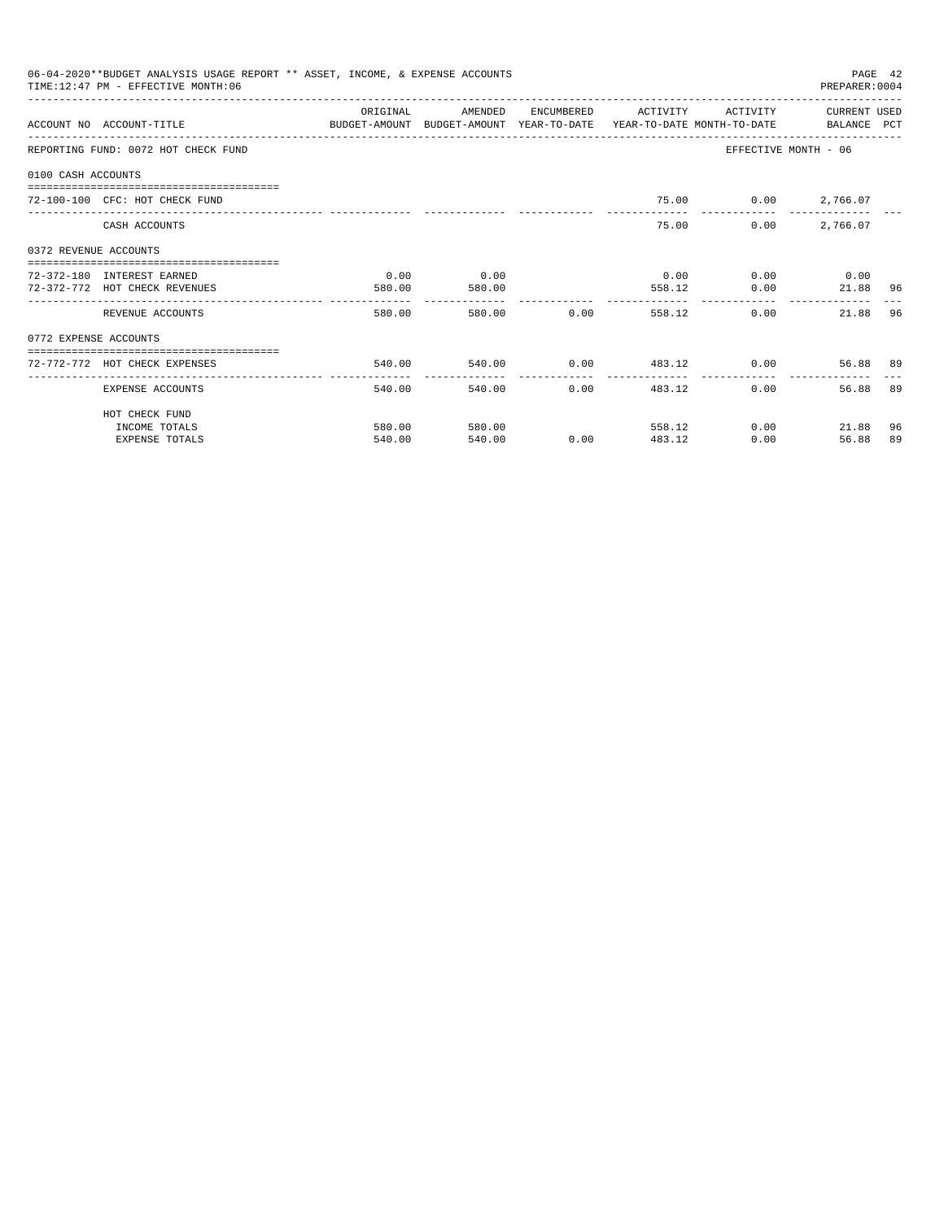06-04-2020**BUDGET ANALYSIS USAGE REPORT ** ASSET, INCOME, & EXPENSE ACCOUNTS
TIME:12:47 PM - EFFECTIVE MONTH:06
PREPARER:0004

| ACCOUNT NO ACCOUNT-TITLE | ORIGINAL BUDGET-AMOUNT | AMENDED BUDGET-AMOUNT | ENCUMBERED YEAR-TO-DATE | ACTIVITY YEAR-TO-DATE | ACTIVITY MONTH-TO-DATE | CURRENT USED BALANCE | PCT |
|---|---|---|---|---|---|---|---|
| REPORTING FUND: 0072 HOT CHECK FUND | | | | | EFFECTIVE MONTH - 06 | | |
| 0100 CASH ACCOUNTS | | | | | | | |
| 72-100-100 CFC: HOT CHECK FUND | | | | 75.00 | 0.00 | 2,766.07 | |
| CASH ACCOUNTS | | | | 75.00 | 0.00 | 2,766.07 | |
| 0372 REVENUE ACCOUNTS | | | | | | | |
| 72-372-180 INTEREST EARNED | 0.00 | 0.00 | | 0.00 | 0.00 | 0.00 | |
| 72-372-772 HOT CHECK REVENUES | 580.00 | 580.00 | | 558.12 | 0.00 | 21.88 | 96 |
| REVENUE ACCOUNTS | 580.00 | 580.00 | 0.00 | 558.12 | 0.00 | 21.88 | 96 |
| 0772 EXPENSE ACCOUNTS | | | | | | | |
| 72-772-772 HOT CHECK EXPENSES | 540.00 | 540.00 | 0.00 | 483.12 | 0.00 | 56.88 | 89 |
| EXPENSE ACCOUNTS | 540.00 | 540.00 | 0.00 | 483.12 | 0.00 | 56.88 | 89 |
| HOT CHECK FUND | | | | | | | |
| INCOME TOTALS | 580.00 | 580.00 | | 558.12 | 0.00 | 21.88 | 96 |
| EXPENSE TOTALS | 540.00 | 540.00 | 0.00 | 483.12 | 0.00 | 56.88 | 89 |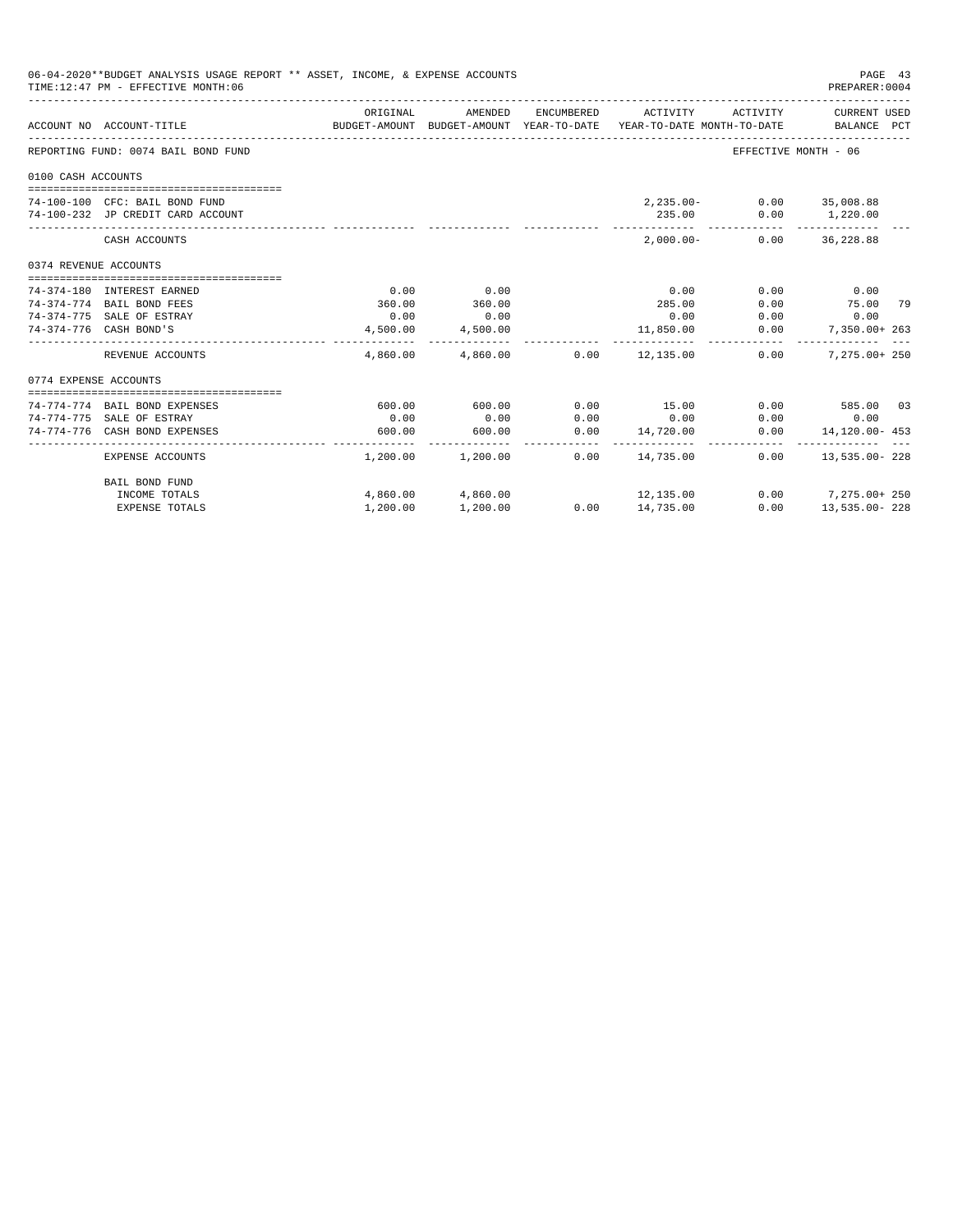06-04-2020**BUDGET ANALYSIS USAGE REPORT ** ASSET, INCOME, & EXPENSE ACCOUNTS

TIME:12:47 PM - EFFECTIVE MONTH:06

PREPARER:0004

| ACCOUNT NO | ACCOUNT-TITLE | ORIGINAL BUDGET-AMOUNT | AMENDED BUDGET-AMOUNT | ENCUMBERED YEAR-TO-DATE | ACTIVITY YEAR-TO-DATE | ACTIVITY MONTH-TO-DATE | CURRENT USED BALANCE | PCT |
|---|---|---|---|---|---|---|---|---|
| REPORTING FUND: 0074 BAIL BOND FUND | | | | | | EFFECTIVE MONTH - 06 | | |
| 0100 CASH ACCOUNTS | | | | | | | | |
| 74-100-100 | CFC: BAIL BOND FUND | | | | 2,235.00- | 0.00 | 35,008.88 | |
| 74-100-232 | JP CREDIT CARD ACCOUNT | | | | 235.00 | 0.00 | 1,220.00 | |
| | CASH ACCOUNTS | | | | 2,000.00- | 0.00 | 36,228.88 | |
| 0374 REVENUE ACCOUNTS | | | | | | | | |
| 74-374-180 | INTEREST EARNED | 0.00 | 0.00 | | 0.00 | 0.00 | 0.00 | |
| 74-374-774 | BAIL BOND FEES | 360.00 | 360.00 | | 285.00 | 0.00 | 75.00 | 79 |
| 74-374-775 | SALE OF ESTRAY | 0.00 | 0.00 | | 0.00 | 0.00 | 0.00 | |
| 74-374-776 | CASH BOND'S | 4,500.00 | 4,500.00 | | 11,850.00 | 0.00 | 7,350.00+ | 263 |
| | REVENUE ACCOUNTS | 4,860.00 | 4,860.00 | 0.00 | 12,135.00 | 0.00 | 7,275.00+ | 250 |
| 0774 EXPENSE ACCOUNTS | | | | | | | | |
| 74-774-774 | BAIL BOND EXPENSES | 600.00 | 600.00 | 0.00 | 15.00 | 0.00 | 585.00 | 03 |
| 74-774-775 | SALE OF ESTRAY | 0.00 | 0.00 | 0.00 | 0.00 | 0.00 | 0.00 | |
| 74-774-776 | CASH BOND EXPENSES | 600.00 | 600.00 | 0.00 | 14,720.00 | 0.00 | 14,120.00- | 453 |
| | EXPENSE ACCOUNTS | 1,200.00 | 1,200.00 | 0.00 | 14,735.00 | 0.00 | 13,535.00- | 228 |
| | BAIL BOND FUND | | | | | | | |
| | INCOME TOTALS | 4,860.00 | 4,860.00 | | 12,135.00 | 0.00 | 7,275.00+ | 250 |
| | EXPENSE TOTALS | 1,200.00 | 1,200.00 | 0.00 | 14,735.00 | 0.00 | 13,535.00- | 228 |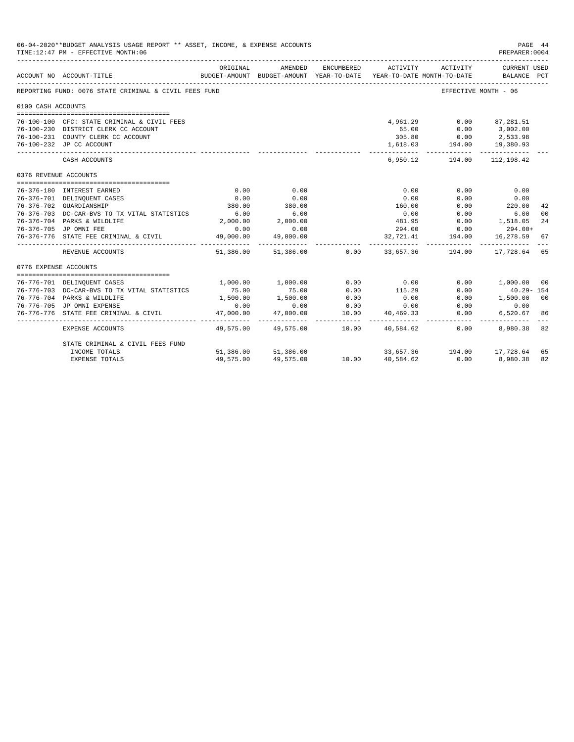06-04-2020**BUDGET ANALYSIS USAGE REPORT ** ASSET, INCOME, & EXPENSE ACCOUNTS
TIME:12:47 PM - EFFECTIVE MONTH:06
PREPARER:0004

| ACCOUNT NO | ACCOUNT-TITLE | ORIGINAL BUDGET-AMOUNT | AMENDED BUDGET-AMOUNT | ENCUMBERED YEAR-TO-DATE | ACTIVITY YEAR-TO-DATE | ACTIVITY MONTH-TO-DATE | CURRENT USED BALANCE | PCT |
|---|---|---|---|---|---|---|---|---|
| REPORTING FUND: 0076 STATE CRIMINAL & CIVIL FEES FUND | | | | | | EFFECTIVE MONTH - 06 | | |
| 0100 CASH ACCOUNTS | | | | | | | | |
| 76-100-100 | CFC: STATE CRIMINAL & CIVIL FEES | | | | 4,961.29 | 0.00 | 87,281.51 | |
| 76-100-230 | DISTRICT CLERK CC ACCOUNT | | | | 65.00 | 0.00 | 3,002.00 | |
| 76-100-231 | COUNTY CLERK CC ACCOUNT | | | | 305.80 | 0.00 | 2,533.98 | |
| 76-100-232 | JP CC ACCOUNT | | | | 1,618.03 | 194.00 | 19,380.93 | |
| | CASH ACCOUNTS | | | | 6,950.12 | 194.00 | 112,198.42 | |
| 0376 REVENUE ACCOUNTS | | | | | | | | |
| 76-376-180 | INTEREST EARNED | 0.00 | 0.00 | | 0.00 | 0.00 | 0.00 | |
| 76-376-701 | DELINQUENT CASES | 0.00 | 0.00 | | 0.00 | 0.00 | 0.00 | |
| 76-376-702 | GUARDIANSHIP | 380.00 | 380.00 | | 160.00 | 0.00 | 220.00 | 42 |
| 76-376-703 | DC-CAR-BVS TO TX VITAL STATISTICS | 6.00 | 6.00 | | 0.00 | 0.00 | 6.00 | 00 |
| 76-376-704 | PARKS & WILDLIFE | 2,000.00 | 2,000.00 | | 481.95 | 0.00 | 1,518.05 | 24 |
| 76-376-705 | JP OMNI FEE | 0.00 | 0.00 | | 294.00 | 0.00 | 294.00+ | |
| 76-376-776 | STATE FEE CRIMINAL & CIVIL | 49,000.00 | 49,000.00 | | 32,721.41 | 194.00 | 16,278.59 | 67 |
| | REVENUE ACCOUNTS | 51,386.00 | 51,386.00 | 0.00 | 33,657.36 | 194.00 | 17,728.64 | 65 |
| 0776 EXPENSE ACCOUNTS | | | | | | | | |
| 76-776-701 | DELINQUENT CASES | 1,000.00 | 1,000.00 | 0.00 | 0.00 | 0.00 | 1,000.00 | 00 |
| 76-776-703 | DC-CAR-BVS TO TX VITAL STATISTICS | 75.00 | 75.00 | 0.00 | 115.29 | 0.00 | 40.29- | 154 |
| 76-776-704 | PARKS & WILDLIFE | 1,500.00 | 1,500.00 | 0.00 | 0.00 | 0.00 | 1,500.00 | 00 |
| 76-776-705 | JP OMNI EXPENSE | 0.00 | 0.00 | 0.00 | 0.00 | 0.00 | 0.00 | |
| 76-776-776 | STATE FEE CRIMINAL & CIVIL | 47,000.00 | 47,000.00 | 10.00 | 40,469.33 | 0.00 | 6,520.67 | 86 |
| | EXPENSE ACCOUNTS | 49,575.00 | 49,575.00 | 10.00 | 40,584.62 | 0.00 | 8,980.38 | 82 |
| | STATE CRIMINAL & CIVIL FEES FUND | | | | | | | |
| | INCOME TOTALS | 51,386.00 | 51,386.00 | | 33,657.36 | 194.00 | 17,728.64 | 65 |
| | EXPENSE TOTALS | 49,575.00 | 49,575.00 | 10.00 | 40,584.62 | 0.00 | 8,980.38 | 82 |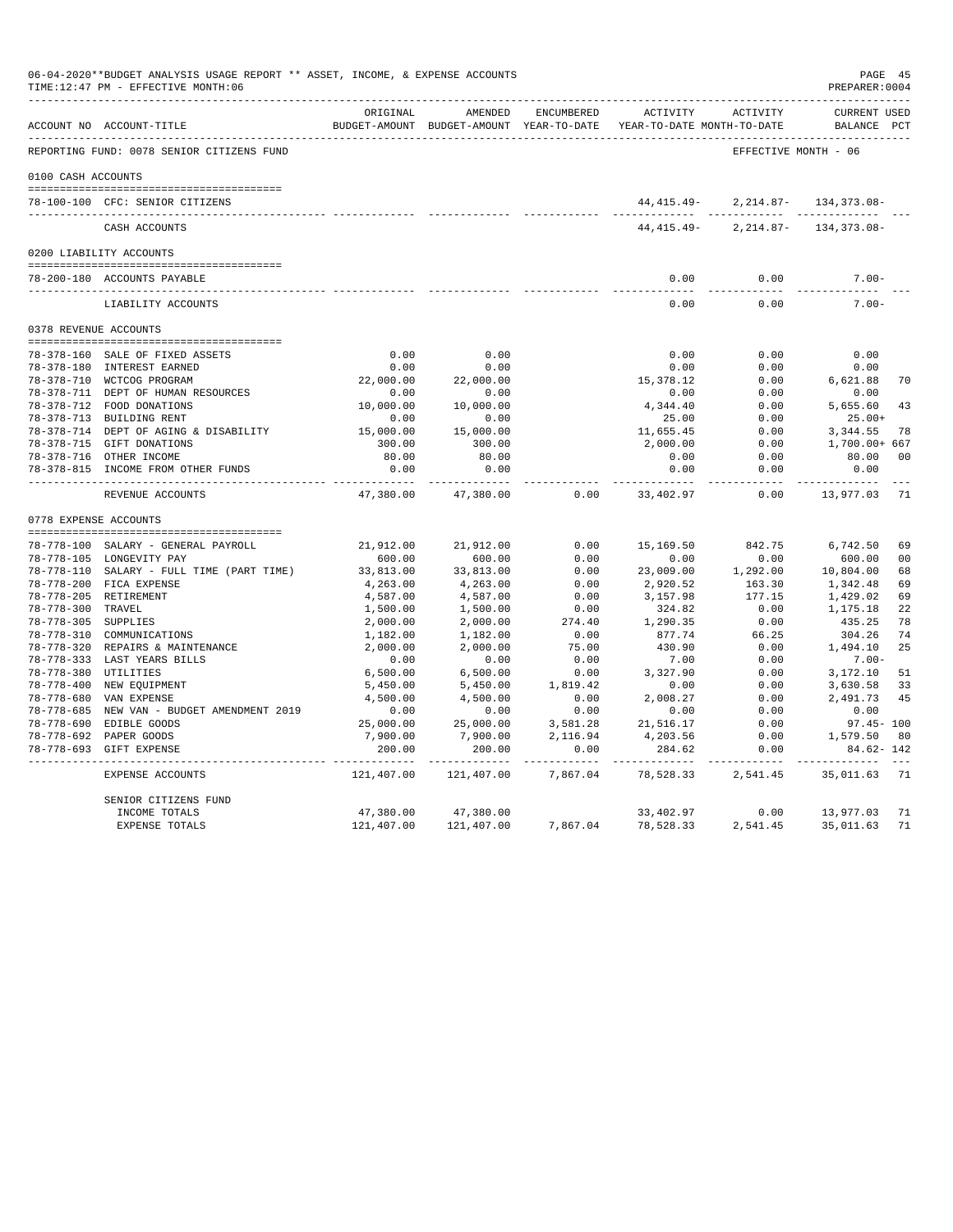06-04-2020**BUDGET ANALYSIS USAGE REPORT ** ASSET, INCOME, & EXPENSE ACCOUNTS
TIME:12:47 PM - EFFECTIVE MONTH:06

PREPARER:0004

REPORTING FUND: 0078 SENIOR CITIZENS FUND — EFFECTIVE MONTH - 06

| ACCOUNT NO | ACCOUNT-TITLE | ORIGINAL BUDGET-AMOUNT | AMENDED BUDGET-AMOUNT | ENCUMBERED YEAR-TO-DATE | ACTIVITY YEAR-TO-DATE | ACTIVITY MONTH-TO-DATE | CURRENT USED BALANCE | PCT |
|---|---|---|---|---|---|---|---|---|
| **0100 CASH ACCOUNTS** | | | | | | | | |
| 78-100-100 | CFC: SENIOR CITIZENS | | | | 44,415.49- | 2,214.87- | 134,373.08- | |
| | CASH ACCOUNTS | | | | 44,415.49- | 2,214.87- | 134,373.08- | |
| **0200 LIABILITY ACCOUNTS** | | | | | | | | |
| 78-200-180 | ACCOUNTS PAYABLE | | | | 0.00 | 0.00 | 7.00- | |
| | LIABILITY ACCOUNTS | | | | 0.00 | 0.00 | 7.00- | |
| **0378 REVENUE ACCOUNTS** | | | | | | | | |
| 78-378-160 | SALE OF FIXED ASSETS | 0.00 | 0.00 | | 0.00 | 0.00 | 0.00 | |
| 78-378-180 | INTEREST EARNED | 0.00 | 0.00 | | 0.00 | 0.00 | 0.00 | |
| 78-378-710 | WCTCOG PROGRAM | 22,000.00 | 22,000.00 | | 15,378.12 | 0.00 | 6,621.88 | 70 |
| 78-378-711 | DEPT OF HUMAN RESOURCES | 0.00 | 0.00 | | 0.00 | 0.00 | 0.00 | |
| 78-378-712 | FOOD DONATIONS | 10,000.00 | 10,000.00 | | 4,344.40 | 0.00 | 5,655.60 | 43 |
| 78-378-713 | BUILDING RENT | 0.00 | 0.00 | | 25.00 | 0.00 | 25.00+ | |
| 78-378-714 | DEPT OF AGING & DISABILITY | 15,000.00 | 15,000.00 | | 11,655.45 | 0.00 | 3,344.55 | 78 |
| 78-378-715 | GIFT DONATIONS | 300.00 | 300.00 | | 2,000.00 | 0.00 | 1,700.00+ | 667 |
| 78-378-716 | OTHER INCOME | 80.00 | 80.00 | | 0.00 | 0.00 | 80.00 | 00 |
| 78-378-815 | INCOME FROM OTHER FUNDS | 0.00 | 0.00 | | 0.00 | 0.00 | 0.00 | |
| | REVENUE ACCOUNTS | 47,380.00 | 47,380.00 | 0.00 | 33,402.97 | 0.00 | 13,977.03 | 71 |
| **0778 EXPENSE ACCOUNTS** | | | | | | | | |
| 78-778-100 | SALARY - GENERAL PAYROLL | 21,912.00 | 21,912.00 | 0.00 | 15,169.50 | 842.75 | 6,742.50 | 69 |
| 78-778-105 | LONGEVITY PAY | 600.00 | 600.00 | 0.00 | 0.00 | 0.00 | 600.00 | 00 |
| 78-778-110 | SALARY - FULL TIME (PART TIME) | 33,813.00 | 33,813.00 | 0.00 | 23,009.00 | 1,292.00 | 10,804.00 | 68 |
| 78-778-200 | FICA EXPENSE | 4,263.00 | 4,263.00 | 0.00 | 2,920.52 | 163.30 | 1,342.48 | 69 |
| 78-778-205 | RETIREMENT | 4,587.00 | 4,587.00 | 0.00 | 3,157.98 | 177.15 | 1,429.02 | 69 |
| 78-778-300 | TRAVEL | 1,500.00 | 1,500.00 | 0.00 | 324.82 | 0.00 | 1,175.18 | 22 |
| 78-778-305 | SUPPLIES | 2,000.00 | 2,000.00 | 274.40 | 1,290.35 | 0.00 | 435.25 | 78 |
| 78-778-310 | COMMUNICATIONS | 1,182.00 | 1,182.00 | 0.00 | 877.74 | 66.25 | 304.26 | 74 |
| 78-778-320 | REPAIRS & MAINTENANCE | 2,000.00 | 2,000.00 | 75.00 | 430.90 | 0.00 | 1,494.10 | 25 |
| 78-778-333 | LAST YEARS BILLS | 0.00 | 0.00 | 0.00 | 7.00 | 0.00 | 7.00- | |
| 78-778-380 | UTILITIES | 6,500.00 | 6,500.00 | 0.00 | 3,327.90 | 0.00 | 3,172.10 | 51 |
| 78-778-400 | NEW EQUIPMENT | 5,450.00 | 5,450.00 | 1,819.42 | 0.00 | 0.00 | 3,630.58 | 33 |
| 78-778-680 | VAN EXPENSE | 4,500.00 | 4,500.00 | 0.00 | 2,008.27 | 0.00 | 2,491.73 | 45 |
| 78-778-685 | NEW VAN - BUDGET AMENDMENT 2019 | 0.00 | 0.00 | 0.00 | 0.00 | 0.00 | 0.00 | |
| 78-778-690 | EDIBLE GOODS | 25,000.00 | 25,000.00 | 3,581.28 | 21,516.17 | 0.00 | 97.45- | 100 |
| 78-778-692 | PAPER GOODS | 7,900.00 | 7,900.00 | 2,116.94 | 4,203.56 | 0.00 | 1,579.50 | 80 |
| 78-778-693 | GIFT EXPENSE | 200.00 | 200.00 | 0.00 | 284.62 | 0.00 | 84.62- | 142 |
| | EXPENSE ACCOUNTS | 121,407.00 | 121,407.00 | 7,867.04 | 78,528.33 | 2,541.45 | 35,011.63 | 71 |
| | SENIOR CITIZENS FUND | | | | | | | |
| | INCOME TOTALS | 47,380.00 | 47,380.00 | | 33,402.97 | 0.00 | 13,977.03 | 71 |
| | EXPENSE TOTALS | 121,407.00 | 121,407.00 | 7,867.04 | 78,528.33 | 2,541.45 | 35,011.63 | 71 |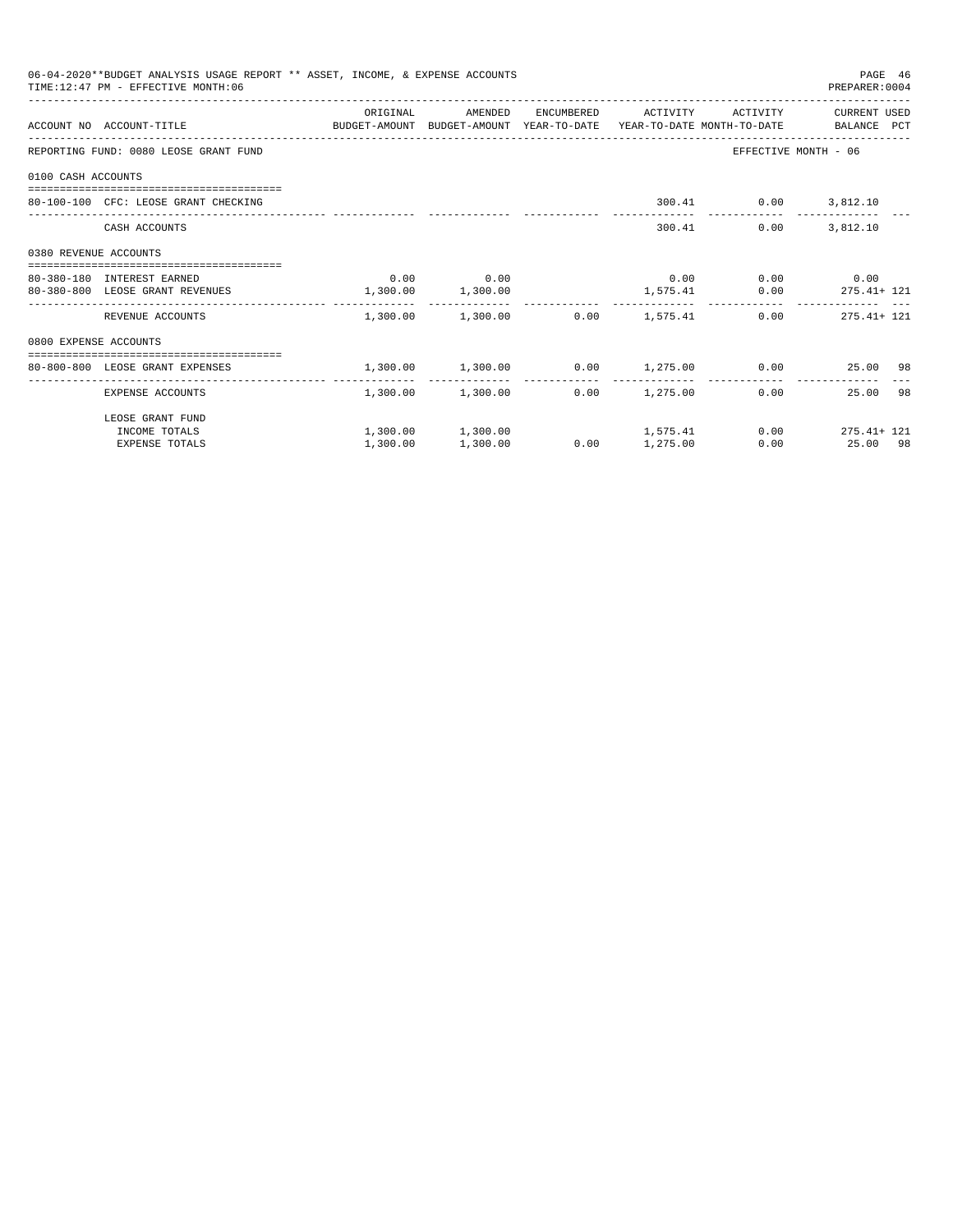06-04-2020**BUDGET ANALYSIS USAGE REPORT ** ASSET, INCOME, & EXPENSE ACCOUNTS
TIME:12:47 PM - EFFECTIVE MONTH:06
PREPARER:0004

| ACCOUNT NO | ACCOUNT-TITLE | ORIGINAL BUDGET-AMOUNT | AMENDED BUDGET-AMOUNT | ENCUMBERED YEAR-TO-DATE | ACTIVITY YEAR-TO-DATE | ACTIVITY MONTH-TO-DATE | CURRENT USED BALANCE | PCT |
|---|---|---|---|---|---|---|---|---|
| REPORTING FUND: 0080 LEOSE GRANT FUND | | | | | | EFFECTIVE MONTH - 06 | | |
| 0100 CASH ACCOUNTS | | | | | | | | |
| 80-100-100 | CFC: LEOSE GRANT CHECKING | | | | 300.41 | 0.00 | 3,812.10 | |
| | CASH ACCOUNTS | | | | 300.41 | 0.00 | 3,812.10 | |
| 0380 REVENUE ACCOUNTS | | | | | | | | |
| 80-380-180 | INTEREST EARNED | 0.00 | 0.00 | | 0.00 | 0.00 | 0.00 | |
| 80-380-800 | LEOSE GRANT REVENUES | 1,300.00 | 1,300.00 | | 1,575.41 | 0.00 | 275.41+ | 121 |
| | REVENUE ACCOUNTS | 1,300.00 | 1,300.00 | 0.00 | 1,575.41 | 0.00 | 275.41+ | 121 |
| 0800 EXPENSE ACCOUNTS | | | | | | | | |
| 80-800-800 | LEOSE GRANT EXPENSES | 1,300.00 | 1,300.00 | 0.00 | 1,275.00 | 0.00 | 25.00 | 98 |
| | EXPENSE ACCOUNTS | 1,300.00 | 1,300.00 | 0.00 | 1,275.00 | 0.00 | 25.00 | 98 |
| | LEOSE GRANT FUND | | | | | | | |
| | INCOME TOTALS | 1,300.00 | 1,300.00 | | 1,575.41 | 0.00 | 275.41+ | 121 |
| | EXPENSE TOTALS | 1,300.00 | 1,300.00 | 0.00 | 1,275.00 | 0.00 | 25.00 | 98 |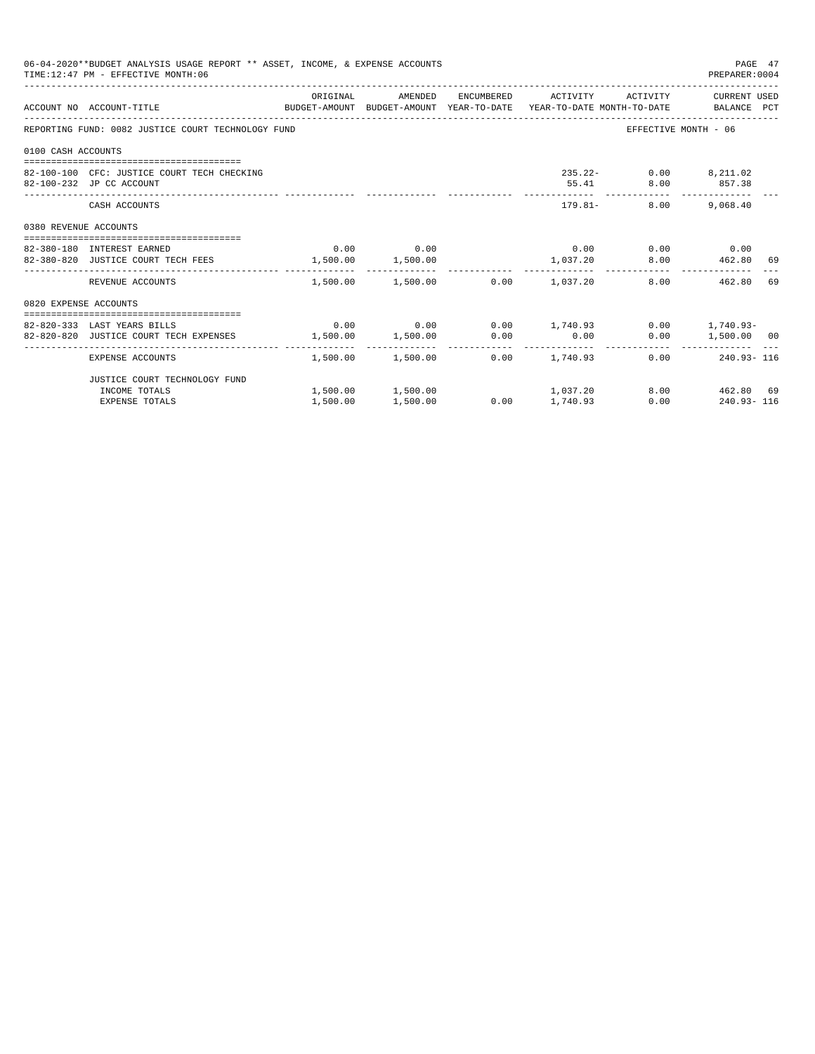06-04-2020**BUDGET ANALYSIS USAGE REPORT ** ASSET, INCOME, & EXPENSE ACCOUNTS
TIME:12:47 PM - EFFECTIVE MONTH:06

PREPARER:0004

| ACCOUNT NO | ACCOUNT-TITLE | ORIGINAL BUDGET-AMOUNT | AMENDED BUDGET-AMOUNT | ENCUMBERED YEAR-TO-DATE | ACTIVITY YEAR-TO-DATE | ACTIVITY MONTH-TO-DATE | CURRENT USED BALANCE | PCT |
|---|---|---|---|---|---|---|---|---|
| REPORTING FUND: 0082 JUSTICE COURT TECHNOLOGY FUND | | | | | | EFFECTIVE MONTH - 06 | | |
| 0100 CASH ACCOUNTS | | | | | | | | |
| 82-100-100 | CFC: JUSTICE COURT TECH CHECKING | | | | 235.22- | 0.00 | 8,211.02 | |
| 82-100-232 | JP CC ACCOUNT | | | | 55.41 | 8.00 | 857.38 | |
| | CASH ACCOUNTS | | | | 179.81- | 8.00 | 9,068.40 | |
| 0380 REVENUE ACCOUNTS | | | | | | | | |
| 82-380-180 | INTEREST EARNED | 0.00 | 0.00 | | 0.00 | 0.00 | 0.00 | |
| 82-380-820 | JUSTICE COURT TECH FEES | 1,500.00 | 1,500.00 | | 1,037.20 | 8.00 | 462.80 | 69 |
| | REVENUE ACCOUNTS | 1,500.00 | 1,500.00 | 0.00 | 1,037.20 | 8.00 | 462.80 | 69 |
| 0820 EXPENSE ACCOUNTS | | | | | | | | |
| 82-820-333 | LAST YEARS BILLS | 0.00 | 0.00 | 0.00 | 1,740.93 | 0.00 | 1,740.93- | |
| 82-820-820 | JUSTICE COURT TECH EXPENSES | 1,500.00 | 1,500.00 | 0.00 | 0.00 | 0.00 | 1,500.00 | 00 |
| | EXPENSE ACCOUNTS | 1,500.00 | 1,500.00 | 0.00 | 1,740.93 | 0.00 | 240.93- | 116 |
| | JUSTICE COURT TECHNOLOGY FUND | | | | | | | |
| | INCOME TOTALS | 1,500.00 | 1,500.00 | | 1,037.20 | 8.00 | 462.80 | 69 |
| | EXPENSE TOTALS | 1,500.00 | 1,500.00 | 0.00 | 1,740.93 | 0.00 | 240.93- | 116 |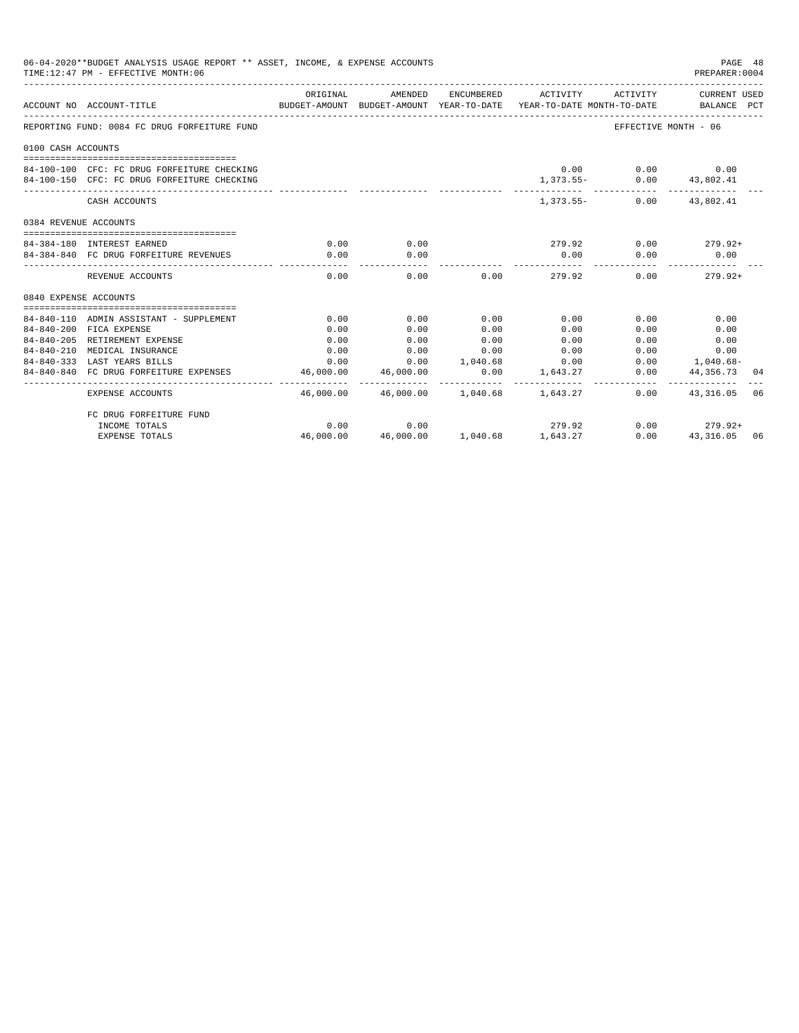06-04-2020**BUDGET ANALYSIS USAGE REPORT ** ASSET, INCOME, & EXPENSE ACCOUNTS
TIME:12:47 PM - EFFECTIVE MONTH:06

PREPARER:0004

| ACCOUNT NO | ACCOUNT-TITLE | ORIGINAL BUDGET-AMOUNT | AMENDED BUDGET-AMOUNT | ENCUMBERED YEAR-TO-DATE | ACTIVITY YEAR-TO-DATE | ACTIVITY MONTH-TO-DATE | CURRENT USED BALANCE | PCT |
|---|---|---|---|---|---|---|---|---|
| REPORTING FUND: 0084 FC DRUG FORFEITURE FUND | | | | | | | EFFECTIVE MONTH - 06 | |
| 0100 CASH ACCOUNTS | | | | | | | | |
| 84-100-100 | CFC: FC DRUG FORFEITURE CHECKING | | | | 0.00 | 0.00 | 0.00 | |
| 84-100-150 | CFC: FC DRUG FORFEITURE CHECKING | | | | 1,373.55- | 0.00 | 43,802.41 | |
| | CASH ACCOUNTS | | | | 1,373.55- | 0.00 | 43,802.41 | |
| 0384 REVENUE ACCOUNTS | | | | | | | | |
| 84-384-180 | INTEREST EARNED | 0.00 | 0.00 | | 279.92 | 0.00 | 279.92+ | |
| 84-384-840 | FC DRUG FORFEITURE REVENUES | 0.00 | 0.00 | | 0.00 | 0.00 | 0.00 | |
| | REVENUE ACCOUNTS | 0.00 | 0.00 | 0.00 | 279.92 | 0.00 | 279.92+ | |
| 0840 EXPENSE ACCOUNTS | | | | | | | | |
| 84-840-110 | ADMIN ASSISTANT - SUPPLEMENT | 0.00 | 0.00 | 0.00 | 0.00 | 0.00 | 0.00 | |
| 84-840-200 | FICA EXPENSE | 0.00 | 0.00 | 0.00 | 0.00 | 0.00 | 0.00 | |
| 84-840-205 | RETIREMENT EXPENSE | 0.00 | 0.00 | 0.00 | 0.00 | 0.00 | 0.00 | |
| 84-840-210 | MEDICAL INSURANCE | 0.00 | 0.00 | 0.00 | 0.00 | 0.00 | 0.00 | |
| 84-840-333 | LAST YEARS BILLS | 0.00 | 0.00 | 1,040.68 | 0.00 | 0.00 | 1,040.68- | |
| 84-840-840 | FC DRUG FORFEITURE EXPENSES | 46,000.00 | 46,000.00 | 0.00 | 1,643.27 | 0.00 | 44,356.73 | 04 |
| | EXPENSE ACCOUNTS | 46,000.00 | 46,000.00 | 1,040.68 | 1,643.27 | 0.00 | 43,316.05 | 06 |
| | FC DRUG FORFEITURE FUND | | | | | | | |
| | INCOME TOTALS | 0.00 | 0.00 | | 279.92 | 0.00 | 279.92+ | |
| | EXPENSE TOTALS | 46,000.00 | 46,000.00 | 1,040.68 | 1,643.27 | 0.00 | 43,316.05 | 06 |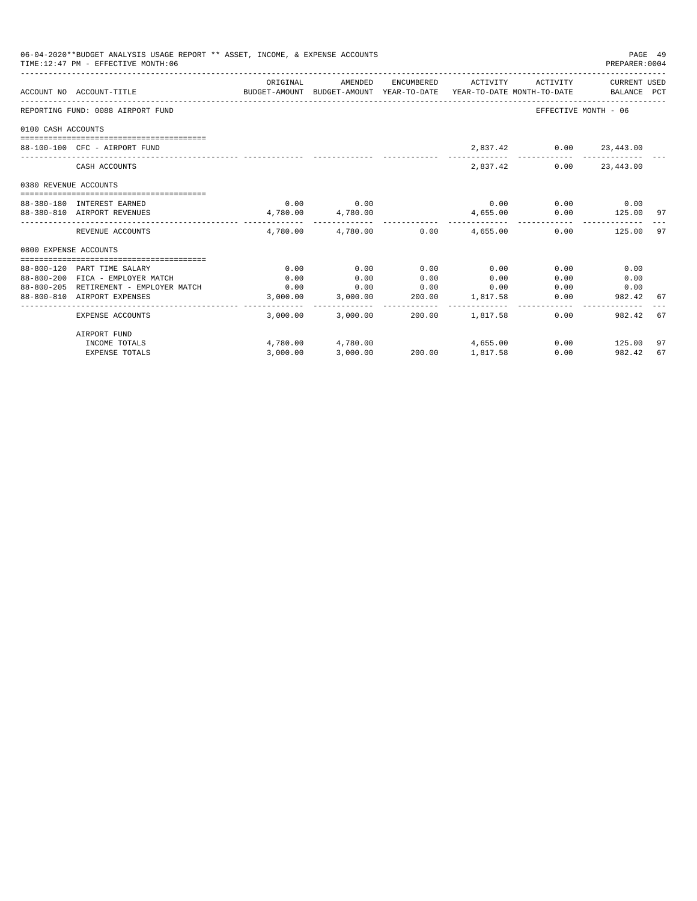06-04-2020**BUDGET ANALYSIS USAGE REPORT ** ASSET, INCOME, & EXPENSE ACCOUNTS

TIME:12:47 PM - EFFECTIVE MONTH:06

PREPARER:0004

| ACCOUNT NO | ACCOUNT-TITLE | ORIGINAL BUDGET-AMOUNT | AMENDED BUDGET-AMOUNT | ENCUMBERED YEAR-TO-DATE | ACTIVITY YEAR-TO-DATE | ACTIVITY MONTH-TO-DATE | CURRENT USED BALANCE | PCT |
|---|---|---|---|---|---|---|---|---|
| REPORTING FUND: 0088 AIRPORT FUND | | | | | | EFFECTIVE MONTH - 06 | | |
| 0100 CASH ACCOUNTS | | | | | | | | |
| 88-100-100 | CFC - AIRPORT FUND | | | | 2,837.42 | 0.00 | 23,443.00 | |
| | CASH ACCOUNTS | | | | 2,837.42 | 0.00 | 23,443.00 | |
| 0380 REVENUE ACCOUNTS | | | | | | | | |
| 88-380-180 | INTEREST EARNED | 0.00 | 0.00 | | 0.00 | 0.00 | 0.00 | |
| 88-380-810 | AIRPORT REVENUES | 4,780.00 | 4,780.00 | | 4,655.00 | 0.00 | 125.00 | 97 |
| | REVENUE ACCOUNTS | 4,780.00 | 4,780.00 | 0.00 | 4,655.00 | 0.00 | 125.00 | 97 |
| 0800 EXPENSE ACCOUNTS | | | | | | | | |
| 88-800-120 | PART TIME SALARY | 0.00 | 0.00 | 0.00 | 0.00 | 0.00 | 0.00 | |
| 88-800-200 | FICA - EMPLOYER MATCH | 0.00 | 0.00 | 0.00 | 0.00 | 0.00 | 0.00 | |
| 88-800-205 | RETIREMENT - EMPLOYER MATCH | 0.00 | 0.00 | 0.00 | 0.00 | 0.00 | 0.00 | |
| 88-800-810 | AIRPORT EXPENSES | 3,000.00 | 3,000.00 | 200.00 | 1,817.58 | 0.00 | 982.42 | 67 |
| | EXPENSE ACCOUNTS | 3,000.00 | 3,000.00 | 200.00 | 1,817.58 | 0.00 | 982.42 | 67 |
| | AIRPORT FUND | | | | | | | |
| | INCOME TOTALS | 4,780.00 | 4,780.00 | | 4,655.00 | 0.00 | 125.00 | 97 |
| | EXPENSE TOTALS | 3,000.00 | 3,000.00 | 200.00 | 1,817.58 | 0.00 | 982.42 | 67 |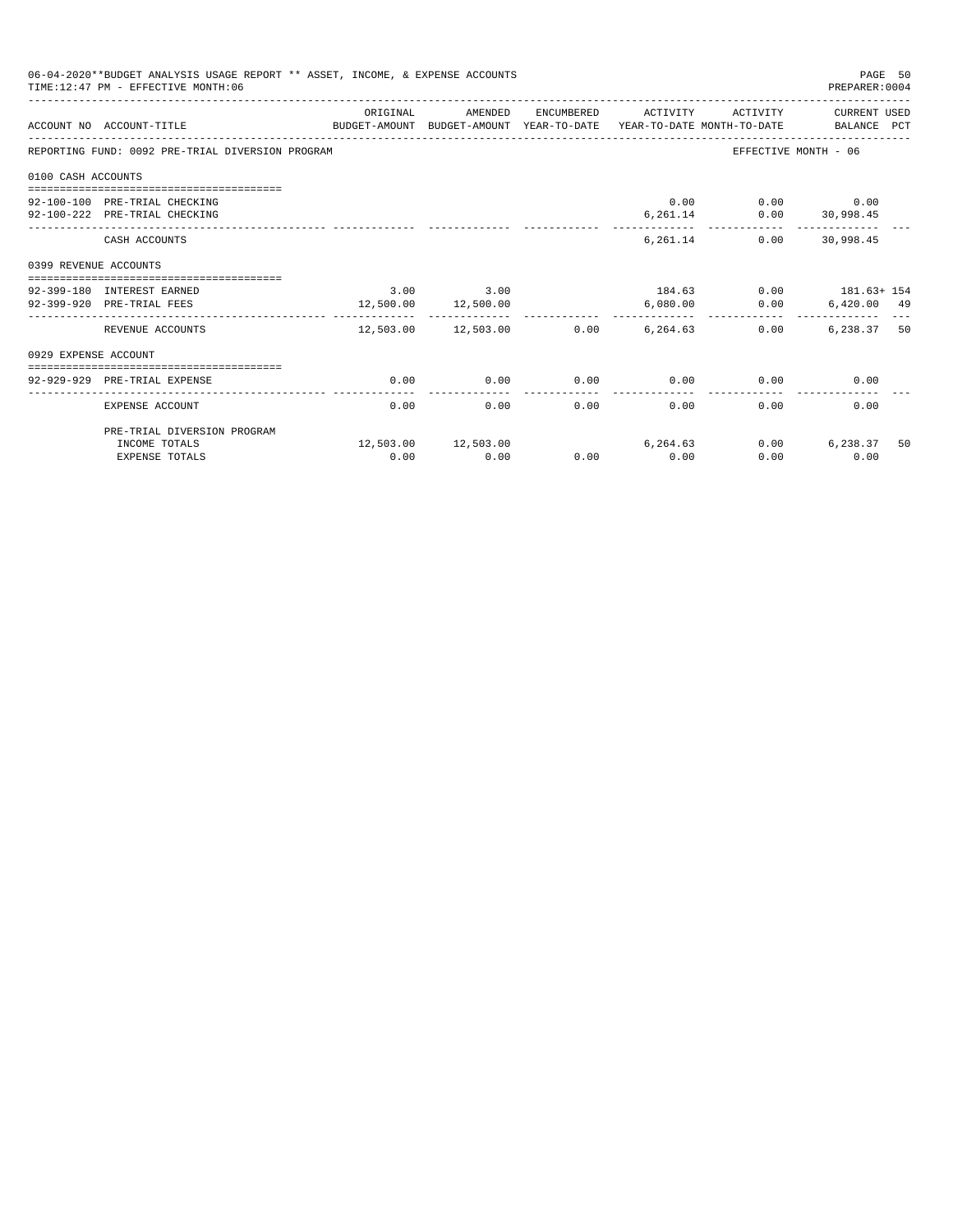06-04-2020**BUDGET ANALYSIS USAGE REPORT ** ASSET, INCOME, & EXPENSE ACCOUNTS
TIME:12:47 PM - EFFECTIVE MONTH:06
PREPARER:0004

REPORTING FUND: 0092 PRE-TRIAL DIVERSION PROGRAM — EFFECTIVE MONTH - 06

| ACCOUNT NO | ACCOUNT-TITLE | ORIGINAL BUDGET-AMOUNT | AMENDED BUDGET-AMOUNT | ENCUMBERED YEAR-TO-DATE | ACTIVITY YEAR-TO-DATE | ACTIVITY MONTH-TO-DATE | CURRENT USED BALANCE | PCT |
|---|---|---|---|---|---|---|---|---|
| **0100 CASH ACCOUNTS** | | | | | | | | |
| 92-100-100 | PRE-TRIAL CHECKING | | | | 0.00 | 0.00 | 0.00 | |
| 92-100-222 | PRE-TRIAL CHECKING | | | | 6,261.14 | 0.00 | 30,998.45 | |
| | CASH ACCOUNTS | | | | 6,261.14 | 0.00 | 30,998.45 | |
| **0399 REVENUE ACCOUNTS** | | | | | | | | |
| 92-399-180 | INTEREST EARNED | 3.00 | 3.00 | | 184.63 | 0.00 | 181.63+ | 154 |
| 92-399-920 | PRE-TRIAL FEES | 12,500.00 | 12,500.00 | | 6,080.00 | 0.00 | 6,420.00 | 49 |
| | REVENUE ACCOUNTS | 12,503.00 | 12,503.00 | 0.00 | 6,264.63 | 0.00 | 6,238.37 | 50 |
| **0929 EXPENSE ACCOUNT** | | | | | | | | |
| 92-929-929 | PRE-TRIAL EXPENSE | 0.00 | 0.00 | 0.00 | 0.00 | 0.00 | 0.00 | |
| | EXPENSE ACCOUNT | 0.00 | 0.00 | 0.00 | 0.00 | 0.00 | 0.00 | |
| | PRE-TRIAL DIVERSION PROGRAM | | | | | | | |
| | INCOME TOTALS | 12,503.00 | 12,503.00 | | 6,264.63 | 0.00 | 6,238.37 | 50 |
| | EXPENSE TOTALS | 0.00 | 0.00 | 0.00 | 0.00 | 0.00 | 0.00 | |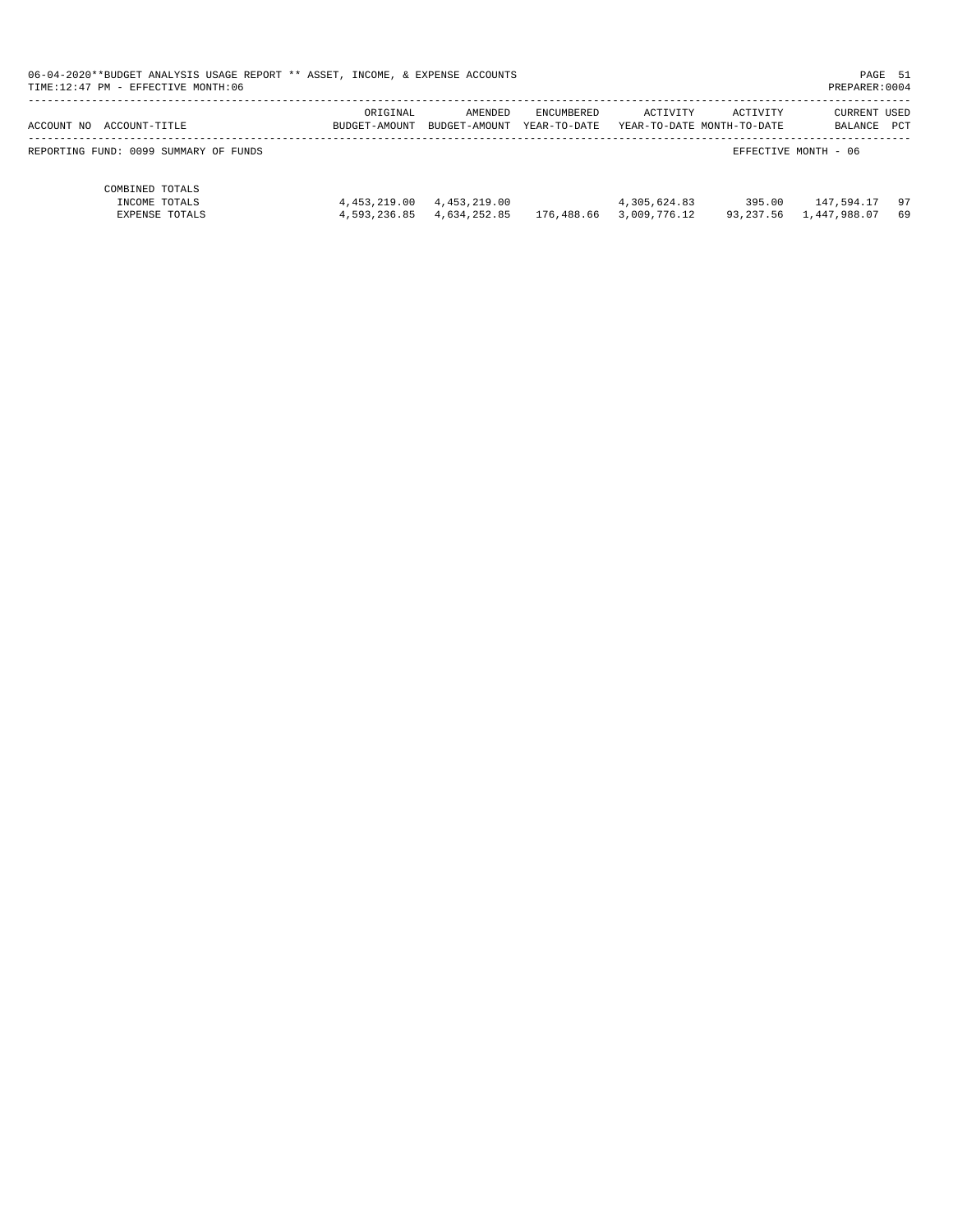| ACCOUNT NO ACCOUNT-TITLE | ORIGINAL BUDGET-AMOUNT | AMENDED BUDGET-AMOUNT | ENCUMBERED YEAR-TO-DATE | ACTIVITY YEAR-TO-DATE | ACTIVITY MONTH-TO-DATE | CURRENT BALANCE | USED PCT |
|---|---|---|---|---|---|---|---|
| REPORTING FUND: 0099 SUMMARY OF FUNDS | | | | | EFFECTIVE MONTH - 06 | | |
| COMBINED TOTALS | | | | | | | |
| INCOME TOTALS | 4,453,219.00 | 4,453,219.00 | | 4,305,624.83 | 395.00 | 147,594.17 | 97 |
| EXPENSE TOTALS | 4,593,236.85 | 4,634,252.85 | 176,488.66 | 3,009,776.12 | 93,237.56 | 1,447,988.07 | 69 |